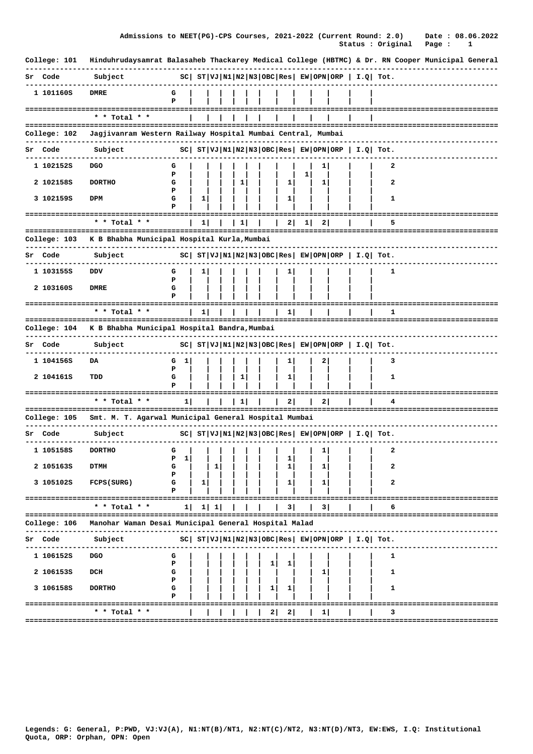Admissions to NEET(PG)-CPS Courses, 2021-2022 (Current Round: 2.0) Date : 08.06.2022
Status : Original

**College: 101** Hinduhrudaysamrat Balasaheb Thackarey Medical College (HBTMC) & Dr. RN Cooper Municipal General

| Sr | Code | Subject | | SC | ST | VJ | N1 | N2 | N3 | OBC | Res | EW | OPN | ORP | I.Q | Tot. |
|---|---|---|---|---|---|---|---|---|---|---|---|---|---|---|---|---|
| 1 | 101160S | DMRE | G | | | | | | | | | | | | | |
| | | | P | | | | | | | | | | | | | |
| | | * * Total * * | | | | | | | | | | | | | | |

**College: 102** Jagjivanram Western Railway Hospital Mumbai Central, Mumbai

| Sr | Code | Subject | | SC | ST | VJ | N1 | N2 | N3 | OBC | Res | EW | OPN | ORP | I.Q | Tot. |
|---|---|---|---|---|---|---|---|---|---|---|---|---|---|---|---|---|
| 1 | 102152S | DGO | G | | | | | | | | | | 1 | | | 2 |
| | | | P | | | | | | | | | 1 | | | | |
| 2 | 102158S | DORTHO | G | | | | | 1 | | | 1 | | 1 | | | 2 |
| | | | P | | | | | | | | | | | | | |
| 3 | 102159S | DPM | G | | 1 | | | | | | 1 | | | | | 1 |
| | | | P | | | | | | | | | | | | | |
| | | * * Total * * | | | 1 | | | 1 | | | 2 | 1 | 2 | | | 5 |

**College: 103** K B Bhabha Municipal Hospital Kurla, Mumbai

| Sr | Code | Subject | | SC | ST | VJ | N1 | N2 | N3 | OBC | Res | EW | OPN | ORP | I.Q | Tot. |
|---|---|---|---|---|---|---|---|---|---|---|---|---|---|---|---|---|
| 1 | 103155S | DDV | G | | 1 | | | | | | 1 | | | | | 1 |
| | | | P | | | | | | | | | | | | | |
| 2 | 103160S | DMRE | G | | | | | | | | | | | | | |
| | | | P | | | | | | | | | | | | | |
| | | * * Total * * | | | 1 | | | | | | 1 | | | | | 1 |

**College: 104** K B Bhabha Municipal Hospital Bandra, Mumbai

| Sr | Code | Subject | | SC | ST | VJ | N1 | N2 | N3 | OBC | Res | EW | OPN | ORP | I.Q | Tot. |
|---|---|---|---|---|---|---|---|---|---|---|---|---|---|---|---|---|
| 1 | 104156S | DA | G | 1 | | | | | | | 1 | | 2 | | | 3 |
| | | | P | | | | | | | | | | | | | |
| 2 | 104161S | TDD | G | | | | | 1 | | | 1 | | | | | 1 |
| | | | P | | | | | | | | | | | | | |
| | | * * Total * * | | 1 | | | | 1 | | | 2 | | 2 | | | 4 |

**College: 105** Smt. M. T. Agarwal Municipal General Hospital Mumbai

| Sr | Code | Subject | | SC | ST | VJ | N1 | N2 | N3 | OBC | Res | EW | OPN | ORP | I.Q | Tot. |
|---|---|---|---|---|---|---|---|---|---|---|---|---|---|---|---|---|
| 1 | 105158S | DORTHO | G | | | | | | | | | | 1 | | | 2 |
| | | | P | 1 | | | | | | | 1 | | | | | |
| 2 | 105163S | DTMH | G | | | 1 | | | | | 1 | | 1 | | | 2 |
| | | | P | | | | | | | | | | | | | |
| 3 | 105102S | FCPS(SURG) | G | | 1 | | | | | | 1 | | 1 | | | 2 |
| | | | P | | | | | | | | | | | | | |
| | | * * Total * * | | 1 | 1 | 1 | | | | | 3 | | 3 | | | 6 |

**College: 106** Manohar Waman Desai Municipal General Hospital Malad

| Sr | Code | Subject | | SC | ST | VJ | N1 | N2 | N3 | OBC | Res | EW | OPN | ORP | I.Q | Tot. |
|---|---|---|---|---|---|---|---|---|---|---|---|---|---|---|---|---|
| 1 | 106152S | DGO | G | | | | | | | | | | | | | 1 |
| | | | P | | | | | | | 1 | 1 | | | | | |
| 2 | 106153S | DCH | G | | | | | | | | | | 1 | | | 1 |
| | | | P | | | | | | | | | | | | | |
| 3 | 106158S | DORTHO | G | | | | | | | 1 | 1 | | | | | 1 |
| | | | P | | | | | | | | | | | | | |
| | | * * Total * * | | | | | | | | 2 | 2 | | 1 | | | 3 |

Legends: G: General, P:PWD, VJ:VJ(A), N1:NT(B)/NT1, N2:NT(C)/NT2, N3:NT(D)/NT3, EW:EWS, I.Q: Institutional Quota, ORP: Orphan, OPN: Open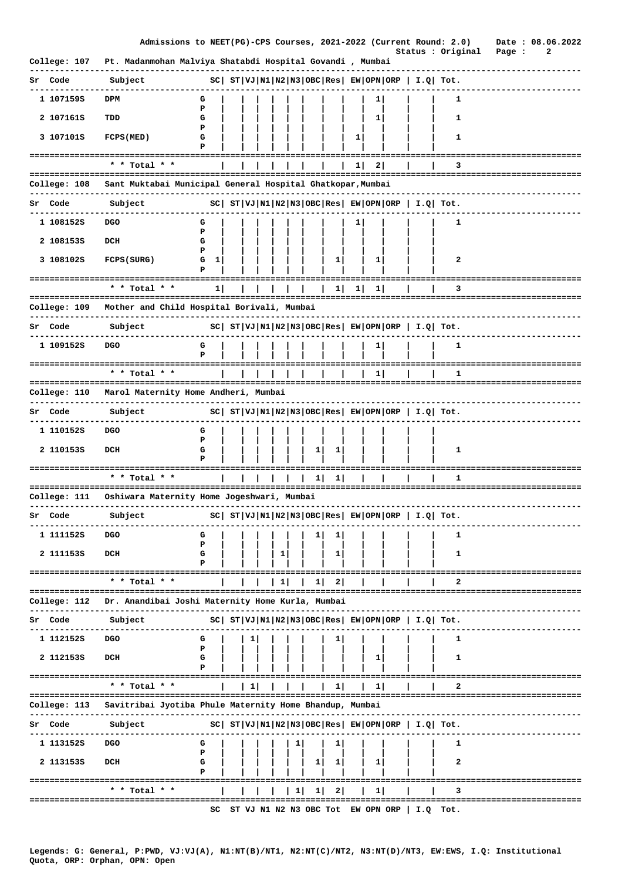Admissions to NEET(PG)-CPS Courses, 2021-2022 (Current Round: 2.0) Date : 08.06.2022
Status : Original

**College: 107 Pt. Madanmohan Malviya Shatabdi Hospital Govandi , Mumbai**

| Sr | Code | Subject | | SC | ST | VJ | N1 | N2 | N3 | OBC | Res | EW | OPN | ORP | I.Q | Tot. |
|---|---|---|---|---|---|---|---|---|---|---|---|---|---|---|---|---|
| 1 | 107159S | DPM | G | | | | | | | | | | 1 | | | 1 |
| | | | P | | | | | | | | | | | | | |
| 2 | 107161S | TDD | G | | | | | | | | | | 1 | | | 1 |
| | | | P | | | | | | | | | | | | | |
| 3 | 107101S | FCPS(MED) | G | | | | | | | | | 1 | | | | 1 |
| | | | P | | | | | | | | | | | | | |
| | | * * Total * * | | | | | | | | | | 1 | 2 | | | 3 |

**College: 108 Sant Muktabai Municipal General Hospital Ghatkopar,Mumbai**

| Sr | Code | Subject | | SC | ST | VJ | N1 | N2 | N3 | OBC | Res | EW | OPN | ORP | I.Q | Tot. |
|---|---|---|---|---|---|---|---|---|---|---|---|---|---|---|---|---|
| 1 | 108152S | DGO | G | | | | | | | | | 1 | | | | 1 |
| | | | P | | | | | | | | | | | | | |
| 2 | 108153S | DCH | G | | | | | | | | | | | | | |
| | | | P | | | | | | | | | | | | | |
| 3 | 108102S | FCPS(SURG) | G | 1 | | | | | | | 1 | | 1 | | | 2 |
| | | | P | | | | | | | | | | | | | |
| | | * * Total * * | | 1 | | | | | | | 1 | 1 | 1 | | | 3 |

**College: 109 Mother and Child Hospital Borivali, Mumbai**

| Sr | Code | Subject | | SC | ST | VJ | N1 | N2 | N3 | OBC | Res | EW | OPN | ORP | I.Q | Tot. |
|---|---|---|---|---|---|---|---|---|---|---|---|---|---|---|---|---|
| 1 | 109152S | DGO | G | | | | | | | | | | 1 | | | 1 |
| | | | P | | | | | | | | | | | | | |
| | | * * Total * * | | | | | | | | | | | 1 | | | 1 |

**College: 110 Marol Maternity Home Andheri, Mumbai**

| Sr | Code | Subject | | SC | ST | VJ | N1 | N2 | N3 | OBC | Res | EW | OPN | ORP | I.Q | Tot. |
|---|---|---|---|---|---|---|---|---|---|---|---|---|---|---|---|---|
| 1 | 110152S | DGO | G | | | | | | | | | | | | | |
| | | | P | | | | | | | | | | | | | |
| 2 | 110153S | DCH | G | | | | | | | 1 | 1 | | | | | 1 |
| | | | P | | | | | | | | | | | | | |
| | | * * Total * * | | | | | | | | 1 | 1 | | | | | 1 |

**College: 111 Oshiwara Maternity Home Jogeshwari, Mumbai**

| Sr | Code | Subject | | SC | ST | VJ | N1 | N2 | N3 | OBC | Res | EW | OPN | ORP | I.Q | Tot. |
|---|---|---|---|---|---|---|---|---|---|---|---|---|---|---|---|---|
| 1 | 111152S | DGO | G | | | | | | | 1 | 1 | | | | | 1 |
| | | | P | | | | | | | | | | | | | |
| 2 | 111153S | DCH | G | | | | | 1 | | | 1 | | | | | 1 |
| | | | P | | | | | | | | | | | | | |
| | | * * Total * * | | | | | | 1 | | 1 | 2 | | | | | 2 |

**College: 112 Dr. Anandibai Joshi Maternity Home Kurla, Mumbai**

| Sr | Code | Subject | | SC | ST | VJ | N1 | N2 | N3 | OBC | Res | EW | OPN | ORP | I.Q | Tot. |
|---|---|---|---|---|---|---|---|---|---|---|---|---|---|---|---|---|
| 1 | 112152S | DGO | G | | | 1 | | | | | 1 | | | | | 1 |
| | | | P | | | | | | | | | | | | | |
| 2 | 112153S | DCH | G | | | | | | | | | | 1 | | | 1 |
| | | | P | | | | | | | | | | | | | |
| | | * * Total * * | | | | 1 | | | | | 1 | | 1 | | | 2 |

**College: 113 Savitribai Jyotiba Phule Maternity Home Bhandup, Mumbai**

| Sr | Code | Subject | | SC | ST | VJ | N1 | N2 | N3 | OBC | Res | EW | OPN | ORP | I.Q | Tot. |
|---|---|---|---|---|---|---|---|---|---|---|---|---|---|---|---|---|
| 1 | 113152S | DGO | G | | | | | | 1 | | 1 | | | | | 1 |
| | | | P | | | | | | | | | | | | | |
| 2 | 113153S | DCH | G | | | | | | | 1 | 1 | | 1 | | | 2 |
| | | | P | | | | | | | | | | | | | |
| | | * * Total * * | | | | | | | 1 | 1 | 2 | | 1 | | | 3 |

SC ST VJ N1 N2 N3 OBC Tot EW OPN ORP | I.Q Tot.

Legends: G: General, P:PWD, VJ:VJ(A), N1:NT(B)/NT1, N2:NT(C)/NT2, N3:NT(D)/NT3, EW:EWS, I.Q: Institutional Quota, ORP: Orphan, OPN: Open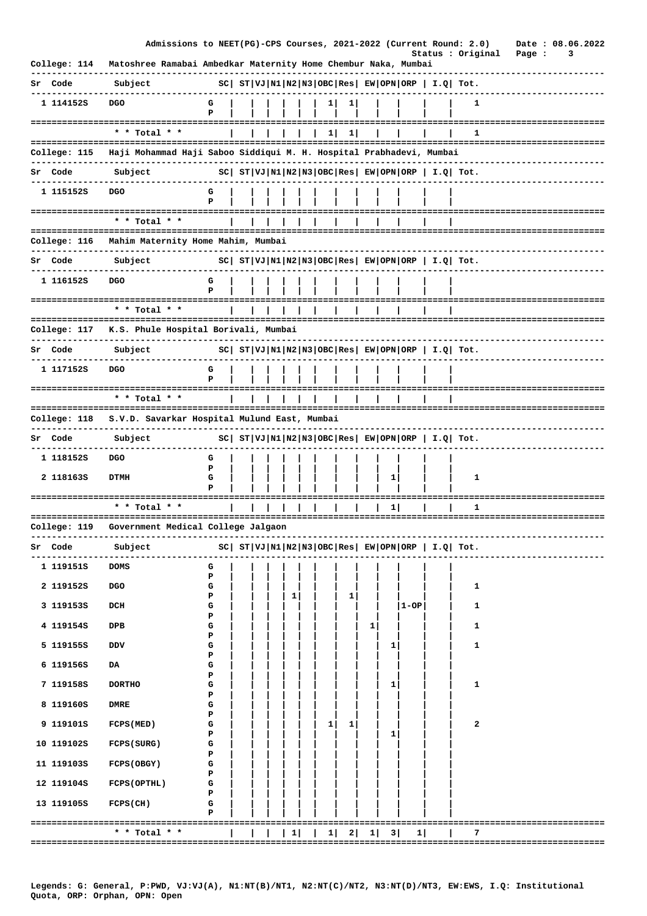Admissions to NEET(PG)-CPS Courses, 2021-2022 (Current Round: 2.0)  Date : 08.06.2022
Status : Original

**College: 114  Matoshree Ramabai Ambedkar Maternity Home Chembur Naka, Mumbai**

| Sr | Code | Subject | | SC | ST | VJ | N1 | N2 | N3 | OBC | Res | EW | OPN | ORP | I.Q | Tot. |
|---|---|---|---|---|---|---|---|---|---|---|---|---|---|---|---|---|
| 1 | 114152S | DGO | G | | | | | | | 1 | 1 | | | | | 1 |
| | | | P | | | | | | | | | | | | | |
| | | * * Total * * | | | | | | | | 1 | 1 | | | | | 1 |

**College: 115  Haji Mohammad Haji Saboo Siddiqui M. H. Hospital Prabhadevi, Mumbai**

| Sr | Code | Subject | | SC | ST | VJ | N1 | N2 | N3 | OBC | Res | EW | OPN | ORP | I.Q | Tot. |
|---|---|---|---|---|---|---|---|---|---|---|---|---|---|---|---|---|
| 1 | 115152S | DGO | G | | | | | | | | | | | | | |
| | | | P | | | | | | | | | | | | | |
| | | * * Total * * | | | | | | | | | | | | | | |

**College: 116  Mahim Maternity Home Mahim, Mumbai**

| Sr | Code | Subject | | SC | ST | VJ | N1 | N2 | N3 | OBC | Res | EW | OPN | ORP | I.Q | Tot. |
|---|---|---|---|---|---|---|---|---|---|---|---|---|---|---|---|---|
| 1 | 116152S | DGO | G | | | | | | | | | | | | | |
| | | | P | | | | | | | | | | | | | |
| | | * * Total * * | | | | | | | | | | | | | | |

**College: 117  K.S. Phule Hospital Borivali, Mumbai**

| Sr | Code | Subject | | SC | ST | VJ | N1 | N2 | N3 | OBC | Res | EW | OPN | ORP | I.Q | Tot. |
|---|---|---|---|---|---|---|---|---|---|---|---|---|---|---|---|---|
| 1 | 117152S | DGO | G | | | | | | | | | | | | | |
| | | | P | | | | | | | | | | | | | |
| | | * * Total * * | | | | | | | | | | | | | | |

**College: 118  S.V.D. Savarkar Hospital Mulund East, Mumbai**

| Sr | Code | Subject | | SC | ST | VJ | N1 | N2 | N3 | OBC | Res | EW | OPN | ORP | I.Q | Tot. |
|---|---|---|---|---|---|---|---|---|---|---|---|---|---|---|---|---|
| 1 | 118152S | DGO | G | | | | | | | | | | | | | |
| | | | P | | | | | | | | | | | | | |
| 2 | 118163S | DTMH | G | | | | | | | | | | 1 | | | 1 |
| | | | P | | | | | | | | | | | | | |
| | | * * Total * * | | | | | | | | | | | 1 | | | 1 |

**College: 119  Government Medical College Jalgaon**

| Sr | Code | Subject | | SC | ST | VJ | N1 | N2 | N3 | OBC | Res | EW | OPN | ORP | I.Q | Tot. |
|---|---|---|---|---|---|---|---|---|---|---|---|---|---|---|---|---|
| 1 | 119151S | DOMS | G | | | | | | | | | | | | | |
| | | | P | | | | | | | | | | | | | |
| 2 | 119152S | DGO | G | | | | | | | | | | | | | 1 |
| | | | P | | | | | 1 | | | 1 | | | | | |
| 3 | 119153S | DCH | G | | | | | | | | | | | 1-OP | | 1 |
| | | | P | | | | | | | | | | | | | |
| 4 | 119154S | DPB | G | | | | | | | | | 1 | | | | 1 |
| | | | P | | | | | | | | | | | | | |
| 5 | 119155S | DDV | G | | | | | | | | | | 1 | | | 1 |
| | | | P | | | | | | | | | | | | | |
| 6 | 119156S | DA | G | | | | | | | | | | | | | |
| | | | P | | | | | | | | | | | | | |
| 7 | 119158S | DORTHO | G | | | | | | | | | | 1 | | | 1 |
| | | | P | | | | | | | | | | | | | |
| 8 | 119160S | DMRE | G | | | | | | | | | | | | | |
| | | | P | | | | | | | | | | | | | |
| 9 | 119101S | FCPS(MED) | G | | | | | | | 1 | 1 | | | | | 2 |
| | | | P | | | | | | | | | | 1 | | | |
| 10 | 119102S | FCPS(SURG) | G | | | | | | | | | | | | | |
| | | | P | | | | | | | | | | | | | |
| 11 | 119103S | FCPS(OBGY) | G | | | | | | | | | | | | | |
| | | | P | | | | | | | | | | | | | |
| 12 | 119104S | FCPS(OPTHL) | G | | | | | | | | | | | | | |
| | | | P | | | | | | | | | | | | | |
| 13 | 119105S | FCPS(CH) | G | | | | | | | | | | | | | |
| | | | P | | | | | | | | | | | | | |
| | | * * Total * * | | | | | | 1 | | 1 | 2 | 1 | 3 | 1 | | 7 |

Legends: G: General, P:PWD, VJ:VJ(A), N1:NT(B)/NT1, N2:NT(C)/NT2, N3:NT(D)/NT3, EW:EWS, I.Q: Institutional Quota, ORP: Orphan, OPN: Open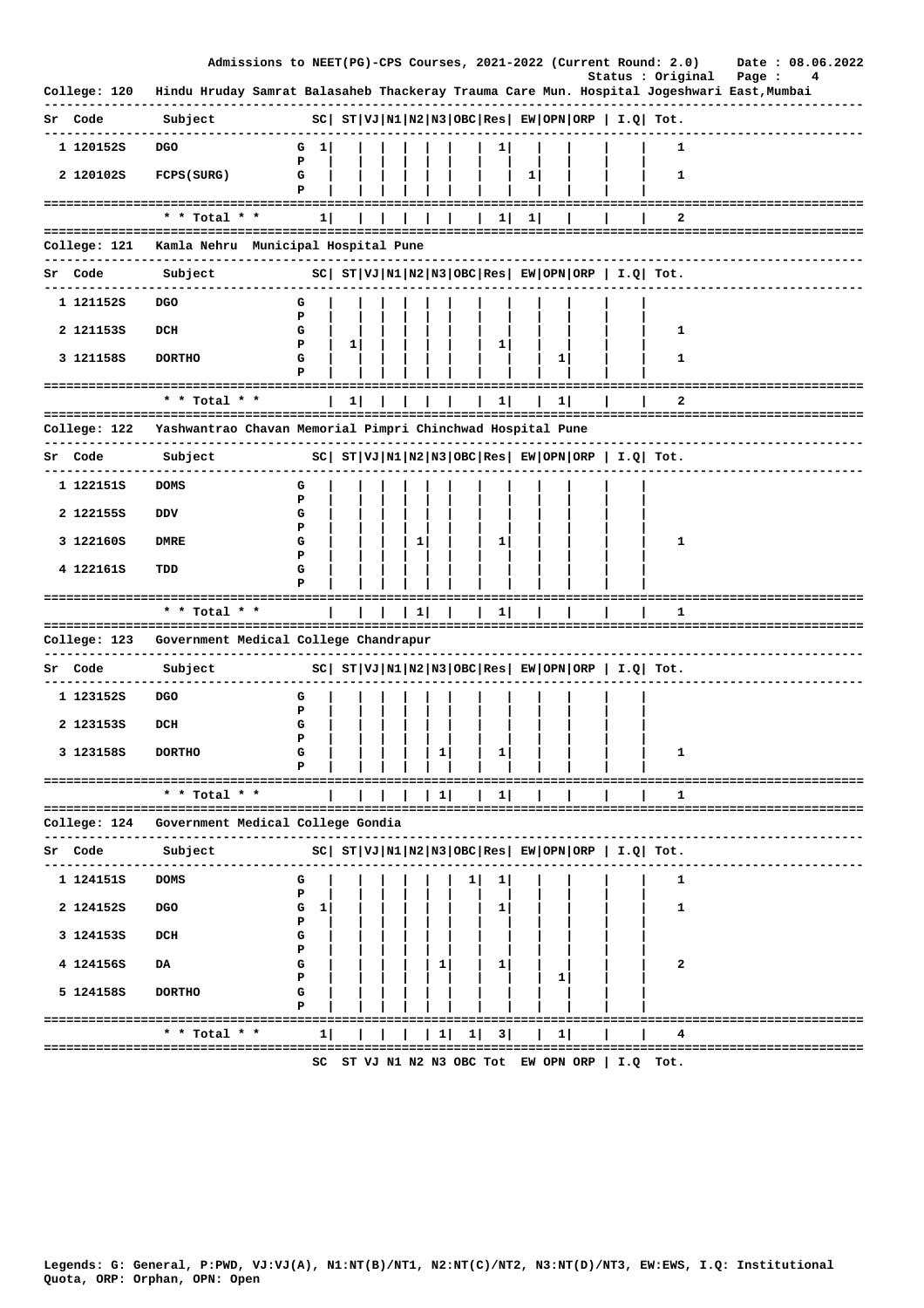Admissions to NEET(PG)-CPS Courses, 2021-2022 (Current Round: 2.0)  Date : 08.06.2022
Status : Original

**College: 120  Hindu Hruday Samrat Balasaheb Thackeray Trauma Care Mun. Hospital Jogeshwari East,Mumbai**

| Sr | Code | Subject | | SC | ST | VJ | N1 | N2 | N3 | OBC | Res | EW | OPN | ORP | I.Q | Tot. |
|---|---|---|---|---|---|---|---|---|---|---|---|---|---|---|---|---|
| 1 | 120152S | DGO | G | 1 | | | | | | | 1 | | | | | 1 |
| | | | P | | | | | | | | | | | | | |
| 2 | 120102S | FCPS(SURG) | G | | | | | | | | | 1 | | | | 1 |
| | | | P | | | | | | | | | | | | | |
| | | * * Total * * | | 1 | | | | | | | 1 | 1 | | | | 2 |

**College: 121  Kamla Nehru Municipal Hospital Pune**

| Sr | Code | Subject | | SC | ST | VJ | N1 | N2 | N3 | OBC | Res | EW | OPN | ORP | I.Q | Tot. |
|---|---|---|---|---|---|---|---|---|---|---|---|---|---|---|---|---|
| 1 | 121152S | DGO | G | | | | | | | | | | | | | |
| | | | P | | | | | | | | | | | | | |
| 2 | 121153S | DCH | G | | | | | | | | | | | | | 1 |
| | | | P | | 1 | | | | | | 1 | | | | | |
| 3 | 121158S | DORTHO | G | | | | | | | | | | 1 | | | 1 |
| | | | P | | | | | | | | | | | | | |
| | | * * Total * * | | | 1 | | | | | | 1 | | 1 | | | 2 |

**College: 122  Yashwantrao Chavan Memorial Pimpri Chinchwad Hospital Pune**

| Sr | Code | Subject | | SC | ST | VJ | N1 | N2 | N3 | OBC | Res | EW | OPN | ORP | I.Q | Tot. |
|---|---|---|---|---|---|---|---|---|---|---|---|---|---|---|---|---|
| 1 | 122151S | DOMS | G | | | | | | | | | | | | | |
| | | | P | | | | | | | | | | | | | |
| 2 | 122155S | DDV | G | | | | | | | | | | | | | |
| | | | P | | | | | | | | | | | | | |
| 3 | 122160S | DMRE | G | | | | | 1 | | | 1 | | | | | 1 |
| | | | P | | | | | | | | | | | | | |
| 4 | 122161S | TDD | G | | | | | | | | | | | | | |
| | | | P | | | | | | | | | | | | | |
| | | * * Total * * | | | | | | 1 | | | 1 | | | | | 1 |

**College: 123  Government Medical College Chandrapur**

| Sr | Code | Subject | | SC | ST | VJ | N1 | N2 | N3 | OBC | Res | EW | OPN | ORP | I.Q | Tot. |
|---|---|---|---|---|---|---|---|---|---|---|---|---|---|---|---|---|
| 1 | 123152S | DGO | G | | | | | | | | | | | | | |
| | | | P | | | | | | | | | | | | | |
| 2 | 123153S | DCH | G | | | | | | | | | | | | | |
| | | | P | | | | | | | | | | | | | |
| 3 | 123158S | DORTHO | G | | | | | | 1 | | 1 | | | | | 1 |
| | | | P | | | | | | | | | | | | | |
| | | * * Total * * | | | | | | | 1 | | 1 | | | | | 1 |

**College: 124  Government Medical College Gondia**

| Sr | Code | Subject | | SC | ST | VJ | N1 | N2 | N3 | OBC | Res | EW | OPN | ORP | I.Q | Tot. |
|---|---|---|---|---|---|---|---|---|---|---|---|---|---|---|---|---|
| 1 | 124151S | DOMS | G | | | | | | | 1 | 1 | | | | | 1 |
| | | | P | | | | | | | | | | | | | |
| 2 | 124152S | DGO | G | 1 | | | | | | | 1 | | | | | 1 |
| | | | P | | | | | | | | | | | | | |
| 3 | 124153S | DCH | G | | | | | | | | | | | | | |
| | | | P | | | | | | | | | | | | | |
| 4 | 124156S | DA | G | | | | | | 1 | | 1 | | | | | 2 |
| | | | P | | | | | | | | | | 1 | | | |
| 5 | 124158S | DORTHO | G | | | | | | | | | | | | | |
| | | | P | | | | | | | | | | | | | |
| | | * * Total * * | | 1 | | | | | 1 | 1 | 3 | | 1 | | | 4 |

SC ST VJ N1 N2 N3 OBC Tot EW OPN ORP | I.Q Tot.

Legends: G: General, P:PWD, VJ:VJ(A), N1:NT(B)/NT1, N2:NT(C)/NT2, N3:NT(D)/NT3, EW:EWS, I.Q: Institutional Quota, ORP: Orphan, OPN: Open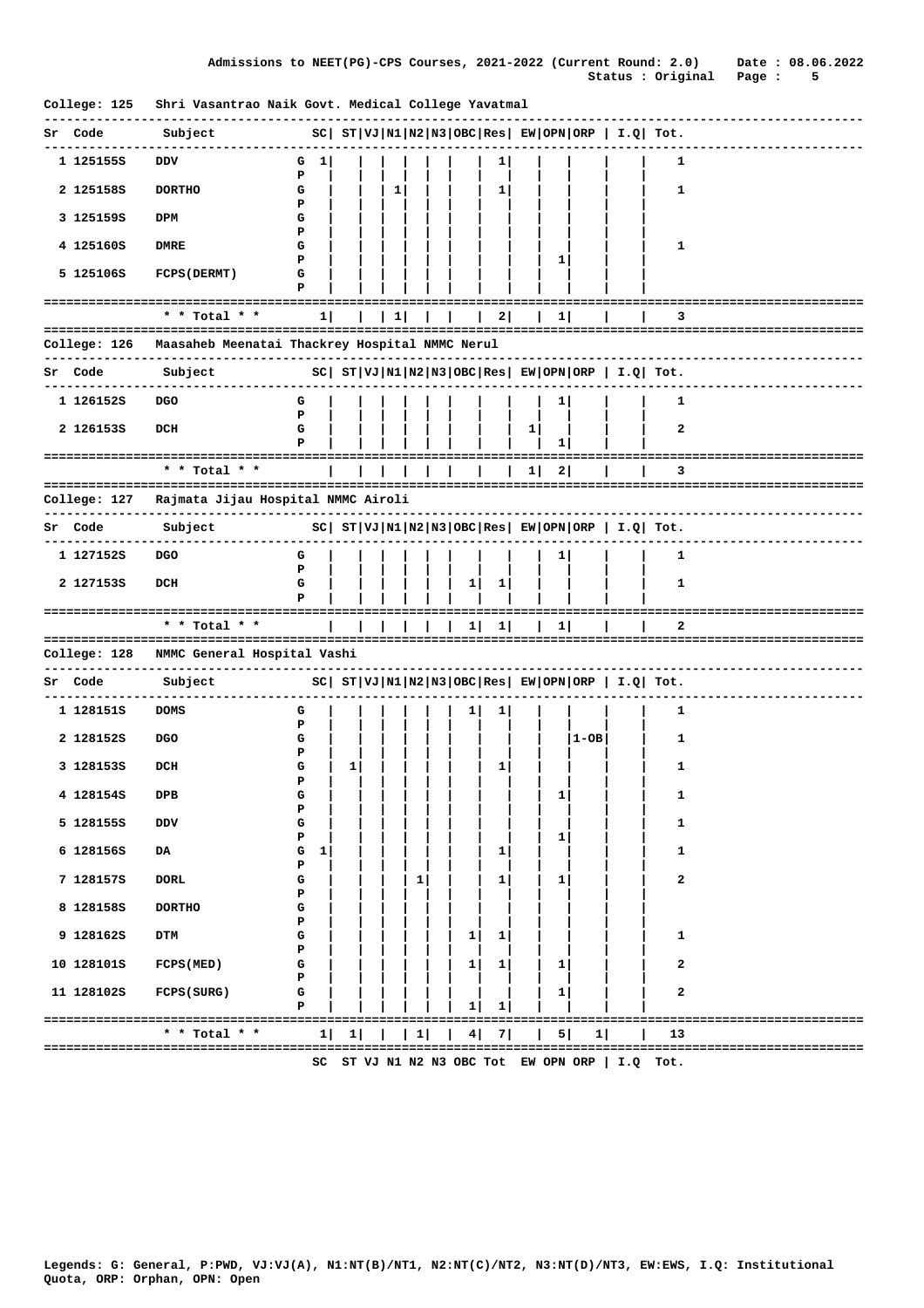Admissions to NEET(PG)-CPS Courses, 2021-2022 (Current Round: 2.0) Date : 08.06.2022
Status : Original

**College: 125 Shri Vasantrao Naik Govt. Medical College Yavatmal**

| Sr | Code | Subject | | SC | ST | VJ | N1 | N2 | N3 | OBC | Res | EW | OPN | ORP | I.Q | Tot. |
|---|---|---|---|---|---|---|---|---|---|---|---|---|---|---|---|---|
| 1 | 125155S | DDV | G | 1 | | | | | | | 1 | | | | | 1 |
| | | | P | | | | | | | | | | | | | |
| 2 | 125158S | DORTHO | G | | | | 1 | | | | 1 | | | | | 1 |
| | | | P | | | | | | | | | | | | | |
| 3 | 125159S | DPM | G | | | | | | | | | | | | | |
| | | | P | | | | | | | | | | | | | |
| 4 | 125160S | DMRE | G | | | | | | | | | | | | | 1 |
| | | | P | | | | | | | | | | 1 | | | |
| 5 | 125106S | FCPS(DERMT) | G | | | | | | | | | | | | | |
| | | | P | | | | | | | | | | | | | |
| | | * * Total * * | | 1 | | | 1 | | | | 2 | | 1 | | | 3 |

**College: 126 Maasaheb Meenatai Thackrey Hospital NMMC Nerul**

| Sr | Code | Subject | | SC | ST | VJ | N1 | N2 | N3 | OBC | Res | EW | OPN | ORP | I.Q | Tot. |
|---|---|---|---|---|---|---|---|---|---|---|---|---|---|---|---|---|
| 1 | 126152S | DGO | G | | | | | | | | | | 1 | | | 1 |
| | | | P | | | | | | | | | | | | | |
| 2 | 126153S | DCH | G | | | | | | | | | 1 | | | | 2 |
| | | | P | | | | | | | | | | 1 | | | |
| | | * * Total * * | | | | | | | | | | 1 | 2 | | | 3 |

**College: 127 Rajmata Jijau Hospital NMMC Airoli**

| Sr | Code | Subject | | SC | ST | VJ | N1 | N2 | N3 | OBC | Res | EW | OPN | ORP | I.Q | Tot. |
|---|---|---|---|---|---|---|---|---|---|---|---|---|---|---|---|---|
| 1 | 127152S | DGO | G | | | | | | | | | | 1 | | | 1 |
| | | | P | | | | | | | | | | | | | |
| 2 | 127153S | DCH | G | | | | | | | 1 | 1 | | | | | 1 |
| | | | P | | | | | | | | | | | | | |
| | | * * Total * * | | | | | | | | 1 | 1 | | 1 | | | 2 |

**College: 128 NMMC General Hospital Vashi**

| Sr | Code | Subject | | SC | ST | VJ | N1 | N2 | N3 | OBC | Res | EW | OPN | ORP | I.Q | Tot. |
|---|---|---|---|---|---|---|---|---|---|---|---|---|---|---|---|---|
| 1 | 128151S | DOMS | G | | | | | | | 1 | 1 | | | | | 1 |
| | | | P | | | | | | | | | | | | | |
| 2 | 128152S | DGO | G | | | | | | | | | | | 1-OB | | 1 |
| | | | P | | | | | | | | | | | | | |
| 3 | 128153S | DCH | G | | 1 | | | | | | 1 | | | | | 1 |
| | | | P | | | | | | | | | | | | | |
| 4 | 128154S | DPB | G | | | | | | | | | | 1 | | | 1 |
| | | | P | | | | | | | | | | | | | |
| 5 | 128155S | DDV | G | | | | | | | | | | | | | 1 |
| | | | P | | | | | | | | | | 1 | | | |
| 6 | 128156S | DA | G | 1 | | | | | | | 1 | | | | | 1 |
| | | | P | | | | | | | | | | | | | |
| 7 | 128157S | DORL | G | | | | | 1 | | | 1 | | 1 | | | 2 |
| | | | P | | | | | | | | | | | | | |
| 8 | 128158S | DORTHO | G | | | | | | | | | | | | | |
| | | | P | | | | | | | | | | | | | |
| 9 | 128162S | DTM | G | | | | | | | 1 | 1 | | | | | 1 |
| | | | P | | | | | | | | | | | | | |
| 10 | 128101S | FCPS(MED) | G | | | | | | | 1 | 1 | | 1 | | | 2 |
| | | | P | | | | | | | | | | | | | |
| 11 | 128102S | FCPS(SURG) | G | | | | | | | | | | 1 | | | 2 |
| | | | P | | | | | | | 1 | 1 | | | | | |
| | | * * Total * * | | 1 | 1 | | | 1 | | 4 | 7 | | 5 | 1 | | 13 |

SC ST VJ N1 N2 N3 OBC Tot EW OPN ORP | I.Q Tot.

Legends: G: General, P:PWD, VJ:VJ(A), N1:NT(B)/NT1, N2:NT(C)/NT2, N3:NT(D)/NT3, EW:EWS, I.Q: Institutional Quota, ORP: Orphan, OPN: Open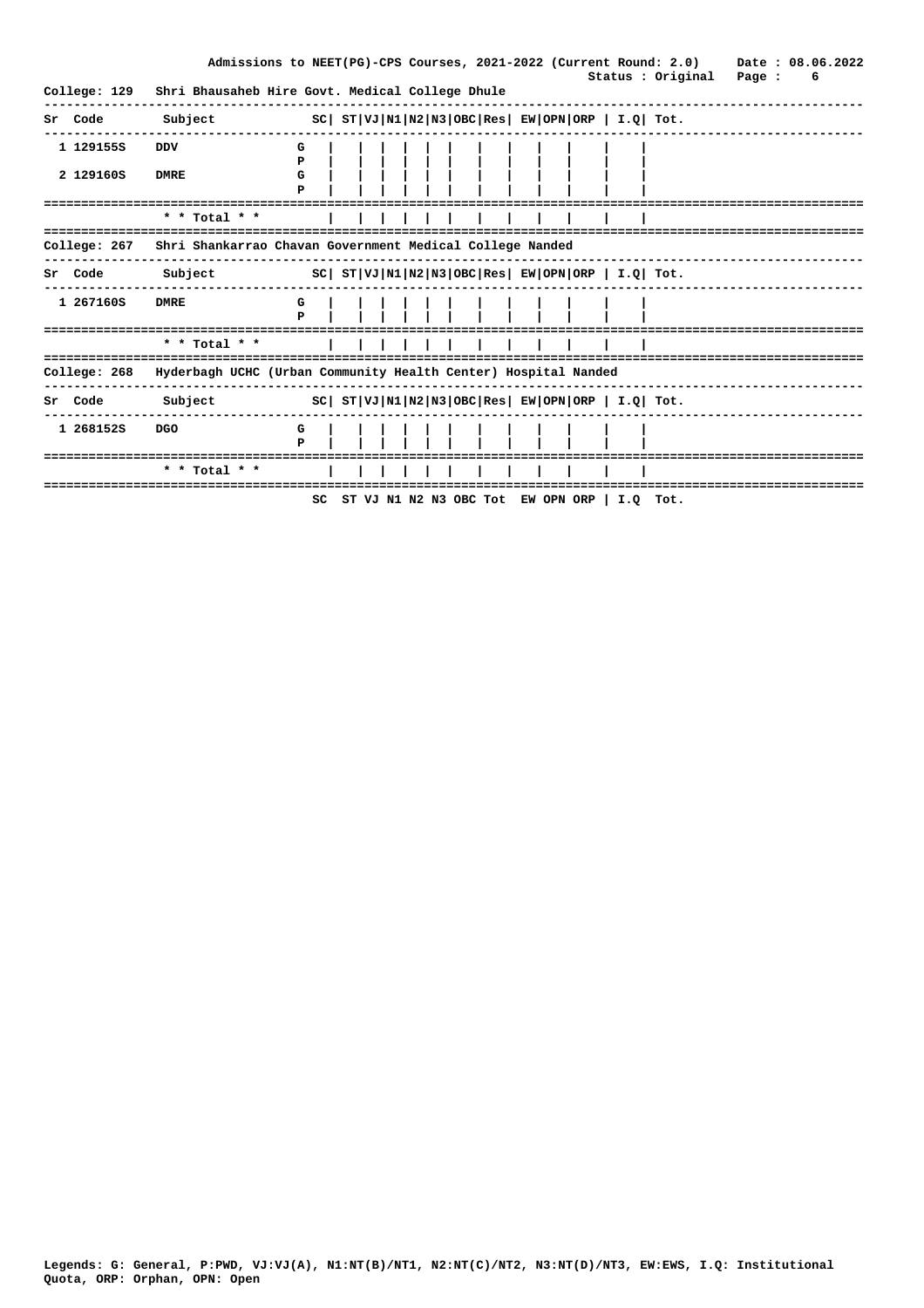Admissions to NEET(PG)-CPS Courses, 2021-2022 (Current Round: 2.0) Date : 08.06.2022

Status : Original

**College: 129 Shri Bhausaheb Hire Govt. Medical College Dhule**

| Sr | Code | Subject | | SC | ST | VJ | N1 | N2 | N3 | OBC | Res | EW | OPN | ORP | I.Q | Tot. |
|---|---|---|---|---|---|---|---|---|---|---|---|---|---|---|---|---|
| 1 | 129155S | DDV | G | | | | | | | | | | | | | |
| | | | P | | | | | | | | | | | | | |
| 2 | 129160S | DMRE | G | | | | | | | | | | | | | |
| | | | P | | | | | | | | | | | | | |
| | | * * Total * * | | | | | | | | | | | | | | |

**College: 267 Shri Shankarrao Chavan Government Medical College Nanded**

| Sr | Code | Subject | | SC | ST | VJ | N1 | N2 | N3 | OBC | Res | EW | OPN | ORP | I.Q | Tot. |
|---|---|---|---|---|---|---|---|---|---|---|---|---|---|---|---|---|
| 1 | 267160S | DMRE | G | | | | | | | | | | | | | |
| | | | P | | | | | | | | | | | | | |
| | | * * Total * * | | | | | | | | | | | | | | |

**College: 268 Hyderbagh UCHC (Urban Community Health Center) Hospital Nanded**

| Sr | Code | Subject | | SC | ST | VJ | N1 | N2 | N3 | OBC | Res | EW | OPN | ORP | I.Q | Tot. |
|---|---|---|---|---|---|---|---|---|---|---|---|---|---|---|---|---|
| 1 | 268152S | DGO | G | | | | | | | | | | | | | |
| | | | P | | | | | | | | | | | | | |
| | | * * Total * * | | | | | | | | | | | | | | |
| | | | | SC | ST | VJ | N1 | N2 | N3 | OBC | Tot | EW | OPN | ORP | I.Q | Tot. |

Legends: G: General, P:PWD, VJ:VJ(A), N1:NT(B)/NT1, N2:NT(C)/NT2, N3:NT(D)/NT3, EW:EWS, I.Q: Institutional Quota, ORP: Orphan, OPN: Open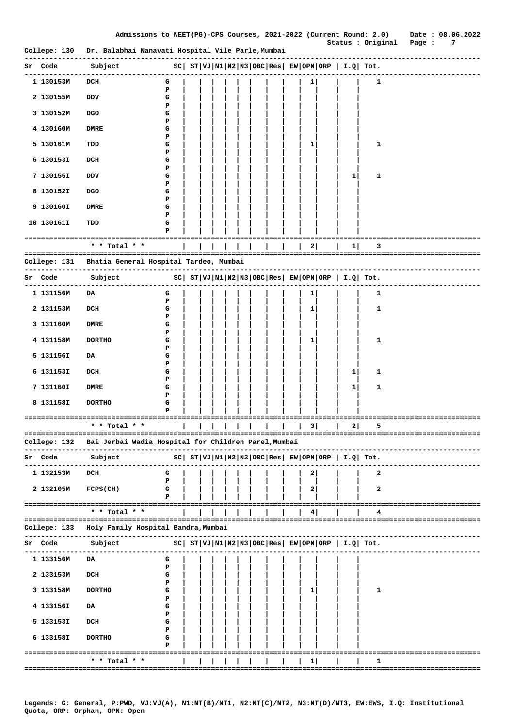Admissions to NEET(PG)-CPS Courses, 2021-2022 (Current Round: 2.0) Date : 08.06.2022
Status : Original

College: 130 Dr. Balabhai Nanavati Hospital Vile Parle,Mumbai

| Sr | Code | Subject | | SC | ST | VJ | N1 | N2 | N3 | OBC | Res | EW | OPN | ORP | I.Q | Tot. |
|---|---|---|---|---|---|---|---|---|---|---|---|---|---|---|---|---|
| 1 | 130153M | DCH | G | | | | | | | | | | 1 | | | 1 |
| | | | P | | | | | | | | | | | | | |
| 2 | 130155M | DDV | G | | | | | | | | | | | | | |
| | | | P | | | | | | | | | | | | | |
| 3 | 130152M | DGO | G | | | | | | | | | | | | | |
| | | | P | | | | | | | | | | | | | |
| 4 | 130160M | DMRE | G | | | | | | | | | | | | | |
| | | | P | | | | | | | | | | | | | |
| 5 | 130161M | TDD | G | | | | | | | | | | 1 | | | 1 |
| | | | P | | | | | | | | | | | | | |
| 6 | 130153I | DCH | G | | | | | | | | | | | | | |
| | | | P | | | | | | | | | | | | | |
| 7 | 130155I | DDV | G | | | | | | | | | | | | 1 | 1 |
| | | | P | | | | | | | | | | | | | |
| 8 | 130152I | DGO | G | | | | | | | | | | | | | |
| | | | P | | | | | | | | | | | | | |
| 9 | 130160I | DMRE | G | | | | | | | | | | | | | |
| | | | P | | | | | | | | | | | | | |
| 10 | 130161I | TDD | G | | | | | | | | | | | | | |
| | | | P | | | | | | | | | | | | | |
| | | * * Total * * | | | | | | | | | | | 2 | | 1 | 3 |

College: 131 Bhatia General Hospital Tardeo, Mumbai

| Sr | Code | Subject | | SC | ST | VJ | N1 | N2 | N3 | OBC | Res | EW | OPN | ORP | I.Q | Tot. |
|---|---|---|---|---|---|---|---|---|---|---|---|---|---|---|---|---|
| 1 | 131156M | DA | G | | | | | | | | | | 1 | | | 1 |
| | | | P | | | | | | | | | | | | | |
| 2 | 131153M | DCH | G | | | | | | | | | | 1 | | | 1 |
| | | | P | | | | | | | | | | | | | |
| 3 | 131160M | DMRE | G | | | | | | | | | | | | | |
| | | | P | | | | | | | | | | | | | |
| 4 | 131158M | DORTHO | G | | | | | | | | | | 1 | | | 1 |
| | | | P | | | | | | | | | | | | | |
| 5 | 131156I | DA | G | | | | | | | | | | | | | |
| | | | P | | | | | | | | | | | | | |
| 6 | 131153I | DCH | G | | | | | | | | | | | | 1 | 1 |
| | | | P | | | | | | | | | | | | | |
| 7 | 131160I | DMRE | G | | | | | | | | | | | | 1 | 1 |
| | | | P | | | | | | | | | | | | | |
| 8 | 131158I | DORTHO | G | | | | | | | | | | | | | |
| | | | P | | | | | | | | | | | | | |
| | | * * Total * * | | | | | | | | | | | 3 | | 2 | 5 |

College: 132 Bai Jerbai Wadia Hospital for Children Parel,Mumbai

| Sr | Code | Subject | | SC | ST | VJ | N1 | N2 | N3 | OBC | Res | EW | OPN | ORP | I.Q | Tot. |
|---|---|---|---|---|---|---|---|---|---|---|---|---|---|---|---|---|
| 1 | 132153M | DCH | G | | | | | | | | | | 2 | | | 2 |
| | | | P | | | | | | | | | | | | | |
| 2 | 132105M | FCPS(CH) | G | | | | | | | | | | 2 | | | 2 |
| | | | P | | | | | | | | | | | | | |
| | | * * Total * * | | | | | | | | | | | 4 | | | 4 |

College: 133 Holy Family Hospital Bandra,Mumbai

| Sr | Code | Subject | | SC | ST | VJ | N1 | N2 | N3 | OBC | Res | EW | OPN | ORP | I.Q | Tot. |
|---|---|---|---|---|---|---|---|---|---|---|---|---|---|---|---|---|
| 1 | 133156M | DA | G | | | | | | | | | | | | | |
| | | | P | | | | | | | | | | | | | |
| 2 | 133153M | DCH | G | | | | | | | | | | | | | |
| | | | P | | | | | | | | | | | | | |
| 3 | 133158M | DORTHO | G | | | | | | | | | | 1 | | | 1 |
| | | | P | | | | | | | | | | | | | |
| 4 | 133156I | DA | G | | | | | | | | | | | | | |
| | | | P | | | | | | | | | | | | | |
| 5 | 133153I | DCH | G | | | | | | | | | | | | | |
| | | | P | | | | | | | | | | | | | |
| 6 | 133158I | DORTHO | G | | | | | | | | | | | | | |
| | | | P | | | | | | | | | | | | | |
| | | * * Total * * | | | | | | | | | | | 1 | | | 1 |

Legends: G: General, P:PWD, VJ:VJ(A), N1:NT(B)/NT1, N2:NT(C)/NT2, N3:NT(D)/NT3, EW:EWS, I.Q: Institutional Quota, ORP: Orphan, OPN: Open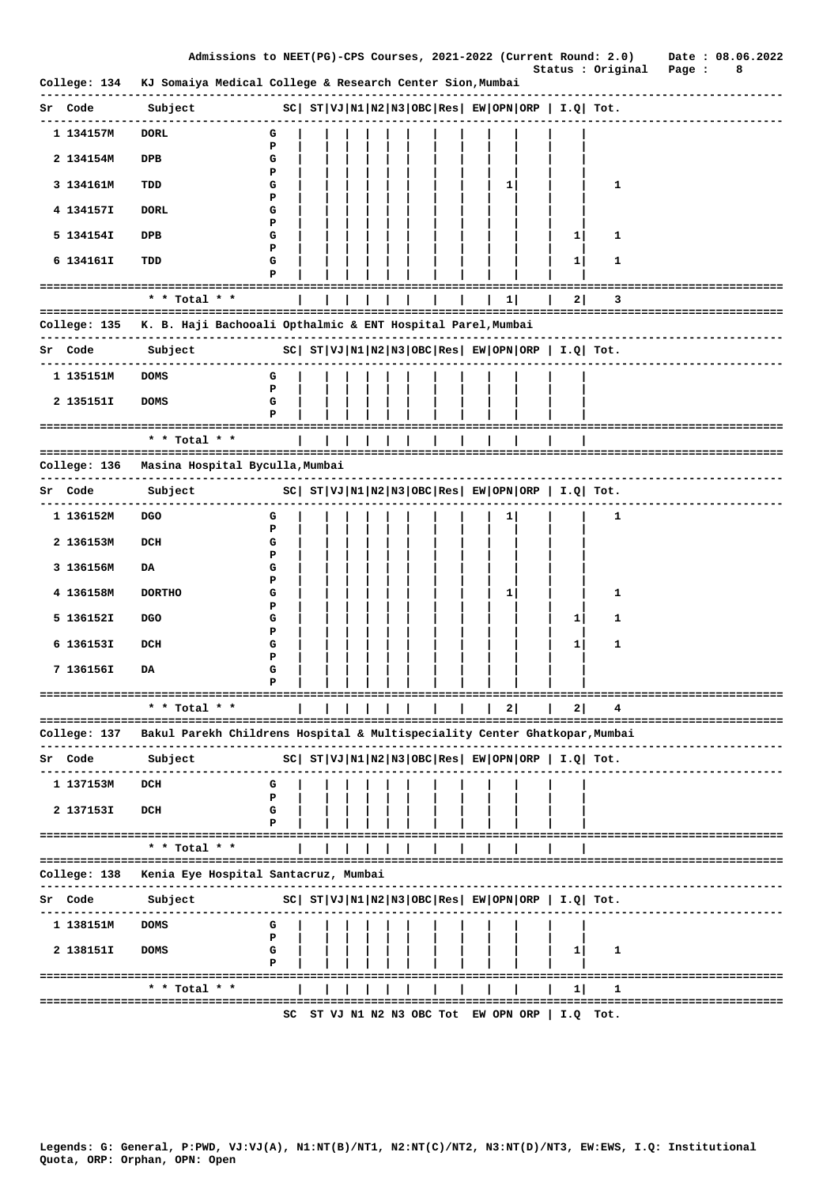Admissions to NEET(PG)-CPS Courses, 2021-2022 (Current Round: 2.0) Date : 08.06.2022

Status : Original

## College: 134 KJ Somaiya Medical College & Research Center Sion,Mumbai

| Sr | Code | Subject | | SC | ST | VJ | N1 | N2 | N3 | OBC | Res | EW | OPN | ORP | I.Q | Tot. |
|---|---|---|---|---|---|---|---|---|---|---|---|---|---|---|---|---|
| 1 | 134157M | DORL | G | | | | | | | | | | | | | |
| | | | P | | | | | | | | | | | | | |
| 2 | 134154M | DPB | G | | | | | | | | | | | | | |
| | | | P | | | | | | | | | | | | | |
| 3 | 134161M | TDD | G | | | | | | | | | | 1 | | | 1 |
| | | | P | | | | | | | | | | | | | |
| 4 | 134157I | DORL | G | | | | | | | | | | | | | |
| | | | P | | | | | | | | | | | | | |
| 5 | 134154I | DPB | G | | | | | | | | | | | | 1 | 1 |
| | | | P | | | | | | | | | | | | | |
| 6 | 134161I | TDD | G | | | | | | | | | | | | 1 | 1 |
| | | | P | | | | | | | | | | | | | |
| | | * * Total * * | | | | | | | | | | | 1 | | 2 | 3 |

## College: 135 K. B. Haji Bachooali Opthalmic & ENT Hospital Parel,Mumbai

| Sr | Code | Subject | | SC | ST | VJ | N1 | N2 | N3 | OBC | Res | EW | OPN | ORP | I.Q | Tot. |
|---|---|---|---|---|---|---|---|---|---|---|---|---|---|---|---|---|
| 1 | 135151M | DOMS | G | | | | | | | | | | | | | |
| | | | P | | | | | | | | | | | | | |
| 2 | 135151I | DOMS | G | | | | | | | | | | | | | |
| | | | P | | | | | | | | | | | | | |
| | | * * Total * * | | | | | | | | | | | | | | |

## College: 136 Masina Hospital Byculla,Mumbai

| Sr | Code | Subject | | SC | ST | VJ | N1 | N2 | N3 | OBC | Res | EW | OPN | ORP | I.Q | Tot. |
|---|---|---|---|---|---|---|---|---|---|---|---|---|---|---|---|---|
| 1 | 136152M | DGO | G | | | | | | | | | | 1 | | | 1 |
| | | | P | | | | | | | | | | | | | |
| 2 | 136153M | DCH | G | | | | | | | | | | | | | |
| | | | P | | | | | | | | | | | | | |
| 3 | 136156M | DA | G | | | | | | | | | | | | | |
| | | | P | | | | | | | | | | | | | |
| 4 | 136158M | DORTHO | G | | | | | | | | | | 1 | | | 1 |
| | | | P | | | | | | | | | | | | | |
| 5 | 136152I | DGO | G | | | | | | | | | | | | 1 | 1 |
| | | | P | | | | | | | | | | | | | |
| 6 | 136153I | DCH | G | | | | | | | | | | | | 1 | 1 |
| | | | P | | | | | | | | | | | | | |
| 7 | 136156I | DA | G | | | | | | | | | | | | | |
| | | | P | | | | | | | | | | | | | |
| | | * * Total * * | | | | | | | | | | | 2 | | 2 | 4 |

## College: 137 Bakul Parekh Childrens Hospital & Multispeciality Center Ghatkopar,Mumbai

| Sr | Code | Subject | | SC | ST | VJ | N1 | N2 | N3 | OBC | Res | EW | OPN | ORP | I.Q | Tot. |
|---|---|---|---|---|---|---|---|---|---|---|---|---|---|---|---|---|
| 1 | 137153M | DCH | G | | | | | | | | | | | | | |
| | | | P | | | | | | | | | | | | | |
| 2 | 137153I | DCH | G | | | | | | | | | | | | | |
| | | | P | | | | | | | | | | | | | |
| | | * * Total * * | | | | | | | | | | | | | | |

## College: 138 Kenia Eye Hospital Santacruz, Mumbai

| Sr | Code | Subject | | SC | ST | VJ | N1 | N2 | N3 | OBC | Res | EW | OPN | ORP | I.Q | Tot. |
|---|---|---|---|---|---|---|---|---|---|---|---|---|---|---|---|---|
| 1 | 138151M | DOMS | G | | | | | | | | | | | | | |
| | | | P | | | | | | | | | | | | | |
| 2 | 138151I | DOMS | G | | | | | | | | | | | | 1 | 1 |
| | | | P | | | | | | | | | | | | | |
| | | * * Total * * | | | | | | | | | | | | | 1 | 1 |

SC ST VJ N1 N2 N3 OBC Tot EW OPN ORP | I.Q Tot.

Legends: G: General, P:PWD, VJ:VJ(A), N1:NT(B)/NT1, N2:NT(C)/NT2, N3:NT(D)/NT3, EW:EWS, I.Q: Institutional Quota, ORP: Orphan, OPN: Open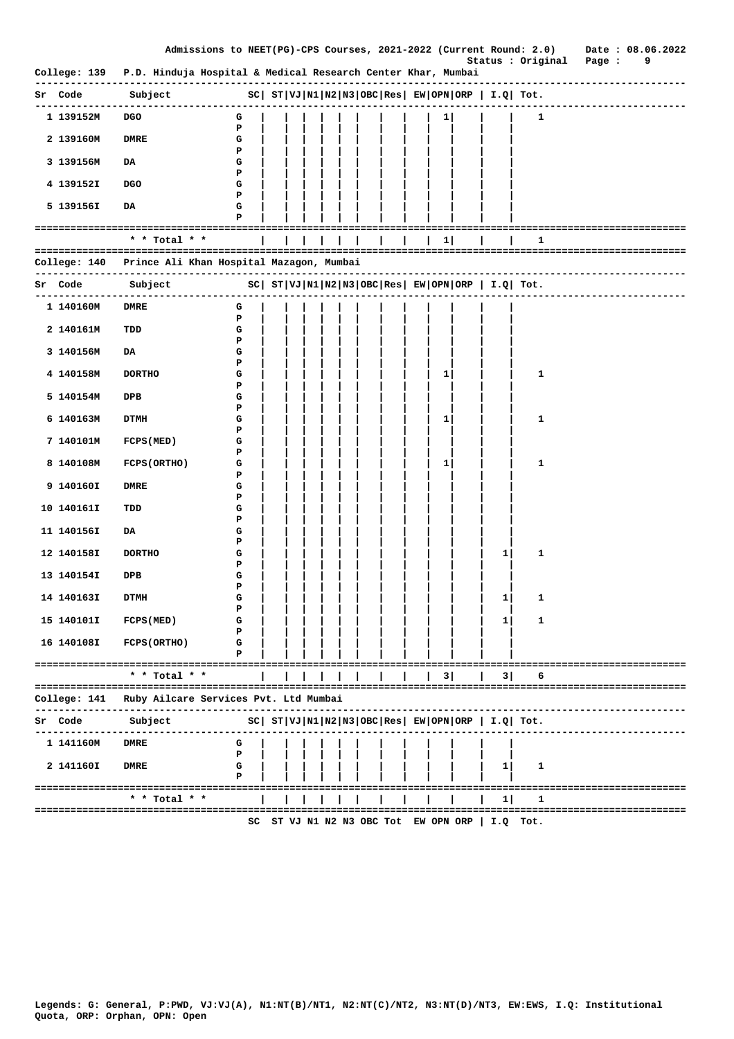Admissions to NEET(PG)-CPS Courses, 2021-2022 (Current Round: 2.0) Date : 08.06.2022

Status : Original

College: 139 P.D. Hinduja Hospital & Medical Research Center Khar, Mumbai

| Sr | Code | Subject | | SC | ST | VJ | N1 | N2 | N3 | OBC | Res | EW | OPN | ORP | I.Q | Tot. |
|---|---|---|---|---|---|---|---|---|---|---|---|---|---|---|---|---|
| 1 | 139152M | DGO | G | | | | | | | | | | 1 | | | 1 |
| | | | P | | | | | | | | | | | | | |
| 2 | 139160M | DMRE | G | | | | | | | | | | | | | |
| | | | P | | | | | | | | | | | | | |
| 3 | 139156M | DA | G | | | | | | | | | | | | | |
| | | | P | | | | | | | | | | | | | |
| 4 | 139152I | DGO | G | | | | | | | | | | | | | |
| | | | P | | | | | | | | | | | | | |
| 5 | 139156I | DA | G | | | | | | | | | | | | | |
| | | | P | | | | | | | | | | | | | |
| | | * * Total * * | | | | | | | | | | | 1 | | | 1 |

College: 140 Prince Ali Khan Hospital Mazagon, Mumbai

| Sr | Code | Subject | | SC | ST | VJ | N1 | N2 | N3 | OBC | Res | EW | OPN | ORP | I.Q | Tot. |
|---|---|---|---|---|---|---|---|---|---|---|---|---|---|---|---|---|
| 1 | 140160M | DMRE | G | | | | | | | | | | | | | |
| | | | P | | | | | | | | | | | | | |
| 2 | 140161M | TDD | G | | | | | | | | | | | | | |
| | | | P | | | | | | | | | | | | | |
| 3 | 140156M | DA | G | | | | | | | | | | | | | |
| | | | P | | | | | | | | | | | | | |
| 4 | 140158M | DORTHO | G | | | | | | | | | | 1 | | | 1 |
| | | | P | | | | | | | | | | | | | |
| 5 | 140154M | DPB | G | | | | | | | | | | | | | |
| | | | P | | | | | | | | | | | | | |
| 6 | 140163M | DTMH | G | | | | | | | | | | 1 | | | 1 |
| | | | P | | | | | | | | | | | | | |
| 7 | 140101M | FCPS(MED) | G | | | | | | | | | | | | | |
| | | | P | | | | | | | | | | | | | |
| 8 | 140108M | FCPS(ORTHO) | G | | | | | | | | | | 1 | | | 1 |
| | | | P | | | | | | | | | | | | | |
| 9 | 140160I | DMRE | G | | | | | | | | | | | | | |
| | | | P | | | | | | | | | | | | | |
| 10 | 140161I | TDD | G | | | | | | | | | | | | | |
| | | | P | | | | | | | | | | | | | |
| 11 | 140156I | DA | G | | | | | | | | | | | | | |
| | | | P | | | | | | | | | | | | | |
| 12 | 140158I | DORTHO | G | | | | | | | | | | | | 1 | 1 |
| | | | P | | | | | | | | | | | | | |
| 13 | 140154I | DPB | G | | | | | | | | | | | | | |
| | | | P | | | | | | | | | | | | | |
| 14 | 140163I | DTMH | G | | | | | | | | | | | | 1 | 1 |
| | | | P | | | | | | | | | | | | | |
| 15 | 140101I | FCPS(MED) | G | | | | | | | | | | | | 1 | 1 |
| | | | P | | | | | | | | | | | | | |
| 16 | 140108I | FCPS(ORTHO) | G | | | | | | | | | | | | | |
| | | | P | | | | | | | | | | | | | |
| | | * * Total * * | | | | | | | | | | | 3 | | 3 | 6 |

College: 141 Ruby Ailcare Services Pvt. Ltd Mumbai

| Sr | Code | Subject | | SC | ST | VJ | N1 | N2 | N3 | OBC | Res | EW | OPN | ORP | I.Q | Tot. |
|---|---|---|---|---|---|---|---|---|---|---|---|---|---|---|---|---|
| 1 | 141160M | DMRE | G | | | | | | | | | | | | | |
| | | | P | | | | | | | | | | | | | |
| 2 | 141160I | DMRE | G | | | | | | | | | | | | 1 | 1 |
| | | | P | | | | | | | | | | | | | |
| | | * * Total * * | | | | | | | | | | | | | 1 | 1 |

SC ST VJ N1 N2 N3 OBC Tot EW OPN ORP | I.Q Tot.

Legends: G: General, P:PWD, VJ:VJ(A), N1:NT(B)/NT1, N2:NT(C)/NT2, N3:NT(D)/NT3, EW:EWS, I.Q: Institutional Quota, ORP: Orphan, OPN: Open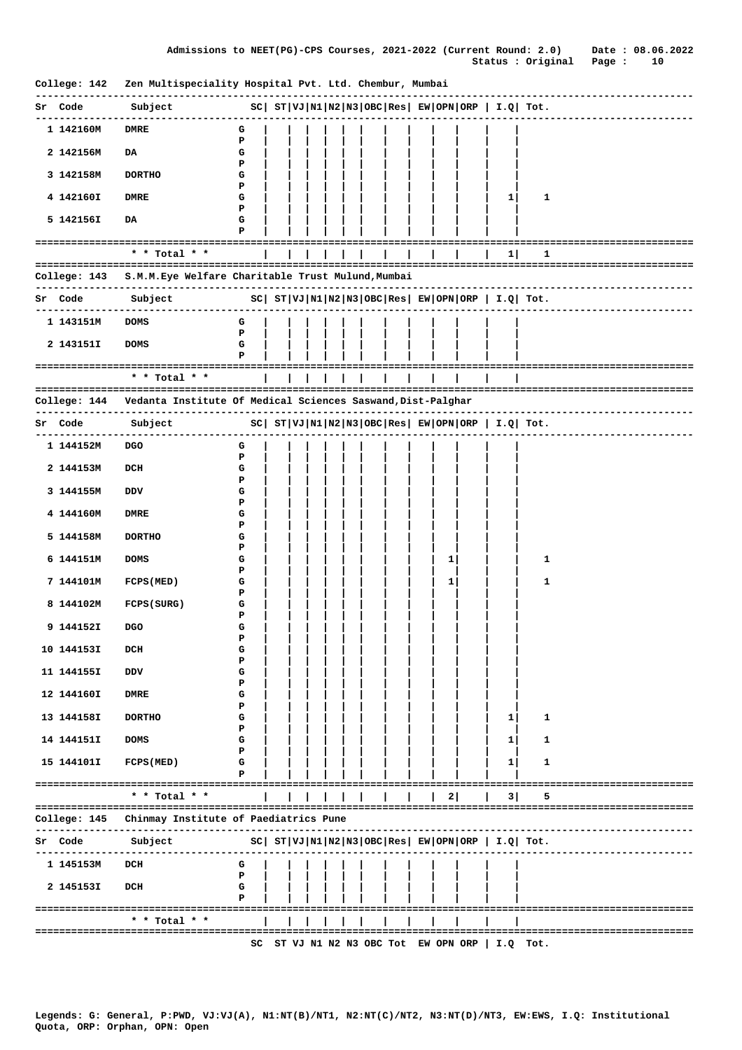## College: 142 Zen Multispeciality Hospital Pvt. Ltd. Chembur, Mumbai

| Sr | Code | Subject | | SC | ST | VJ | N1 | N2 | N3 | OBC | Res | EW | OPN | ORP | I.Q | Tot. |
|---|---|---|---|---|---|---|---|---|---|---|---|---|---|---|---|---|
| 1 | 142160M | DMRE | G | | | | | | | | | | | | | |
| | | | P | | | | | | | | | | | | | |
| 2 | 142156M | DA | G | | | | | | | | | | | | | |
| | | | P | | | | | | | | | | | | | |
| 3 | 142158M | DORTHO | G | | | | | | | | | | | | | |
| | | | P | | | | | | | | | | | | | |
| 4 | 142160I | DMRE | G | | | | | | | | | | | | 1 | 1 |
| | | | P | | | | | | | | | | | | | |
| 5 | 142156I | DA | G | | | | | | | | | | | | | |
| | | | P | | | | | | | | | | | | | |
| | | * * Total * * | | | | | | | | | | | | | 1 | 1 |

## College: 143 S.M.M.Eye Welfare Charitable Trust Mulund,Mumbai

| Sr | Code | Subject | | SC | ST | VJ | N1 | N2 | N3 | OBC | Res | EW | OPN | ORP | I.Q | Tot. |
|---|---|---|---|---|---|---|---|---|---|---|---|---|---|---|---|---|
| 1 | 143151M | DOMS | G | | | | | | | | | | | | | |
| | | | P | | | | | | | | | | | | | |
| 2 | 143151I | DOMS | G | | | | | | | | | | | | | |
| | | | P | | | | | | | | | | | | | |
| | | * * Total * * | | | | | | | | | | | | | | |

## College: 144 Vedanta Institute Of Medical Sciences Saswand,Dist-Palghar

| Sr | Code | Subject | | SC | ST | VJ | N1 | N2 | N3 | OBC | Res | EW | OPN | ORP | I.Q | Tot. |
|---|---|---|---|---|---|---|---|---|---|---|---|---|---|---|---|---|
| 1 | 144152M | DGO | G | | | | | | | | | | | | | |
| | | | P | | | | | | | | | | | | | |
| 2 | 144153M | DCH | G | | | | | | | | | | | | | |
| | | | P | | | | | | | | | | | | | |
| 3 | 144155M | DDV | G | | | | | | | | | | | | | |
| | | | P | | | | | | | | | | | | | |
| 4 | 144160M | DMRE | G | | | | | | | | | | | | | |
| | | | P | | | | | | | | | | | | | |
| 5 | 144158M | DORTHO | G | | | | | | | | | | | | | |
| | | | P | | | | | | | | | | | | | |
| 6 | 144151M | DOMS | G | | | | | | | | | | 1 | | | 1 |
| | | | P | | | | | | | | | | | | | |
| 7 | 144101M | FCPS(MED) | G | | | | | | | | | | 1 | | | 1 |
| | | | P | | | | | | | | | | | | | |
| 8 | 144102M | FCPS(SURG) | G | | | | | | | | | | | | | |
| | | | P | | | | | | | | | | | | | |
| 9 | 144152I | DGO | G | | | | | | | | | | | | | |
| | | | P | | | | | | | | | | | | | |
| 10 | 144153I | DCH | G | | | | | | | | | | | | | |
| | | | P | | | | | | | | | | | | | |
| 11 | 144155I | DDV | G | | | | | | | | | | | | | |
| | | | P | | | | | | | | | | | | | |
| 12 | 144160I | DMRE | G | | | | | | | | | | | | | |
| | | | P | | | | | | | | | | | | | |
| 13 | 144158I | DORTHO | G | | | | | | | | | | | | 1 | 1 |
| | | | P | | | | | | | | | | | | | |
| 14 | 144151I | DOMS | G | | | | | | | | | | | | 1 | 1 |
| | | | P | | | | | | | | | | | | | |
| 15 | 144101I | FCPS(MED) | G | | | | | | | | | | | | 1 | 1 |
| | | | P | | | | | | | | | | | | | |
| | | * * Total * * | | | | | | | | | | | 2 | | 3 | 5 |

## College: 145 Chinmay Institute of Paediatrics Pune

| Sr | Code | Subject | | SC | ST | VJ | N1 | N2 | N3 | OBC | Res | EW | OPN | ORP | I.Q | Tot. |
|---|---|---|---|---|---|---|---|---|---|---|---|---|---|---|---|---|
| 1 | 145153M | DCH | G | | | | | | | | | | | | | |
| | | | P | | | | | | | | | | | | | |
| 2 | 145153I | DCH | G | | | | | | | | | | | | | |
| | | | P | | | | | | | | | | | | | |
| | | * * Total * * | | | | | | | | | | | | | | |

SC ST VJ N1 N2 N3 OBC Tot EW OPN ORP | I.Q Tot.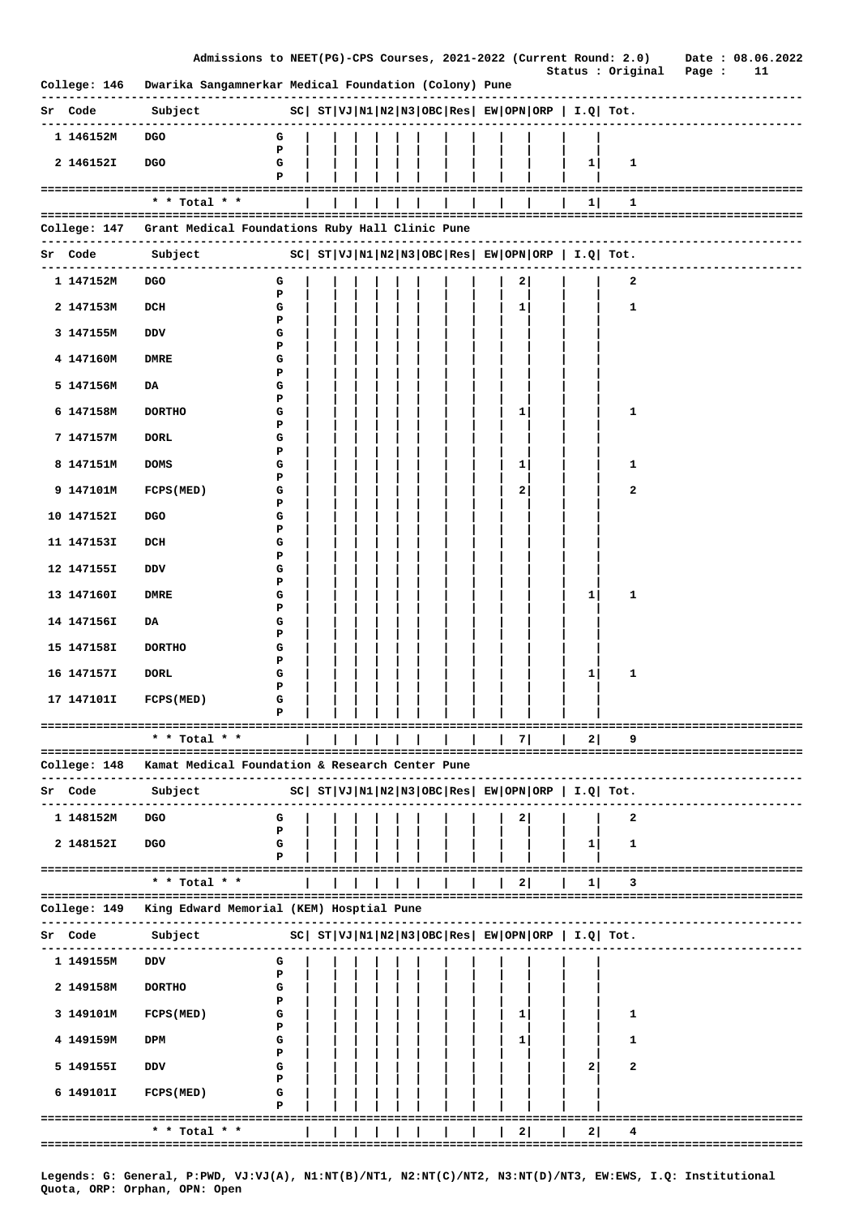Admissions to NEET(PG)-CPS Courses, 2021-2022 (Current Round: 2.0) Date : 08.06.2022
Status : Original

## College: 146 Dwarika Sangamnerkar Medical Foundation (Colony) Pune

| Sr | Code | Subject | | SC | ST | VJ | N1 | N2 | N3 | OBC | Res | EW | OPN | ORP | I.Q | Tot. |
|---|---|---|---|---|---|---|---|---|---|---|---|---|---|---|---|---|
| 1 | 146152M | DGO | G | | | | | | | | | | | | | |
| | | | P | | | | | | | | | | | | | |
| 2 | 146152I | DGO | G | | | | | | | | | | | | 1 | 1 |
| | | | P | | | | | | | | | | | | | |
| | | * * Total * * | | | | | | | | | | | | | 1 | 1 |

## College: 147 Grant Medical Foundations Ruby Hall Clinic Pune

| Sr | Code | Subject | | SC | ST | VJ | N1 | N2 | N3 | OBC | Res | EW | OPN | ORP | I.Q | Tot. |
|---|---|---|---|---|---|---|---|---|---|---|---|---|---|---|---|---|
| 1 | 147152M | DGO | G | | | | | | | | | | 2 | | | 2 |
| | | | P | | | | | | | | | | | | | |
| 2 | 147153M | DCH | G | | | | | | | | | | 1 | | | 1 |
| | | | P | | | | | | | | | | | | | |
| 3 | 147155M | DDV | G | | | | | | | | | | | | | |
| | | | P | | | | | | | | | | | | | |
| 4 | 147160M | DMRE | G | | | | | | | | | | | | | |
| | | | P | | | | | | | | | | | | | |
| 5 | 147156M | DA | G | | | | | | | | | | | | | |
| | | | P | | | | | | | | | | | | | |
| 6 | 147158M | DORTHO | G | | | | | | | | | | 1 | | | 1 |
| | | | P | | | | | | | | | | | | | |
| 7 | 147157M | DORL | G | | | | | | | | | | | | | |
| | | | P | | | | | | | | | | | | | |
| 8 | 147151M | DOMS | G | | | | | | | | | | 1 | | | 1 |
| | | | P | | | | | | | | | | | | | |
| 9 | 147101M | FCPS(MED) | G | | | | | | | | | | 2 | | | 2 |
| | | | P | | | | | | | | | | | | | |
| 10 | 147152I | DGO | G | | | | | | | | | | | | | |
| | | | P | | | | | | | | | | | | | |
| 11 | 147153I | DCH | G | | | | | | | | | | | | | |
| | | | P | | | | | | | | | | | | | |
| 12 | 147155I | DDV | G | | | | | | | | | | | | | |
| | | | P | | | | | | | | | | | | | |
| 13 | 147160I | DMRE | G | | | | | | | | | | | | 1 | 1 |
| | | | P | | | | | | | | | | | | | |
| 14 | 147156I | DA | G | | | | | | | | | | | | | |
| | | | P | | | | | | | | | | | | | |
| 15 | 147158I | DORTHO | G | | | | | | | | | | | | | |
| | | | P | | | | | | | | | | | | | |
| 16 | 147157I | DORL | G | | | | | | | | | | | | 1 | 1 |
| | | | P | | | | | | | | | | | | | |
| 17 | 147101I | FCPS(MED) | G | | | | | | | | | | | | | |
| | | | P | | | | | | | | | | | | | |
| | | * * Total * * | | | | | | | | | | | 7 | | 2 | 9 |

## College: 148 Kamat Medical Foundation & Research Center Pune

| Sr | Code | Subject | | SC | ST | VJ | N1 | N2 | N3 | OBC | Res | EW | OPN | ORP | I.Q | Tot. |
|---|---|---|---|---|---|---|---|---|---|---|---|---|---|---|---|---|
| 1 | 148152M | DGO | G | | | | | | | | | | 2 | | | 2 |
| | | | P | | | | | | | | | | | | | |
| 2 | 148152I | DGO | G | | | | | | | | | | | | 1 | 1 |
| | | | P | | | | | | | | | | | | | |
| | | * * Total * * | | | | | | | | | | | 2 | | 1 | 3 |

## College: 149 King Edward Memorial (KEM) Hosptial Pune

| Sr | Code | Subject | | SC | ST | VJ | N1 | N2 | N3 | OBC | Res | EW | OPN | ORP | I.Q | Tot. |
|---|---|---|---|---|---|---|---|---|---|---|---|---|---|---|---|---|
| 1 | 149155M | DDV | G | | | | | | | | | | | | | |
| | | | P | | | | | | | | | | | | | |
| 2 | 149158M | DORTHO | G | | | | | | | | | | | | | |
| | | | P | | | | | | | | | | | | | |
| 3 | 149101M | FCPS(MED) | G | | | | | | | | | | 1 | | | 1 |
| | | | P | | | | | | | | | | | | | |
| 4 | 149159M | DPM | G | | | | | | | | | | 1 | | | 1 |
| | | | P | | | | | | | | | | | | | |
| 5 | 149155I | DDV | G | | | | | | | | | | | | 2 | 2 |
| | | | P | | | | | | | | | | | | | |
| 6 | 149101I | FCPS(MED) | G | | | | | | | | | | | | | |
| | | | P | | | | | | | | | | | | | |
| | | * * Total * * | | | | | | | | | | | 2 | | 2 | 4 |

Legends: G: General, P:PWD, VJ:VJ(A), N1:NT(B)/NT1, N2:NT(C)/NT2, N3:NT(D)/NT3, EW:EWS, I.Q: Institutional Quota, ORP: Orphan, OPN: Open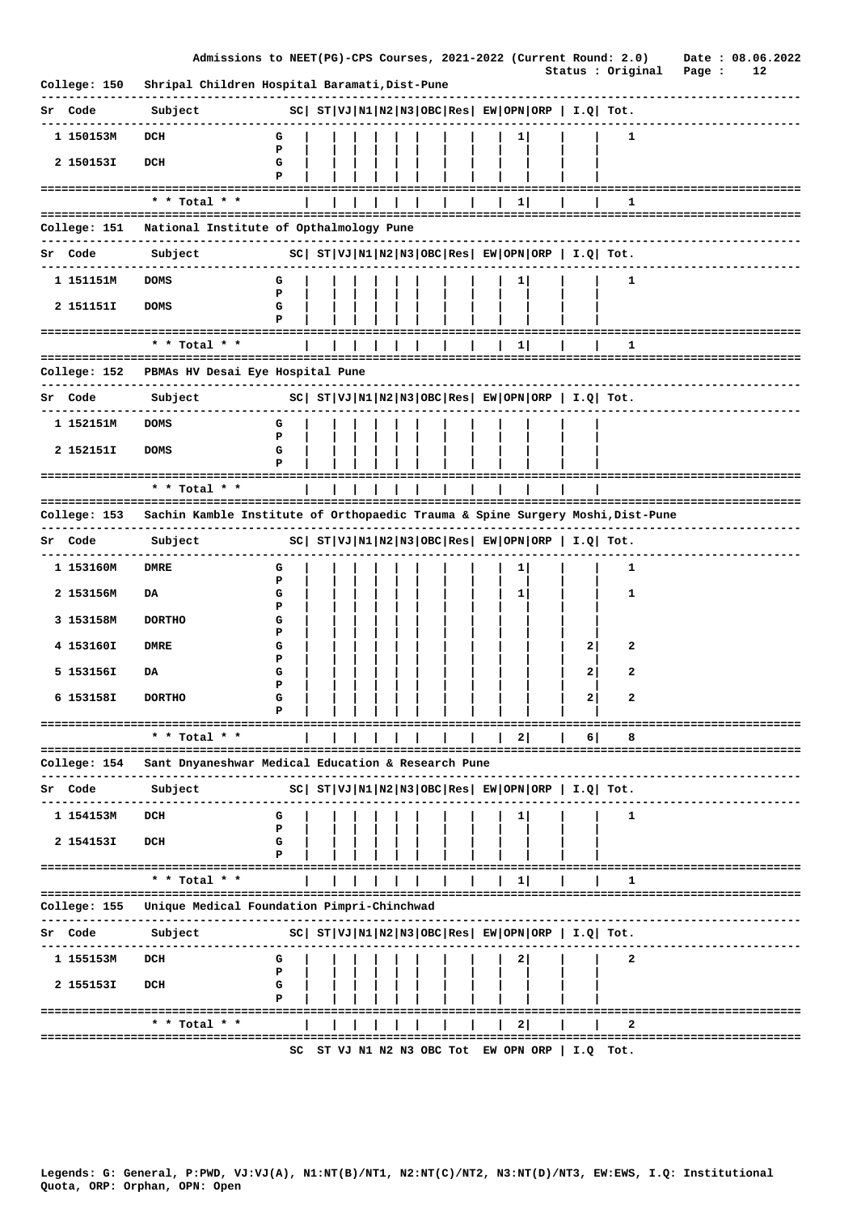Admissions to NEET(PG)-CPS Courses, 2021-2022 (Current Round: 2.0) Date : 08.06.2022

Status : Original

**College: 150 Shripal Children Hospital Baramati,Dist-Pune**

| Sr | Code | Subject | | SC | ST | VJ | N1 | N2 | N3 | OBC | Res | EW | OPN | ORP | I.Q | Tot. |
|---|---|---|---|---|---|---|---|---|---|---|---|---|---|---|---|---|
| 1 | 150153M | DCH | G | | | | | | | | | | 1 | | | 1 |
| | | | P | | | | | | | | | | | | | |
| 2 | 150153I | DCH | G | | | | | | | | | | | | | |
| | | | P | | | | | | | | | | | | | |
| | | * * Total * * | | | | | | | | | | | 1 | | | 1 |

**College: 151 National Institute of Opthalmology Pune**

| Sr | Code | Subject | | SC | ST | VJ | N1 | N2 | N3 | OBC | Res | EW | OPN | ORP | I.Q | Tot. |
|---|---|---|---|---|---|---|---|---|---|---|---|---|---|---|---|---|
| 1 | 151151M | DOMS | G | | | | | | | | | | 1 | | | 1 |
| | | | P | | | | | | | | | | | | | |
| 2 | 151151I | DOMS | G | | | | | | | | | | | | | |
| | | | P | | | | | | | | | | | | | |
| | | * * Total * * | | | | | | | | | | | 1 | | | 1 |

**College: 152 PBMAs HV Desai Eye Hospital Pune**

| Sr | Code | Subject | | SC | ST | VJ | N1 | N2 | N3 | OBC | Res | EW | OPN | ORP | I.Q | Tot. |
|---|---|---|---|---|---|---|---|---|---|---|---|---|---|---|---|---|
| 1 | 152151M | DOMS | G | | | | | | | | | | | | | |
| | | | P | | | | | | | | | | | | | |
| 2 | 152151I | DOMS | G | | | | | | | | | | | | | |
| | | | P | | | | | | | | | | | | | |
| | | * * Total * * | | | | | | | | | | | | | | |

**College: 153 Sachin Kamble Institute of Orthopaedic Trauma & Spine Surgery Moshi,Dist-Pune**

| Sr | Code | Subject | | SC | ST | VJ | N1 | N2 | N3 | OBC | Res | EW | OPN | ORP | I.Q | Tot. |
|---|---|---|---|---|---|---|---|---|---|---|---|---|---|---|---|---|
| 1 | 153160M | DMRE | G | | | | | | | | | | 1 | | | 1 |
| | | | P | | | | | | | | | | | | | |
| 2 | 153156M | DA | G | | | | | | | | | | 1 | | | 1 |
| | | | P | | | | | | | | | | | | | |
| 3 | 153158M | DORTHO | G | | | | | | | | | | | | | |
| | | | P | | | | | | | | | | | | | |
| 4 | 153160I | DMRE | G | | | | | | | | | | | | 2 | 2 |
| | | | P | | | | | | | | | | | | | |
| 5 | 153156I | DA | G | | | | | | | | | | | | 2 | 2 |
| | | | P | | | | | | | | | | | | | |
| 6 | 153158I | DORTHO | G | | | | | | | | | | | | 2 | 2 |
| | | | P | | | | | | | | | | | | | |
| | | * * Total * * | | | | | | | | | | | 2 | | 6 | 8 |

**College: 154 Sant Dnyaneshwar Medical Education & Research Pune**

| Sr | Code | Subject | | SC | ST | VJ | N1 | N2 | N3 | OBC | Res | EW | OPN | ORP | I.Q | Tot. |
|---|---|---|---|---|---|---|---|---|---|---|---|---|---|---|---|---|
| 1 | 154153M | DCH | G | | | | | | | | | | 1 | | | 1 |
| | | | P | | | | | | | | | | | | | |
| 2 | 154153I | DCH | G | | | | | | | | | | | | | |
| | | | P | | | | | | | | | | | | | |
| | | * * Total * * | | | | | | | | | | | 1 | | | 1 |

**College: 155 Unique Medical Foundation Pimpri-Chinchwad**

| Sr | Code | Subject | | SC | ST | VJ | N1 | N2 | N3 | OBC | Res | EW | OPN | ORP | I.Q | Tot. |
|---|---|---|---|---|---|---|---|---|---|---|---|---|---|---|---|---|
| 1 | 155153M | DCH | G | | | | | | | | | | 2 | | | 2 |
| | | | P | | | | | | | | | | | | | |
| 2 | 155153I | DCH | G | | | | | | | | | | | | | |
| | | | P | | | | | | | | | | | | | |
| | | * * Total * * | | | | | | | | | | | 2 | | | 2 |

SC ST VJ N1 N2 N3 OBC Tot EW OPN ORP | I.Q Tot.

Legends: G: General, P:PWD, VJ:VJ(A), N1:NT(B)/NT1, N2:NT(C)/NT2, N3:NT(D)/NT3, EW:EWS, I.Q: Institutional Quota, ORP: Orphan, OPN: Open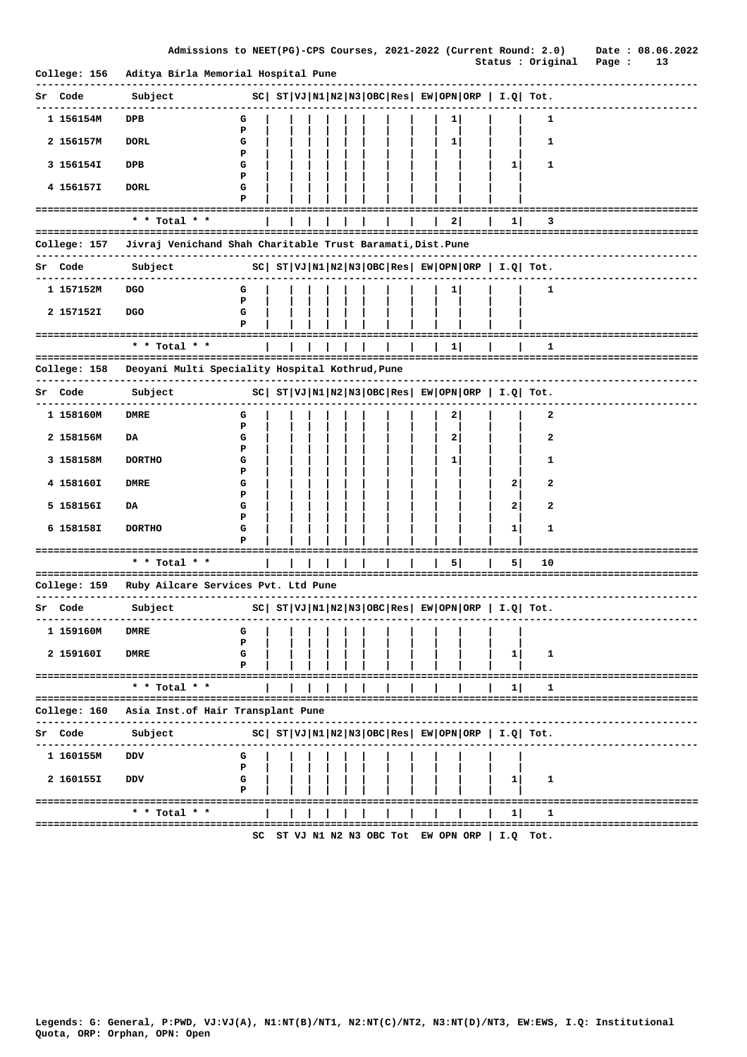Admissions to NEET(PG)-CPS Courses, 2021-2022 (Current Round: 2.0) Date : 08.06.2022

Status : Original

**College: 156 Aditya Birla Memorial Hospital Pune**

| Sr | Code | Subject | | SC | ST | VJ | N1 | N2 | N3 | OBC | Res | EW | OPN | ORP | I.Q | Tot. |
|---|---|---|---|---|---|---|---|---|---|---|---|---|---|---|---|---|
| 1 | 156154M | DPB | G | | | | | | | | | | 1 | | | 1 |
| | | | P | | | | | | | | | | | | | |
| 2 | 156157M | DORL | G | | | | | | | | | | 1 | | | 1 |
| | | | P | | | | | | | | | | | | | |
| 3 | 156154I | DPB | G | | | | | | | | | | | | 1 | 1 |
| | | | P | | | | | | | | | | | | | |
| 4 | 156157I | DORL | G | | | | | | | | | | | | | |
| | | | P | | | | | | | | | | | | | |
| | | * * Total * * | | | | | | | | | | | 2 | | 1 | 3 |

**College: 157 Jivraj Venichand Shah Charitable Trust Baramati,Dist.Pune**

| Sr | Code | Subject | | SC | ST | VJ | N1 | N2 | N3 | OBC | Res | EW | OPN | ORP | I.Q | Tot. |
|---|---|---|---|---|---|---|---|---|---|---|---|---|---|---|---|---|
| 1 | 157152M | DGO | G | | | | | | | | | | 1 | | | 1 |
| | | | P | | | | | | | | | | | | | |
| 2 | 157152I | DGO | G | | | | | | | | | | | | | |
| | | | P | | | | | | | | | | | | | |
| | | * * Total * * | | | | | | | | | | | 1 | | | 1 |

**College: 158 Deoyani Multi Speciality Hospital Kothrud,Pune**

| Sr | Code | Subject | | SC | ST | VJ | N1 | N2 | N3 | OBC | Res | EW | OPN | ORP | I.Q | Tot. |
|---|---|---|---|---|---|---|---|---|---|---|---|---|---|---|---|---|
| 1 | 158160M | DMRE | G | | | | | | | | | | 2 | | | 2 |
| | | | P | | | | | | | | | | | | | |
| 2 | 158156M | DA | G | | | | | | | | | | 2 | | | 2 |
| | | | P | | | | | | | | | | | | | |
| 3 | 158158M | DORTHO | G | | | | | | | | | | 1 | | | 1 |
| | | | P | | | | | | | | | | | | | |
| 4 | 158160I | DMRE | G | | | | | | | | | | | | 2 | 2 |
| | | | P | | | | | | | | | | | | | |
| 5 | 158156I | DA | G | | | | | | | | | | | | 2 | 2 |
| | | | P | | | | | | | | | | | | | |
| 6 | 158158I | DORTHO | G | | | | | | | | | | | | 1 | 1 |
| | | | P | | | | | | | | | | | | | |
| | | * * Total * * | | | | | | | | | | | 5 | | 5 | 10 |

**College: 159 Ruby Ailcare Services Pvt. Ltd Pune**

| Sr | Code | Subject | | SC | ST | VJ | N1 | N2 | N3 | OBC | Res | EW | OPN | ORP | I.Q | Tot. |
|---|---|---|---|---|---|---|---|---|---|---|---|---|---|---|---|---|
| 1 | 159160M | DMRE | G | | | | | | | | | | | | | |
| | | | P | | | | | | | | | | | | | |
| 2 | 159160I | DMRE | G | | | | | | | | | | | | 1 | 1 |
| | | | P | | | | | | | | | | | | | |
| | | * * Total * * | | | | | | | | | | | | | 1 | 1 |

**College: 160 Asia Inst.of Hair Transplant Pune**

| Sr | Code | Subject | | SC | ST | VJ | N1 | N2 | N3 | OBC | Res | EW | OPN | ORP | I.Q | Tot. |
|---|---|---|---|---|---|---|---|---|---|---|---|---|---|---|---|---|
| 1 | 160155M | DDV | G | | | | | | | | | | | | | |
| | | | P | | | | | | | | | | | | | |
| 2 | 160155I | DDV | G | | | | | | | | | | | | 1 | 1 |
| | | | P | | | | | | | | | | | | | |
| | | * * Total * * | | | | | | | | | | | | | 1 | 1 |

SC ST VJ N1 N2 N3 OBC Tot EW OPN ORP | I.Q Tot.

Legends: G: General, P:PWD, VJ:VJ(A), N1:NT(B)/NT1, N2:NT(C)/NT2, N3:NT(D)/NT3, EW:EWS, I.Q: Institutional Quota, ORP: Orphan, OPN: Open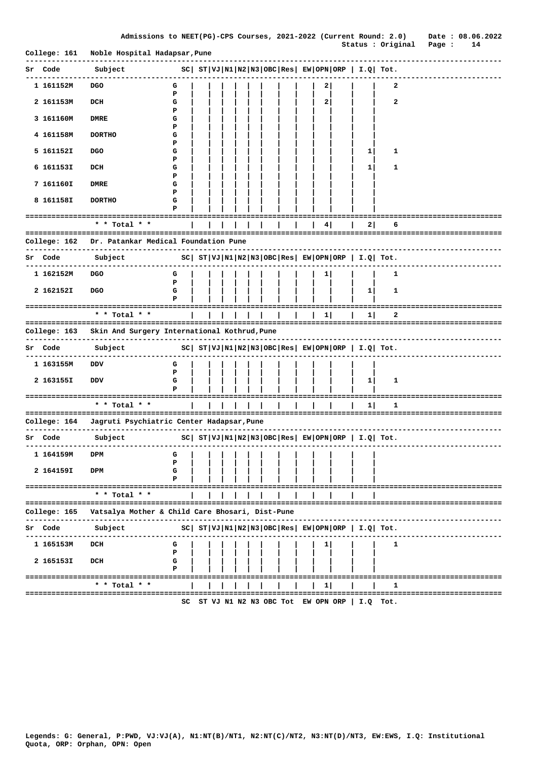## College: 161 Noble Hospital Hadapsar,Pune

| Sr | Code | Subject | | SC | ST | VJ | N1 | N2 | N3 | OBC | Res | EW | OPN | ORP | I.Q | Tot. |
|---|---|---|---|---|---|---|---|---|---|---|---|---|---|---|---|---|
| 1 | 161152M | DGO | G | | | | | | | | | | 2 | | | 2 |
| | | | P | | | | | | | | | | | | | |
| 2 | 161153M | DCH | G | | | | | | | | | | 2 | | | 2 |
| | | | P | | | | | | | | | | | | | |
| 3 | 161160M | DMRE | G | | | | | | | | | | | | | |
| | | | P | | | | | | | | | | | | | |
| 4 | 161158M | DORTHO | G | | | | | | | | | | | | | |
| | | | P | | | | | | | | | | | | | |
| 5 | 161152I | DGO | G | | | | | | | | | | | | 1 | 1 |
| | | | P | | | | | | | | | | | | | |
| 6 | 161153I | DCH | G | | | | | | | | | | | | 1 | 1 |
| | | | P | | | | | | | | | | | | | |
| 7 | 161160I | DMRE | G | | | | | | | | | | | | | |
| | | | P | | | | | | | | | | | | | |
| 8 | 161158I | DORTHO | G | | | | | | | | | | | | | |
| | | | P | | | | | | | | | | | | | |
| | | * * Total * * | | | | | | | | | | | 4 | | 2 | 6 |

## College: 162 Dr. Patankar Medical Foundation Pune

| Sr | Code | Subject | | SC | ST | VJ | N1 | N2 | N3 | OBC | Res | EW | OPN | ORP | I.Q | Tot. |
|---|---|---|---|---|---|---|---|---|---|---|---|---|---|---|---|---|
| 1 | 162152M | DGO | G | | | | | | | | | | 1 | | | 1 |
| | | | P | | | | | | | | | | | | | |
| 2 | 162152I | DGO | G | | | | | | | | | | | | 1 | 1 |
| | | | P | | | | | | | | | | | | | |
| | | * * Total * * | | | | | | | | | | | 1 | | 1 | 2 |

## College: 163 Skin And Surgery International Kothrud,Pune

| Sr | Code | Subject | | SC | ST | VJ | N1 | N2 | N3 | OBC | Res | EW | OPN | ORP | I.Q | Tot. |
|---|---|---|---|---|---|---|---|---|---|---|---|---|---|---|---|---|
| 1 | 163155M | DDV | G | | | | | | | | | | | | | |
| | | | P | | | | | | | | | | | | | |
| 2 | 163155I | DDV | G | | | | | | | | | | | | 1 | 1 |
| | | | P | | | | | | | | | | | | | |
| | | * * Total * * | | | | | | | | | | | | | 1 | 1 |

## College: 164 Jagruti Psychiatric Center Hadapsar,Pune

| Sr | Code | Subject | | SC | ST | VJ | N1 | N2 | N3 | OBC | Res | EW | OPN | ORP | I.Q | Tot. |
|---|---|---|---|---|---|---|---|---|---|---|---|---|---|---|---|---|
| 1 | 164159M | DPM | G | | | | | | | | | | | | | |
| | | | P | | | | | | | | | | | | | |
| 2 | 164159I | DPM | G | | | | | | | | | | | | | |
| | | | P | | | | | | | | | | | | | |
| | | * * Total * * | | | | | | | | | | | | | | |

## College: 165 Vatsalya Mother & Child Care Bhosari, Dist-Pune

| Sr | Code | Subject | | SC | ST | VJ | N1 | N2 | N3 | OBC | Res | EW | OPN | ORP | I.Q | Tot. |
|---|---|---|---|---|---|---|---|---|---|---|---|---|---|---|---|---|
| 1 | 165153M | DCH | G | | | | | | | | | | 1 | | | 1 |
| | | | P | | | | | | | | | | | | | |
| 2 | 165153I | DCH | G | | | | | | | | | | | | | |
| | | | P | | | | | | | | | | | | | |
| | | * * Total * * | | | | | | | | | | | 1 | | | 1 |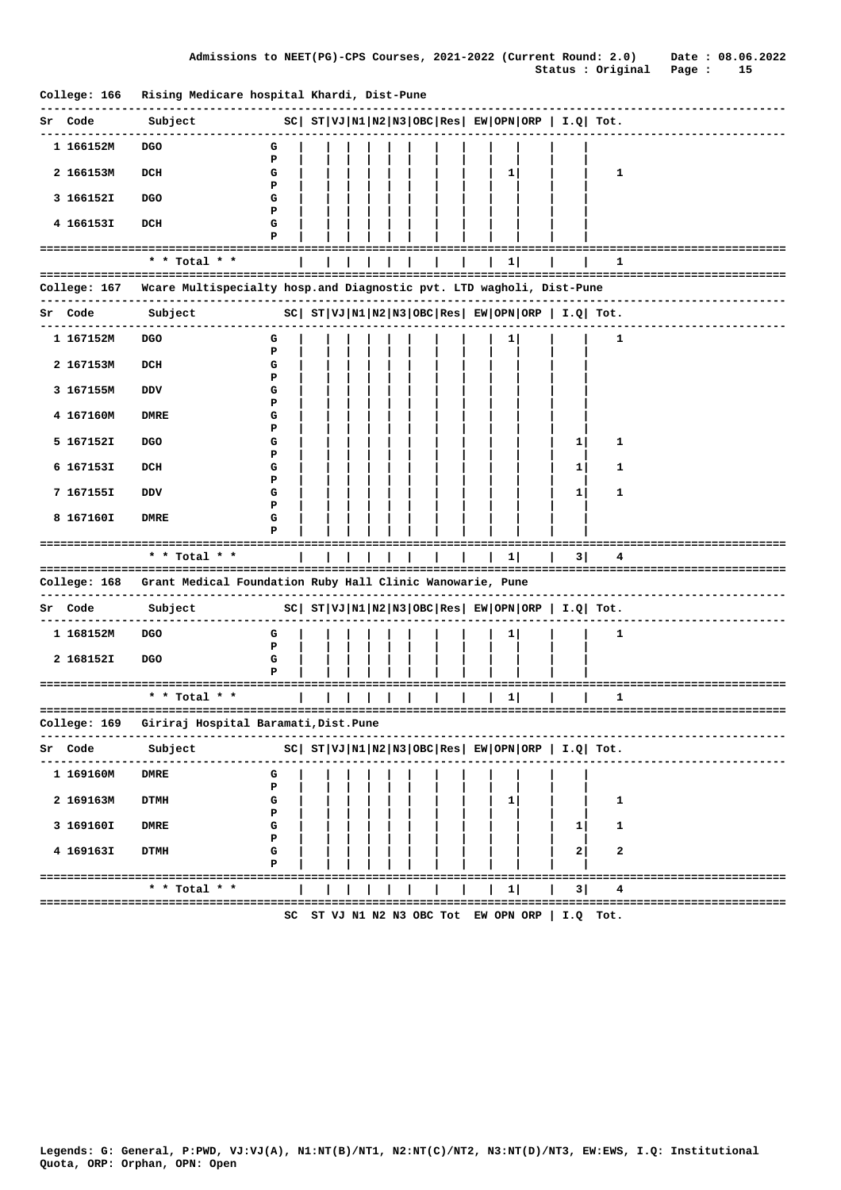Admissions to NEET(PG)-CPS Courses, 2021-2022 (Current Round: 2.0) Date : 08.06.2022
Status : Original

## College: 166 Rising Medicare hospital Khardi, Dist-Pune

| Sr | Code | Subject | | SC | ST | VJ | N1 | N2 | N3 | OBC | Res | EW | OPN | ORP | I.Q | Tot. |
|---|---|---|---|---|---|---|---|---|---|---|---|---|---|---|---|---|
| 1 | 166152M | DGO | G | | | | | | | | | | | | | |
| | | | P | | | | | | | | | | | | | |
| 2 | 166153M | DCH | G | | | | | | | | | | 1 | | | 1 |
| | | | P | | | | | | | | | | | | | |
| 3 | 166152I | DGO | G | | | | | | | | | | | | | |
| | | | P | | | | | | | | | | | | | |
| 4 | 166153I | DCH | G | | | | | | | | | | | | | |
| | | | P | | | | | | | | | | | | | |
| | | * * Total * * | | | | | | | | | | | 1 | | | 1 |

## College: 167 Wcare Multispecialty hosp.and Diagnostic pvt. LTD wagholi, Dist-Pune

| Sr | Code | Subject | | SC | ST | VJ | N1 | N2 | N3 | OBC | Res | EW | OPN | ORP | I.Q | Tot. |
|---|---|---|---|---|---|---|---|---|---|---|---|---|---|---|---|---|
| 1 | 167152M | DGO | G | | | | | | | | | | 1 | | | 1 |
| | | | P | | | | | | | | | | | | | |
| 2 | 167153M | DCH | G | | | | | | | | | | | | | |
| | | | P | | | | | | | | | | | | | |
| 3 | 167155M | DDV | G | | | | | | | | | | | | | |
| | | | P | | | | | | | | | | | | | |
| 4 | 167160M | DMRE | G | | | | | | | | | | | | | |
| | | | P | | | | | | | | | | | | | |
| 5 | 167152I | DGO | G | | | | | | | | | | | | 1 | 1 |
| | | | P | | | | | | | | | | | | | |
| 6 | 167153I | DCH | G | | | | | | | | | | | | 1 | 1 |
| | | | P | | | | | | | | | | | | | |
| 7 | 167155I | DDV | G | | | | | | | | | | | | 1 | 1 |
| | | | P | | | | | | | | | | | | | |
| 8 | 167160I | DMRE | G | | | | | | | | | | | | | |
| | | | P | | | | | | | | | | | | | |
| | | * * Total * * | | | | | | | | | | | 1 | | 3 | 4 |

## College: 168 Grant Medical Foundation Ruby Hall Clinic Wanowarie, Pune

| Sr | Code | Subject | | SC | ST | VJ | N1 | N2 | N3 | OBC | Res | EW | OPN | ORP | I.Q | Tot. |
|---|---|---|---|---|---|---|---|---|---|---|---|---|---|---|---|---|
| 1 | 168152M | DGO | G | | | | | | | | | | 1 | | | 1 |
| | | | P | | | | | | | | | | | | | |
| 2 | 168152I | DGO | G | | | | | | | | | | | | | |
| | | | P | | | | | | | | | | | | | |
| | | * * Total * * | | | | | | | | | | | 1 | | | 1 |

## College: 169 Giriraj Hospital Baramati,Dist.Pune

| Sr | Code | Subject | | SC | ST | VJ | N1 | N2 | N3 | OBC | Res | EW | OPN | ORP | I.Q | Tot. |
|---|---|---|---|---|---|---|---|---|---|---|---|---|---|---|---|---|
| 1 | 169160M | DMRE | G | | | | | | | | | | | | | |
| | | | P | | | | | | | | | | | | | |
| 2 | 169163M | DTMH | G | | | | | | | | | | 1 | | | 1 |
| | | | P | | | | | | | | | | | | | |
| 3 | 169160I | DMRE | G | | | | | | | | | | | | 1 | 1 |
| | | | P | | | | | | | | | | | | | |
| 4 | 169163I | DTMH | G | | | | | | | | | | | | 2 | 2 |
| | | | P | | | | | | | | | | | | | |
| | | * * Total * * | | | | | | | | | | | 1 | | 3 | 4 |

SC ST VJ N1 N2 N3 OBC Tot EW OPN ORP | I.Q Tot.

Legends: G: General, P:PWD, VJ:VJ(A), N1:NT(B)/NT1, N2:NT(C)/NT2, N3:NT(D)/NT3, EW:EWS, I.Q: Institutional Quota, ORP: Orphan, OPN: Open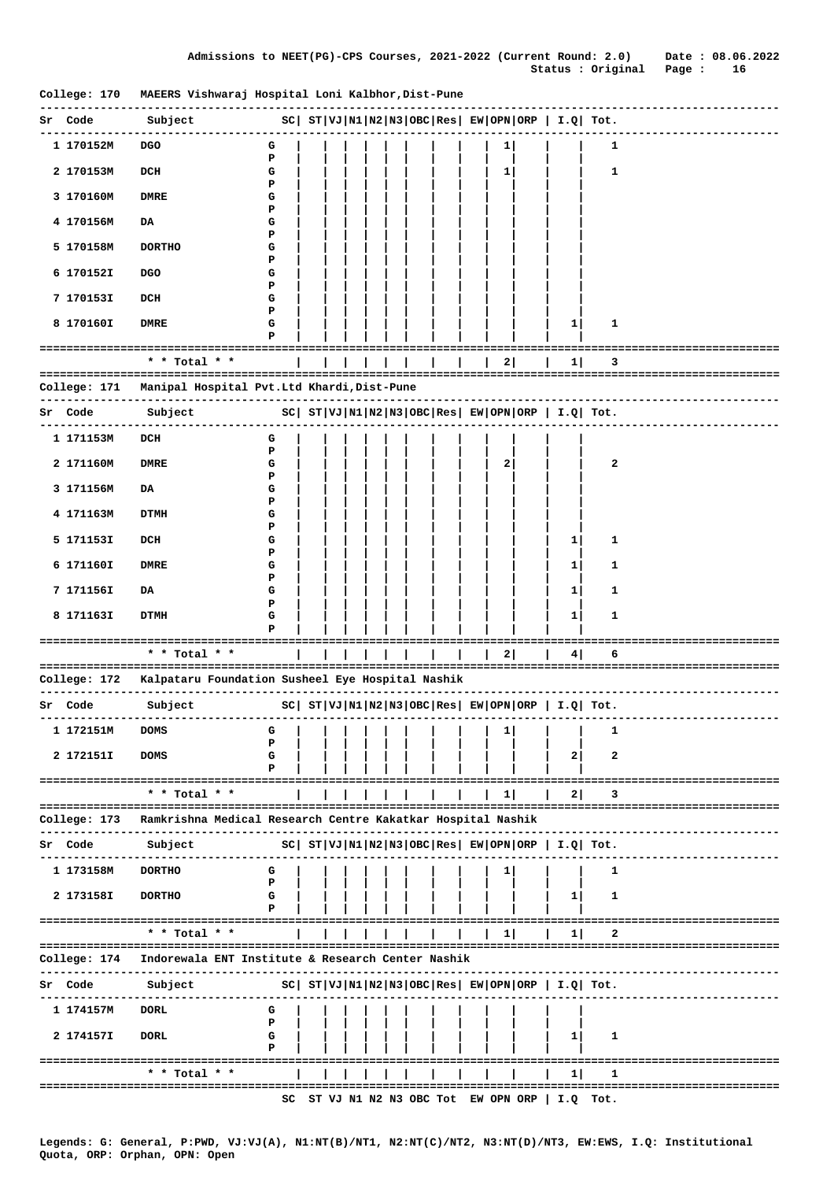Admissions to NEET(PG)-CPS Courses, 2021-2022 (Current Round: 2.0) Date : 08.06.2022
Status : Original

College: 170 MAEERS Vishwaraj Hospital Loni Kalbhor,Dist-Pune

| Sr | Code | Subject | | SC | ST | VJ | N1 | N2 | N3 | OBC | Res | EW | OPN | ORP | I.Q | Tot. |
|---|---|---|---|---|---|---|---|---|---|---|---|---|---|---|---|---|
| 1 | 170152M | DGO | G | | | | | | | | | | 1 | | | 1 |
| | | | P | | | | | | | | | | | | | |
| 2 | 170153M | DCH | G | | | | | | | | | | 1 | | | 1 |
| | | | P | | | | | | | | | | | | | |
| 3 | 170160M | DMRE | G | | | | | | | | | | | | | |
| | | | P | | | | | | | | | | | | | |
| 4 | 170156M | DA | G | | | | | | | | | | | | | |
| | | | P | | | | | | | | | | | | | |
| 5 | 170158M | DORTHO | G | | | | | | | | | | | | | |
| | | | P | | | | | | | | | | | | | |
| 6 | 170152I | DGO | G | | | | | | | | | | | | | |
| | | | P | | | | | | | | | | | | | |
| 7 | 170153I | DCH | G | | | | | | | | | | | | | |
| | | | P | | | | | | | | | | | | | |
| 8 | 170160I | DMRE | G | | | | | | | | | | | | 1 | 1 |
| | | | P | | | | | | | | | | | | | |
| | | * * Total * * | | | | | | | | | | | 2 | | 1 | 3 |

College: 171 Manipal Hospital Pvt.Ltd Khardi,Dist-Pune

| Sr | Code | Subject | | SC | ST | VJ | N1 | N2 | N3 | OBC | Res | EW | OPN | ORP | I.Q | Tot. |
|---|---|---|---|---|---|---|---|---|---|---|---|---|---|---|---|---|
| 1 | 171153M | DCH | G | | | | | | | | | | | | | |
| | | | P | | | | | | | | | | | | | |
| 2 | 171160M | DMRE | G | | | | | | | | | | 2 | | | 2 |
| | | | P | | | | | | | | | | | | | |
| 3 | 171156M | DA | G | | | | | | | | | | | | | |
| | | | P | | | | | | | | | | | | | |
| 4 | 171163M | DTMH | G | | | | | | | | | | | | | |
| | | | P | | | | | | | | | | | | | |
| 5 | 171153I | DCH | G | | | | | | | | | | | | 1 | 1 |
| | | | P | | | | | | | | | | | | | |
| 6 | 171160I | DMRE | G | | | | | | | | | | | | 1 | 1 |
| | | | P | | | | | | | | | | | | | |
| 7 | 171156I | DA | G | | | | | | | | | | | | 1 | 1 |
| | | | P | | | | | | | | | | | | | |
| 8 | 171163I | DTMH | G | | | | | | | | | | | | 1 | 1 |
| | | | P | | | | | | | | | | | | | |
| | | * * Total * * | | | | | | | | | | | 2 | | 4 | 6 |

College: 172 Kalpataru Foundation Susheel Eye Hospital Nashik

| Sr | Code | Subject | | SC | ST | VJ | N1 | N2 | N3 | OBC | Res | EW | OPN | ORP | I.Q | Tot. |
|---|---|---|---|---|---|---|---|---|---|---|---|---|---|---|---|---|
| 1 | 172151M | DOMS | G | | | | | | | | | | 1 | | | 1 |
| | | | P | | | | | | | | | | | | | |
| 2 | 172151I | DOMS | G | | | | | | | | | | | | 2 | 2 |
| | | | P | | | | | | | | | | | | | |
| | | * * Total * * | | | | | | | | | | | 1 | | 2 | 3 |

College: 173 Ramkrishna Medical Research Centre Kakatkar Hospital Nashik

| Sr | Code | Subject | | SC | ST | VJ | N1 | N2 | N3 | OBC | Res | EW | OPN | ORP | I.Q | Tot. |
|---|---|---|---|---|---|---|---|---|---|---|---|---|---|---|---|---|
| 1 | 173158M | DORTHO | G | | | | | | | | | | 1 | | | 1 |
| | | | P | | | | | | | | | | | | | |
| 2 | 173158I | DORTHO | G | | | | | | | | | | | | 1 | 1 |
| | | | P | | | | | | | | | | | | | |
| | | * * Total * * | | | | | | | | | | | 1 | | 1 | 2 |

College: 174 Indorewala ENT Institute & Research Center Nashik

| Sr | Code | Subject | | SC | ST | VJ | N1 | N2 | N3 | OBC | Res | EW | OPN | ORP | I.Q | Tot. |
|---|---|---|---|---|---|---|---|---|---|---|---|---|---|---|---|---|
| 1 | 174157M | DORL | G | | | | | | | | | | | | | |
| | | | P | | | | | | | | | | | | | |
| 2 | 174157I | DORL | G | | | | | | | | | | | | 1 | 1 |
| | | | P | | | | | | | | | | | | | |
| | | * * Total * * | | | | | | | | | | | | | 1 | 1 |

SC ST VJ N1 N2 N3 OBC Tot EW OPN ORP | I.Q Tot.

Legends: G: General, P:PWD, VJ:VJ(A), N1:NT(B)/NT1, N2:NT(C)/NT2, N3:NT(D)/NT3, EW:EWS, I.Q: Institutional Quota, ORP: Orphan, OPN: Open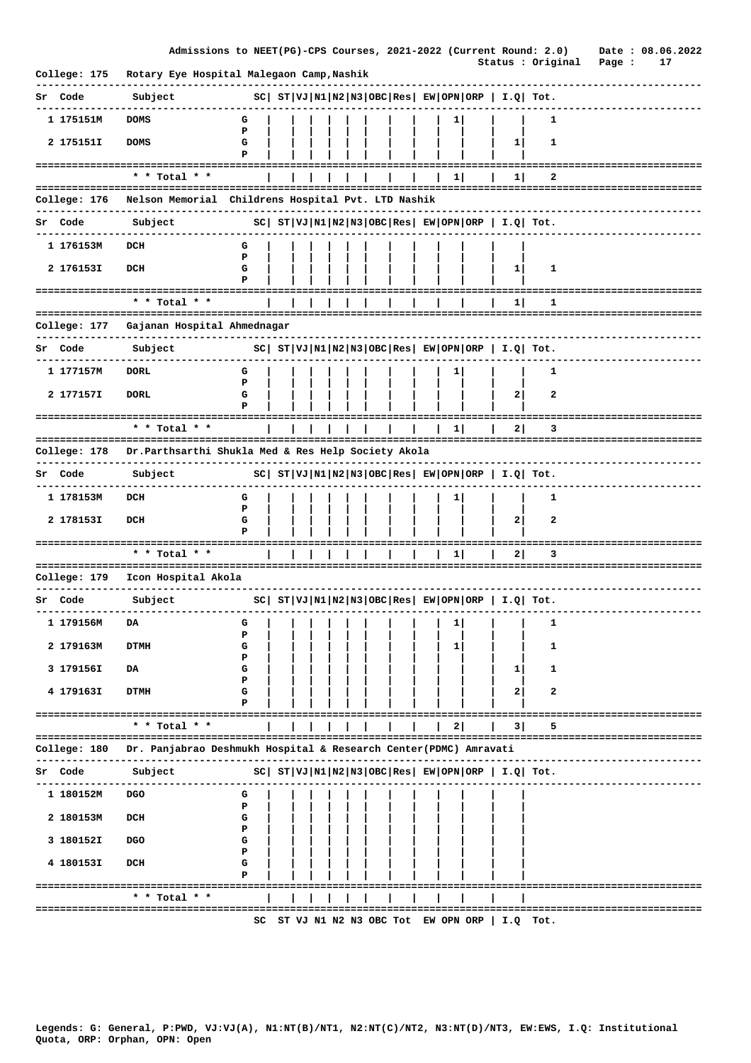Admissions to NEET(PG)-CPS Courses, 2021-2022 (Current Round: 2.0) Date : 08.06.2022
Status : Original

College: 175 Rotary Eye Hospital Malegaon Camp,Nashik

| Sr | Code | Subject | | SC | ST | VJ | N1 | N2 | N3 | OBC | Res | EW | OPN | ORP | I.Q | Tot. |
|---|---|---|---|---|---|---|---|---|---|---|---|---|---|---|---|---|
| 1 | 175151M | DOMS | G | | | | | | | | | | 1 | | | 1 |
| | | | P | | | | | | | | | | | | | |
| 2 | 175151I | DOMS | G | | | | | | | | | | | | 1 | 1 |
| | | | P | | | | | | | | | | | | | |
| | | * * Total * * | | | | | | | | | | | 1 | | 1 | 2 |

College: 176 Nelson Memorial Childrens Hospital Pvt. LTD Nashik

| Sr | Code | Subject | | SC | ST | VJ | N1 | N2 | N3 | OBC | Res | EW | OPN | ORP | I.Q | Tot. |
|---|---|---|---|---|---|---|---|---|---|---|---|---|---|---|---|---|
| 1 | 176153M | DCH | G | | | | | | | | | | | | | |
| | | | P | | | | | | | | | | | | | |
| 2 | 176153I | DCH | G | | | | | | | | | | | | 1 | 1 |
| | | | P | | | | | | | | | | | | | |
| | | * * Total * * | | | | | | | | | | | | | 1 | 1 |

College: 177 Gajanan Hospital Ahmednagar

| Sr | Code | Subject | | SC | ST | VJ | N1 | N2 | N3 | OBC | Res | EW | OPN | ORP | I.Q | Tot. |
|---|---|---|---|---|---|---|---|---|---|---|---|---|---|---|---|---|
| 1 | 177157M | DORL | G | | | | | | | | | | 1 | | | 1 |
| | | | P | | | | | | | | | | | | | |
| 2 | 177157I | DORL | G | | | | | | | | | | | | 2 | 2 |
| | | | P | | | | | | | | | | | | | |
| | | * * Total * * | | | | | | | | | | | 1 | | 2 | 3 |

College: 178 Dr.Parthsarthi Shukla Med & Res Help Society Akola

| Sr | Code | Subject | | SC | ST | VJ | N1 | N2 | N3 | OBC | Res | EW | OPN | ORP | I.Q | Tot. |
|---|---|---|---|---|---|---|---|---|---|---|---|---|---|---|---|---|
| 1 | 178153M | DCH | G | | | | | | | | | | 1 | | | 1 |
| | | | P | | | | | | | | | | | | | |
| 2 | 178153I | DCH | G | | | | | | | | | | | | 2 | 2 |
| | | | P | | | | | | | | | | | | | |
| | | * * Total * * | | | | | | | | | | | 1 | | 2 | 3 |

College: 179 Icon Hospital Akola

| Sr | Code | Subject | | SC | ST | VJ | N1 | N2 | N3 | OBC | Res | EW | OPN | ORP | I.Q | Tot. |
|---|---|---|---|---|---|---|---|---|---|---|---|---|---|---|---|---|
| 1 | 179156M | DA | G | | | | | | | | | | 1 | | | 1 |
| | | | P | | | | | | | | | | | | | |
| 2 | 179163M | DTMH | G | | | | | | | | | | 1 | | | 1 |
| | | | P | | | | | | | | | | | | | |
| 3 | 179156I | DA | G | | | | | | | | | | | | 1 | 1 |
| | | | P | | | | | | | | | | | | | |
| 4 | 179163I | DTMH | G | | | | | | | | | | | | 2 | 2 |
| | | | P | | | | | | | | | | | | | |
| | | * * Total * * | | | | | | | | | | | 2 | | 3 | 5 |

College: 180 Dr. Panjabrao Deshmukh Hospital & Research Center(PDMC) Amravati

| Sr | Code | Subject | | SC | ST | VJ | N1 | N2 | N3 | OBC | Res | EW | OPN | ORP | I.Q | Tot. |
|---|---|---|---|---|---|---|---|---|---|---|---|---|---|---|---|---|
| 1 | 180152M | DGO | G | | | | | | | | | | | | | |
| | | | P | | | | | | | | | | | | | |
| 2 | 180153M | DCH | G | | | | | | | | | | | | | |
| | | | P | | | | | | | | | | | | | |
| 3 | 180152I | DGO | G | | | | | | | | | | | | | |
| | | | P | | | | | | | | | | | | | |
| 4 | 180153I | DCH | G | | | | | | | | | | | | | |
| | | | P | | | | | | | | | | | | | |
| | | * * Total * * | | | | | | | | | | | | | | |

SC ST VJ N1 N2 N3 OBC Tot EW OPN ORP | I.Q Tot.

Legends: G: General, P:PWD, VJ:VJ(A), N1:NT(B)/NT1, N2:NT(C)/NT2, N3:NT(D)/NT3, EW:EWS, I.Q: Institutional Quota, ORP: Orphan, OPN: Open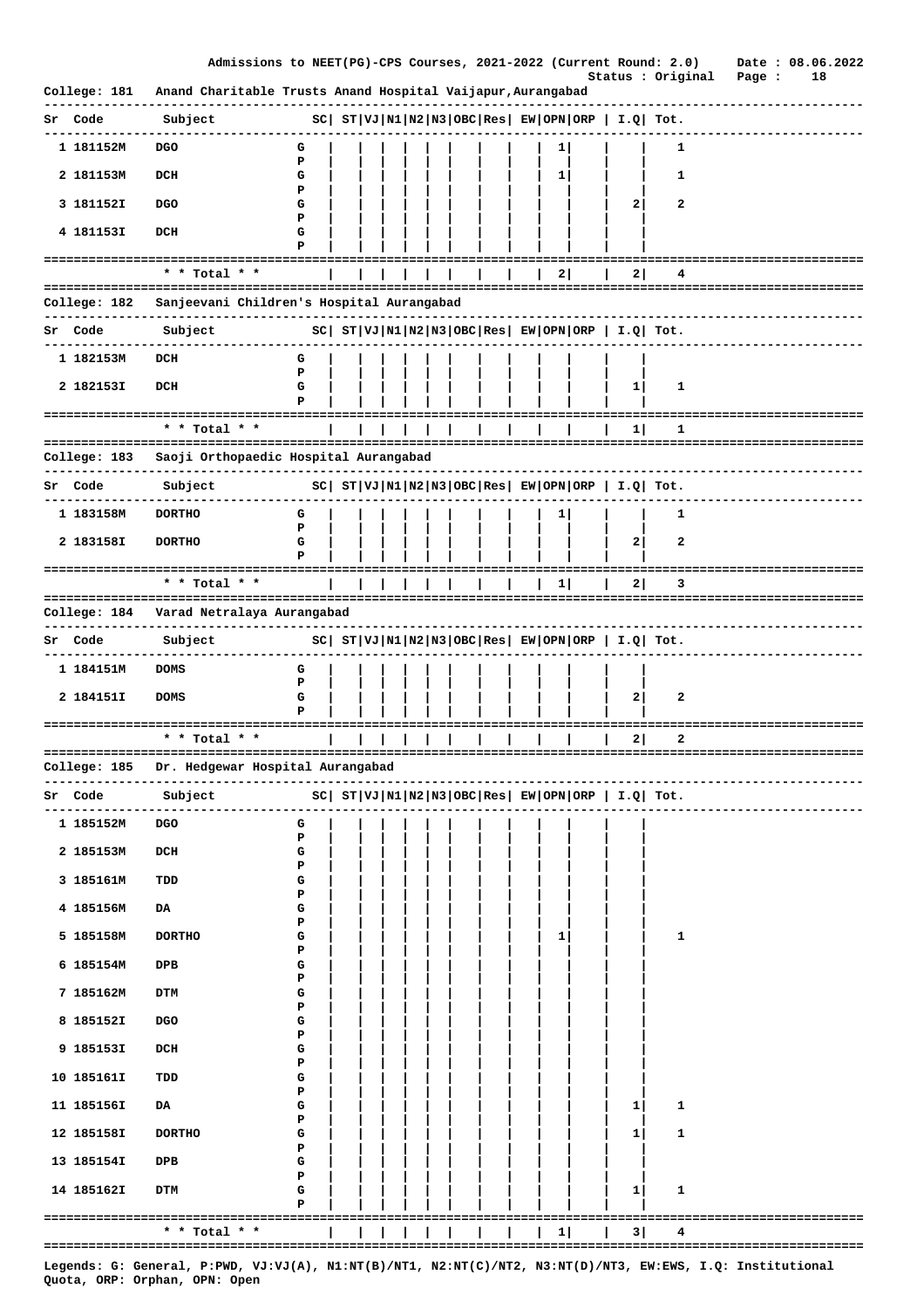Admissions to NEET(PG)-CPS Courses, 2021-2022 (Current Round: 2.0) Date : 08.06.2022

Status : Original

## College: 181 Anand Charitable Trusts Anand Hospital Vaijapur,Aurangabad

| Sr | Code | Subject | | SC | ST | VJ | N1 | N2 | N3 | OBC | Res | EW | OPN | ORP | I.Q | Tot. |
|---|---|---|---|---|---|---|---|---|---|---|---|---|---|---|---|---|
| 1 | 181152M | DGO | G | | | | | | | | | | 1 | | | 1 |
| | | | P | | | | | | | | | | | | | |
| 2 | 181153M | DCH | G | | | | | | | | | | 1 | | | 1 |
| | | | P | | | | | | | | | | | | | |
| 3 | 181152I | DGO | G | | | | | | | | | | | | 2 | 2 |
| | | | P | | | | | | | | | | | | | |
| 4 | 181153I | DCH | G | | | | | | | | | | | | | |
| | | | P | | | | | | | | | | | | | |
| | | * * Total * * | | | | | | | | | | | 2 | | 2 | 4 |

## College: 182 Sanjeevani Children's Hospital Aurangabad

| Sr | Code | Subject | | SC | ST | VJ | N1 | N2 | N3 | OBC | Res | EW | OPN | ORP | I.Q | Tot. |
|---|---|---|---|---|---|---|---|---|---|---|---|---|---|---|---|---|
| 1 | 182153M | DCH | G | | | | | | | | | | | | | |
| | | | P | | | | | | | | | | | | | |
| 2 | 182153I | DCH | G | | | | | | | | | | | | 1 | 1 |
| | | | P | | | | | | | | | | | | | |
| | | * * Total * * | | | | | | | | | | | | | 1 | 1 |

## College: 183 Saoji Orthopaedic Hospital Aurangabad

| Sr | Code | Subject | | SC | ST | VJ | N1 | N2 | N3 | OBC | Res | EW | OPN | ORP | I.Q | Tot. |
|---|---|---|---|---|---|---|---|---|---|---|---|---|---|---|---|---|
| 1 | 183158M | DORTHO | G | | | | | | | | | | 1 | | | 1 |
| | | | P | | | | | | | | | | | | | |
| 2 | 183158I | DORTHO | G | | | | | | | | | | | | 2 | 2 |
| | | | P | | | | | | | | | | | | | |
| | | * * Total * * | | | | | | | | | | | 1 | | 2 | 3 |

## College: 184 Varad Netralaya Aurangabad

| Sr | Code | Subject | | SC | ST | VJ | N1 | N2 | N3 | OBC | Res | EW | OPN | ORP | I.Q | Tot. |
|---|---|---|---|---|---|---|---|---|---|---|---|---|---|---|---|---|
| 1 | 184151M | DOMS | G | | | | | | | | | | | | | |
| | | | P | | | | | | | | | | | | | |
| 2 | 184151I | DOMS | G | | | | | | | | | | | | 2 | 2 |
| | | | P | | | | | | | | | | | | | |
| | | * * Total * * | | | | | | | | | | | | | 2 | 2 |

## College: 185 Dr. Hedgewar Hospital Aurangabad

| Sr | Code | Subject | | SC | ST | VJ | N1 | N2 | N3 | OBC | Res | EW | OPN | ORP | I.Q | Tot. |
|---|---|---|---|---|---|---|---|---|---|---|---|---|---|---|---|---|
| 1 | 185152M | DGO | G | | | | | | | | | | | | | |
| | | | P | | | | | | | | | | | | | |
| 2 | 185153M | DCH | G | | | | | | | | | | | | | |
| | | | P | | | | | | | | | | | | | |
| 3 | 185161M | TDD | G | | | | | | | | | | | | | |
| | | | P | | | | | | | | | | | | | |
| 4 | 185156M | DA | G | | | | | | | | | | | | | |
| | | | P | | | | | | | | | | | | | |
| 5 | 185158M | DORTHO | G | | | | | | | | | | 1 | | | 1 |
| | | | P | | | | | | | | | | | | | |
| 6 | 185154M | DPB | G | | | | | | | | | | | | | |
| | | | P | | | | | | | | | | | | | |
| 7 | 185162M | DTM | G | | | | | | | | | | | | | |
| | | | P | | | | | | | | | | | | | |
| 8 | 185152I | DGO | G | | | | | | | | | | | | | |
| | | | P | | | | | | | | | | | | | |
| 9 | 185153I | DCH | G | | | | | | | | | | | | | |
| | | | P | | | | | | | | | | | | | |
| 10 | 185161I | TDD | G | | | | | | | | | | | | | |
| | | | P | | | | | | | | | | | | | |
| 11 | 185156I | DA | G | | | | | | | | | | | | 1 | 1 |
| | | | P | | | | | | | | | | | | | |
| 12 | 185158I | DORTHO | G | | | | | | | | | | | | 1 | 1 |
| | | | P | | | | | | | | | | | | | |
| 13 | 185154I | DPB | G | | | | | | | | | | | | | |
| | | | P | | | | | | | | | | | | | |
| 14 | 185162I | DTM | G | | | | | | | | | | | | 1 | 1 |
| | | | P | | | | | | | | | | | | | |
| | | * * Total * * | | | | | | | | | | | 1 | | 3 | 4 |

Legends: G: General, P:PWD, VJ:VJ(A), N1:NT(B)/NT1, N2:NT(C)/NT2, N3:NT(D)/NT3, EW:EWS, I.Q: Institutional Quota, ORP: Orphan, OPN: Open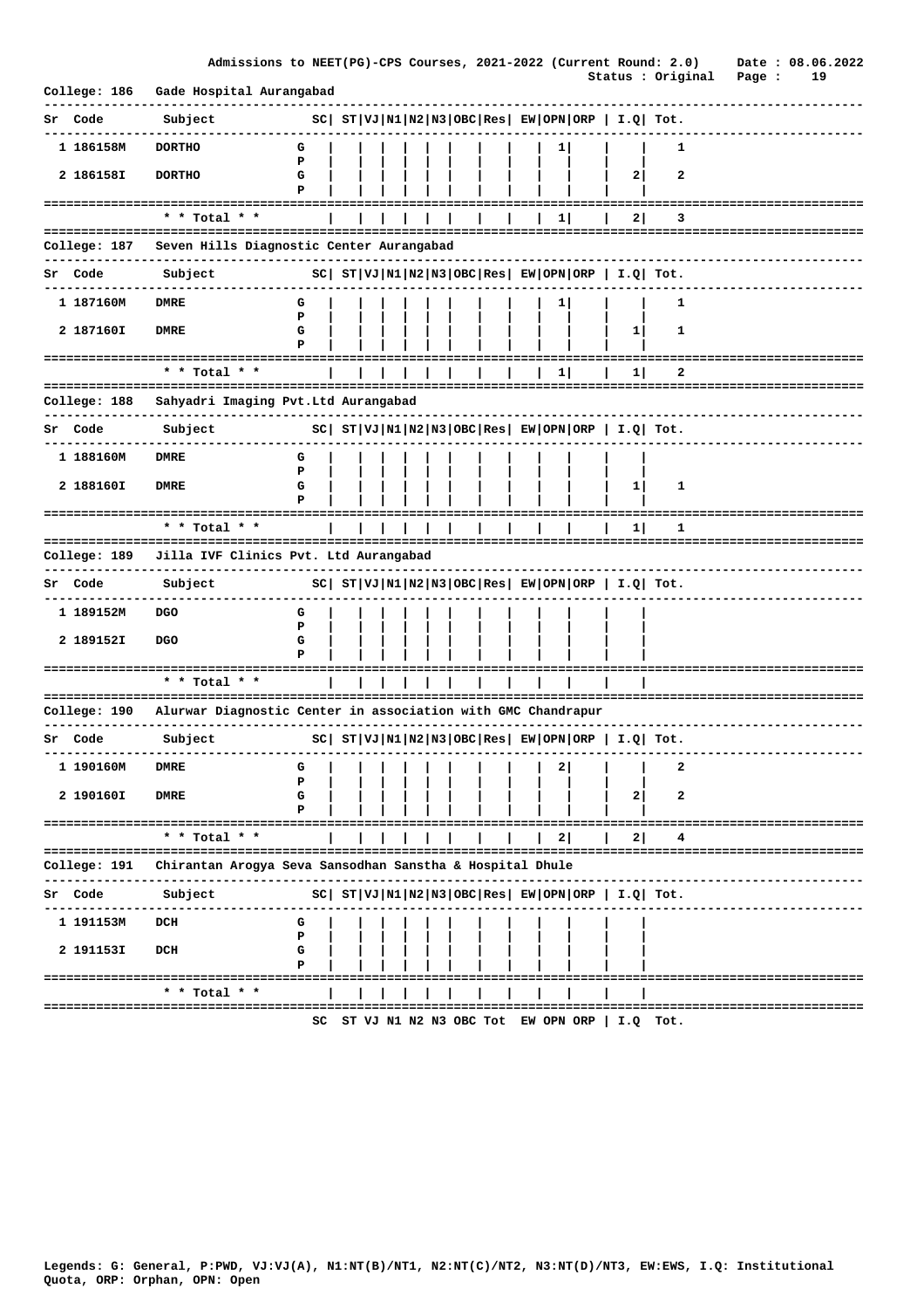Admissions to NEET(PG)-CPS Courses, 2021-2022 (Current Round: 2.0)

Status : Original

Date : 08.06.2022

## College: 186 Gade Hospital Aurangabad

| Sr | Code | Subject | | SC | ST | VJ | N1 | N2 | N3 | OBC | Res | EW | OPN | ORP | I.Q | Tot. |
|---|---|---|---|---|---|---|---|---|---|---|---|---|---|---|---|---|
| 1 | 186158M | DORTHO | G | | | | | | | | | | 1 | | | 1 |
| | | | P | | | | | | | | | | | | | |
| 2 | 186158I | DORTHO | G | | | | | | | | | | | | 2 | 2 |
| | | | P | | | | | | | | | | | | | |
| | | * * Total * * | | | | | | | | | | | 1 | | 2 | 3 |

## College: 187 Seven Hills Diagnostic Center Aurangabad

| Sr | Code | Subject | | SC | ST | VJ | N1 | N2 | N3 | OBC | Res | EW | OPN | ORP | I.Q | Tot. |
|---|---|---|---|---|---|---|---|---|---|---|---|---|---|---|---|---|
| 1 | 187160M | DMRE | G | | | | | | | | | | 1 | | | 1 |
| | | | P | | | | | | | | | | | | | |
| 2 | 187160I | DMRE | G | | | | | | | | | | | | 1 | 1 |
| | | | P | | | | | | | | | | | | | |
| | | * * Total * * | | | | | | | | | | | 1 | | 1 | 2 |

## College: 188 Sahyadri Imaging Pvt.Ltd Aurangabad

| Sr | Code | Subject | | SC | ST | VJ | N1 | N2 | N3 | OBC | Res | EW | OPN | ORP | I.Q | Tot. |
|---|---|---|---|---|---|---|---|---|---|---|---|---|---|---|---|---|
| 1 | 188160M | DMRE | G | | | | | | | | | | | | | |
| | | | P | | | | | | | | | | | | | |
| 2 | 188160I | DMRE | G | | | | | | | | | | | | 1 | 1 |
| | | | P | | | | | | | | | | | | | |
| | | * * Total * * | | | | | | | | | | | | | 1 | 1 |

## College: 189 Jilla IVF Clinics Pvt. Ltd Aurangabad

| Sr | Code | Subject | | SC | ST | VJ | N1 | N2 | N3 | OBC | Res | EW | OPN | ORP | I.Q | Tot. |
|---|---|---|---|---|---|---|---|---|---|---|---|---|---|---|---|---|
| 1 | 189152M | DGO | G | | | | | | | | | | | | | |
| | | | P | | | | | | | | | | | | | |
| 2 | 189152I | DGO | G | | | | | | | | | | | | | |
| | | | P | | | | | | | | | | | | | |
| | | * * Total * * | | | | | | | | | | | | | | |

## College: 190 Alurwar Diagnostic Center in association with GMC Chandrapur

| Sr | Code | Subject | | SC | ST | VJ | N1 | N2 | N3 | OBC | Res | EW | OPN | ORP | I.Q | Tot. |
|---|---|---|---|---|---|---|---|---|---|---|---|---|---|---|---|---|
| 1 | 190160M | DMRE | G | | | | | | | | | | 2 | | | 2 |
| | | | P | | | | | | | | | | | | | |
| 2 | 190160I | DMRE | G | | | | | | | | | | | | 2 | 2 |
| | | | P | | | | | | | | | | | | | |
| | | * * Total * * | | | | | | | | | | | 2 | | 2 | 4 |

## College: 191 Chirantan Arogya Seva Sansodhan Sanstha & Hospital Dhule

| Sr | Code | Subject | | SC | ST | VJ | N1 | N2 | N3 | OBC | Res | EW | OPN | ORP | I.Q | Tot. |
|---|---|---|---|---|---|---|---|---|---|---|---|---|---|---|---|---|
| 1 | 191153M | DCH | G | | | | | | | | | | | | | |
| | | | P | | | | | | | | | | | | | |
| 2 | 191153I | DCH | G | | | | | | | | | | | | | |
| | | | P | | | | | | | | | | | | | |
| | | * * Total * * | | | | | | | | | | | | | | |

SC ST VJ N1 N2 N3 OBC Tot EW OPN ORP | I.Q Tot.

Legends: G: General, P:PWD, VJ:VJ(A), N1:NT(B)/NT1, N2:NT(C)/NT2, N3:NT(D)/NT3, EW:EWS, I.Q: Institutional Quota, ORP: Orphan, OPN: Open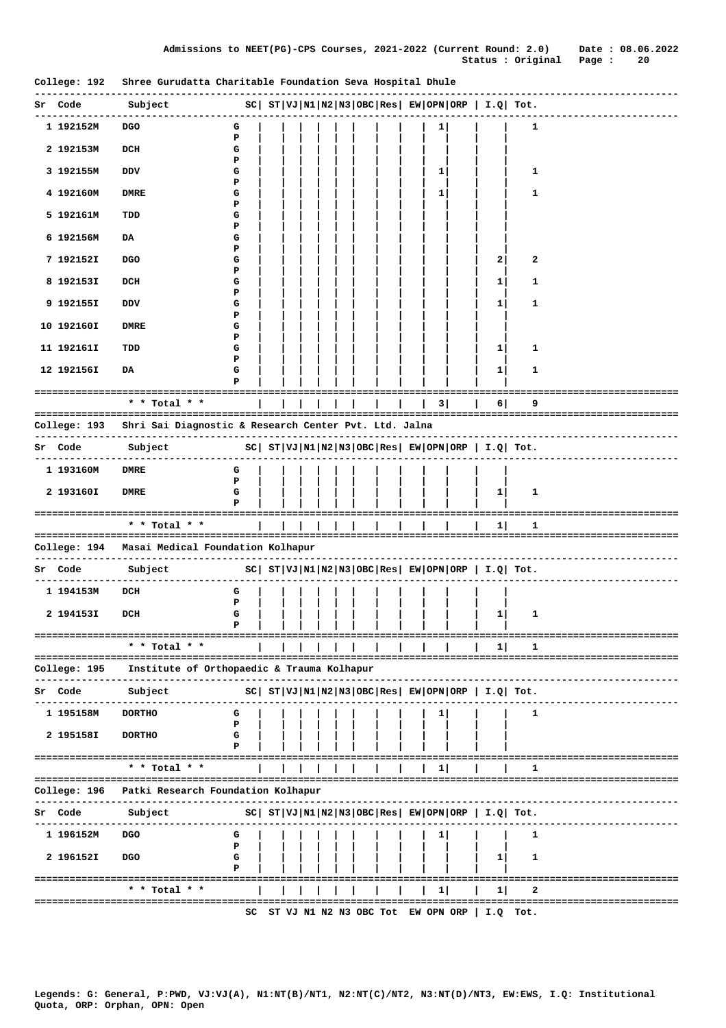Admissions to NEET(PG)-CPS Courses, 2021-2022 (Current Round: 2.0) Date : 08.06.2022
Status : Original

**College: 192 Shree Gurudatta Charitable Foundation Seva Hospital Dhule**

| Sr | Code | Subject | | SC | ST | VJ | N1 | N2 | N3 | OBC | Res | EW | OPN | ORP | I.Q | Tot. |
|---|---|---|---|---|---|---|---|---|---|---|---|---|---|---|---|---|
| 1 | 192152M | DGO | G | | | | | | | | | | 1 | | | 1 |
| | | | P | | | | | | | | | | | | | |
| 2 | 192153M | DCH | G | | | | | | | | | | | | | |
| | | | P | | | | | | | | | | | | | |
| 3 | 192155M | DDV | G | | | | | | | | | | 1 | | | 1 |
| | | | P | | | | | | | | | | | | | |
| 4 | 192160M | DMRE | G | | | | | | | | | | 1 | | | 1 |
| | | | P | | | | | | | | | | | | | |
| 5 | 192161M | TDD | G | | | | | | | | | | | | | |
| | | | P | | | | | | | | | | | | | |
| 6 | 192156M | DA | G | | | | | | | | | | | | | |
| | | | P | | | | | | | | | | | | | |
| 7 | 192152I | DGO | G | | | | | | | | | | | | 2 | 2 |
| | | | P | | | | | | | | | | | | | |
| 8 | 192153I | DCH | G | | | | | | | | | | | | 1 | 1 |
| | | | P | | | | | | | | | | | | | |
| 9 | 192155I | DDV | G | | | | | | | | | | | | 1 | 1 |
| | | | P | | | | | | | | | | | | | |
| 10 | 192160I | DMRE | G | | | | | | | | | | | | | |
| | | | P | | | | | | | | | | | | | |
| 11 | 192161I | TDD | G | | | | | | | | | | | | 1 | 1 |
| | | | P | | | | | | | | | | | | | |
| 12 | 192156I | DA | G | | | | | | | | | | | | 1 | 1 |
| | | | P | | | | | | | | | | | | | |
| | | * * Total * * | | | | | | | | | | | 3 | | 6 | 9 |

**College: 193 Shri Sai Diagnostic & Research Center Pvt. Ltd. Jalna**

| Sr | Code | Subject | | SC | ST | VJ | N1 | N2 | N3 | OBC | Res | EW | OPN | ORP | I.Q | Tot. |
|---|---|---|---|---|---|---|---|---|---|---|---|---|---|---|---|---|
| 1 | 193160M | DMRE | G | | | | | | | | | | | | | |
| | | | P | | | | | | | | | | | | | |
| 2 | 193160I | DMRE | G | | | | | | | | | | | | 1 | 1 |
| | | | P | | | | | | | | | | | | | |
| | | * * Total * * | | | | | | | | | | | | | 1 | 1 |

**College: 194 Masai Medical Foundation Kolhapur**

| Sr | Code | Subject | | SC | ST | VJ | N1 | N2 | N3 | OBC | Res | EW | OPN | ORP | I.Q | Tot. |
|---|---|---|---|---|---|---|---|---|---|---|---|---|---|---|---|---|
| 1 | 194153M | DCH | G | | | | | | | | | | | | | |
| | | | P | | | | | | | | | | | | | |
| 2 | 194153I | DCH | G | | | | | | | | | | | | 1 | 1 |
| | | | P | | | | | | | | | | | | | |
| | | * * Total * * | | | | | | | | | | | | | 1 | 1 |

**College: 195 Institute of Orthopaedic & Trauma Kolhapur**

| Sr | Code | Subject | | SC | ST | VJ | N1 | N2 | N3 | OBC | Res | EW | OPN | ORP | I.Q | Tot. |
|---|---|---|---|---|---|---|---|---|---|---|---|---|---|---|---|---|
| 1 | 195158M | DORTHO | G | | | | | | | | | | 1 | | | 1 |
| | | | P | | | | | | | | | | | | | |
| 2 | 195158I | DORTHO | G | | | | | | | | | | | | | |
| | | | P | | | | | | | | | | | | | |
| | | * * Total * * | | | | | | | | | | | 1 | | | 1 |

**College: 196 Patki Research Foundation Kolhapur**

| Sr | Code | Subject | | SC | ST | VJ | N1 | N2 | N3 | OBC | Res | EW | OPN | ORP | I.Q | Tot. |
|---|---|---|---|---|---|---|---|---|---|---|---|---|---|---|---|---|
| 1 | 196152M | DGO | G | | | | | | | | | | 1 | | | 1 |
| | | | P | | | | | | | | | | | | | |
| 2 | 196152I | DGO | G | | | | | | | | | | | | 1 | 1 |
| | | | P | | | | | | | | | | | | | |
| | | * * Total * * | | | | | | | | | | | 1 | | 1 | 2 |

SC ST VJ N1 N2 N3 OBC Tot EW OPN ORP | I.Q Tot.

Legends: G: General, P:PWD, VJ:VJ(A), N1:NT(B)/NT1, N2:NT(C)/NT2, N3:NT(D)/NT3, EW:EWS, I.Q: Institutional Quota, ORP: Orphan, OPN: Open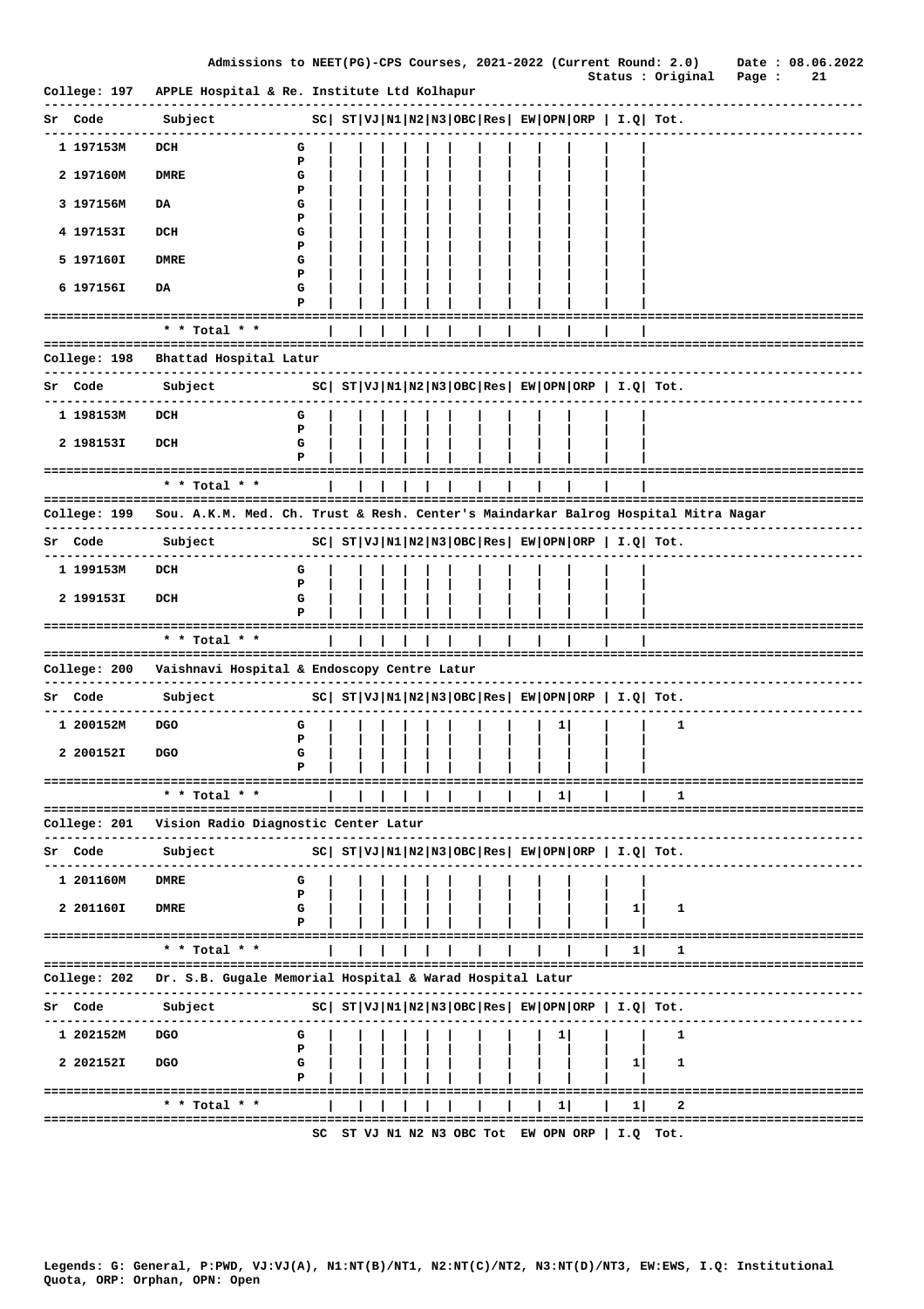## College: 197 APPLE Hospital & Re. Institute Ltd Kolhapur

| Sr | Code | Subject | | SC | ST | VJ | N1 | N2 | N3 | OBC | Res | EW | OPN | ORP | I.Q | Tot. |
|---|---|---|---|---|---|---|---|---|---|---|---|---|---|---|---|---|
| 1 | 197153M | DCH | G | | | | | | | | | | | | | |
| | | | P | | | | | | | | | | | | | |
| 2 | 197160M | DMRE | G | | | | | | | | | | | | | |
| | | | P | | | | | | | | | | | | | |
| 3 | 197156M | DA | G | | | | | | | | | | | | | |
| | | | P | | | | | | | | | | | | | |
| 4 | 197153I | DCH | G | | | | | | | | | | | | | |
| | | | P | | | | | | | | | | | | | |
| 5 | 197160I | DMRE | G | | | | | | | | | | | | | |
| | | | P | | | | | | | | | | | | | |
| 6 | 197156I | DA | G | | | | | | | | | | | | | |
| | | | P | | | | | | | | | | | | | |
| | | * * Total * * | | | | | | | | | | | | | | |

## College: 198 Bhattad Hospital Latur

| Sr | Code | Subject | | SC | ST | VJ | N1 | N2 | N3 | OBC | Res | EW | OPN | ORP | I.Q | Tot. |
|---|---|---|---|---|---|---|---|---|---|---|---|---|---|---|---|---|
| 1 | 198153M | DCH | G | | | | | | | | | | | | | |
| | | | P | | | | | | | | | | | | | |
| 2 | 198153I | DCH | G | | | | | | | | | | | | | |
| | | | P | | | | | | | | | | | | | |
| | | * * Total * * | | | | | | | | | | | | | | |

## College: 199 Sou. A.K.M. Med. Ch. Trust & Resh. Center's Maindarkar Balrog Hospital Mitra Nagar

| Sr | Code | Subject | | SC | ST | VJ | N1 | N2 | N3 | OBC | Res | EW | OPN | ORP | I.Q | Tot. |
|---|---|---|---|---|---|---|---|---|---|---|---|---|---|---|---|---|
| 1 | 199153M | DCH | G | | | | | | | | | | | | | |
| | | | P | | | | | | | | | | | | | |
| 2 | 199153I | DCH | G | | | | | | | | | | | | | |
| | | | P | | | | | | | | | | | | | |
| | | * * Total * * | | | | | | | | | | | | | | |

## College: 200 Vaishnavi Hospital & Endoscopy Centre Latur

| Sr | Code | Subject | | SC | ST | VJ | N1 | N2 | N3 | OBC | Res | EW | OPN | ORP | I.Q | Tot. |
|---|---|---|---|---|---|---|---|---|---|---|---|---|---|---|---|---|
| 1 | 200152M | DGO | G | | | | | | | | | | 1 | | | 1 |
| | | | P | | | | | | | | | | | | | |
| 2 | 200152I | DGO | G | | | | | | | | | | | | | |
| | | | P | | | | | | | | | | | | | |
| | | * * Total * * | | | | | | | | | | | 1 | | | 1 |

## College: 201 Vision Radio Diagnostic Center Latur

| Sr | Code | Subject | | SC | ST | VJ | N1 | N2 | N3 | OBC | Res | EW | OPN | ORP | I.Q | Tot. |
|---|---|---|---|---|---|---|---|---|---|---|---|---|---|---|---|---|
| 1 | 201160M | DMRE | G | | | | | | | | | | | | | |
| | | | P | | | | | | | | | | | | | |
| 2 | 201160I | DMRE | G | | | | | | | | | | | | 1 | 1 |
| | | | P | | | | | | | | | | | | | |
| | | * * Total * * | | | | | | | | | | | | | 1 | 1 |

## College: 202 Dr. S.B. Gugale Memorial Hospital & Warad Hospital Latur

| Sr | Code | Subject | | SC | ST | VJ | N1 | N2 | N3 | OBC | Res | EW | OPN | ORP | I.Q | Tot. |
|---|---|---|---|---|---|---|---|---|---|---|---|---|---|---|---|---|
| 1 | 202152M | DGO | G | | | | | | | | | | 1 | | | 1 |
| | | | P | | | | | | | | | | | | | |
| 2 | 202152I | DGO | G | | | | | | | | | | | | 1 | 1 |
| | | | P | | | | | | | | | | | | | |
| | | * * Total * * | | | | | | | | | | | 1 | | 1 | 2 |

SC ST VJ N1 N2 N3 OBC Tot EW OPN ORP | I.Q Tot.

Legends: G: General, P:PWD, VJ:VJ(A), N1:NT(B)/NT1, N2:NT(C)/NT2, N3:NT(D)/NT3, EW:EWS, I.Q: Institutional Quota, ORP: Orphan, OPN: Open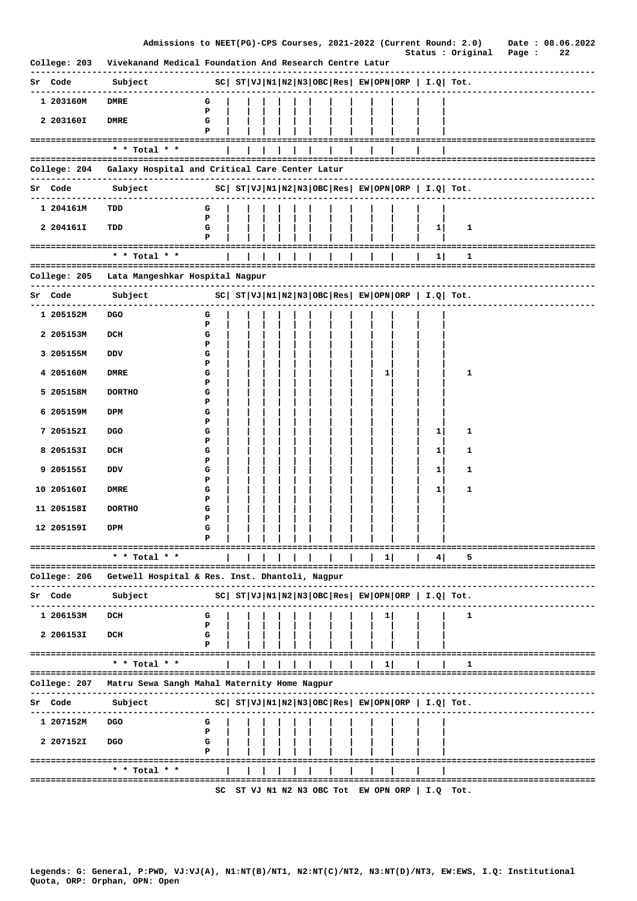Admissions to NEET(PG)-CPS Courses, 2021-2022 (Current Round: 2.0) Date : 08.06.2022
Status : Original

## College: 203 Vivekanand Medical Foundation And Research Centre Latur

| Sr | Code | Subject | | SC | ST | VJ | N1 | N2 | N3 | OBC | Res | EW | OPN | ORP | I.Q | Tot. |
|---|---|---|---|---|---|---|---|---|---|---|---|---|---|---|---|---|
| 1 | 203160M | DMRE | G | | | | | | | | | | | | | |
| | | | P | | | | | | | | | | | | | |
| 2 | 203160I | DMRE | G | | | | | | | | | | | | | |
| | | | P | | | | | | | | | | | | | |
| | | * * Total * * | | | | | | | | | | | | | | |

## College: 204 Galaxy Hospital and Critical Care Center Latur

| Sr | Code | Subject | | SC | ST | VJ | N1 | N2 | N3 | OBC | Res | EW | OPN | ORP | I.Q | Tot. |
|---|---|---|---|---|---|---|---|---|---|---|---|---|---|---|---|---|
| 1 | 204161M | TDD | G | | | | | | | | | | | | | |
| | | | P | | | | | | | | | | | | | |
| 2 | 204161I | TDD | G | | | | | | | | | | | | 1 | 1 |
| | | | P | | | | | | | | | | | | | |
| | | * * Total * * | | | | | | | | | | | | | 1 | 1 |

## College: 205 Lata Mangeshkar Hospital Nagpur

| Sr | Code | Subject | | SC | ST | VJ | N1 | N2 | N3 | OBC | Res | EW | OPN | ORP | I.Q | Tot. |
|---|---|---|---|---|---|---|---|---|---|---|---|---|---|---|---|---|
| 1 | 205152M | DGO | G | | | | | | | | | | | | | |
| | | | P | | | | | | | | | | | | | |
| 2 | 205153M | DCH | G | | | | | | | | | | | | | |
| | | | P | | | | | | | | | | | | | |
| 3 | 205155M | DDV | G | | | | | | | | | | | | | |
| | | | P | | | | | | | | | | | | | |
| 4 | 205160M | DMRE | G | | | | | | | | | | 1 | | | 1 |
| | | | P | | | | | | | | | | | | | |
| 5 | 205158M | DORTHO | G | | | | | | | | | | | | | |
| | | | P | | | | | | | | | | | | | |
| 6 | 205159M | DPM | G | | | | | | | | | | | | | |
| | | | P | | | | | | | | | | | | | |
| 7 | 205152I | DGO | G | | | | | | | | | | | | 1 | 1 |
| | | | P | | | | | | | | | | | | | |
| 8 | 205153I | DCH | G | | | | | | | | | | | | 1 | 1 |
| | | | P | | | | | | | | | | | | | |
| 9 | 205155I | DDV | G | | | | | | | | | | | | 1 | 1 |
| | | | P | | | | | | | | | | | | | |
| 10 | 205160I | DMRE | G | | | | | | | | | | | | 1 | 1 |
| | | | P | | | | | | | | | | | | | |
| 11 | 205158I | DORTHO | G | | | | | | | | | | | | | |
| | | | P | | | | | | | | | | | | | |
| 12 | 205159I | DPM | G | | | | | | | | | | | | | |
| | | | P | | | | | | | | | | | | | |
| | | * * Total * * | | | | | | | | | | | 1 | | 4 | 5 |

## College: 206 Getwell Hospital & Res. Inst. Dhantoli, Nagpur

| Sr | Code | Subject | | SC | ST | VJ | N1 | N2 | N3 | OBC | Res | EW | OPN | ORP | I.Q | Tot. |
|---|---|---|---|---|---|---|---|---|---|---|---|---|---|---|---|---|
| 1 | 206153M | DCH | G | | | | | | | | | | 1 | | | 1 |
| | | | P | | | | | | | | | | | | | |
| 2 | 206153I | DCH | G | | | | | | | | | | | | | |
| | | | P | | | | | | | | | | | | | |
| | | * * Total * * | | | | | | | | | | | 1 | | | 1 |

## College: 207 Matru Sewa Sangh Mahal Maternity Home Nagpur

| Sr | Code | Subject | | SC | ST | VJ | N1 | N2 | N3 | OBC | Res | EW | OPN | ORP | I.Q | Tot. |
|---|---|---|---|---|---|---|---|---|---|---|---|---|---|---|---|---|
| 1 | 207152M | DGO | G | | | | | | | | | | | | | |
| | | | P | | | | | | | | | | | | | |
| 2 | 207152I | DGO | G | | | | | | | | | | | | | |
| | | | P | | | | | | | | | | | | | |
| | | * * Total * * | | | | | | | | | | | | | | |

SC ST VJ N1 N2 N3 OBC Tot EW OPN ORP | I.Q Tot.

Legends: G: General, P:PWD, VJ:VJ(A), N1:NT(B)/NT1, N2:NT(C)/NT2, N3:NT(D)/NT3, EW:EWS, I.Q: Institutional Quota, ORP: Orphan, OPN: Open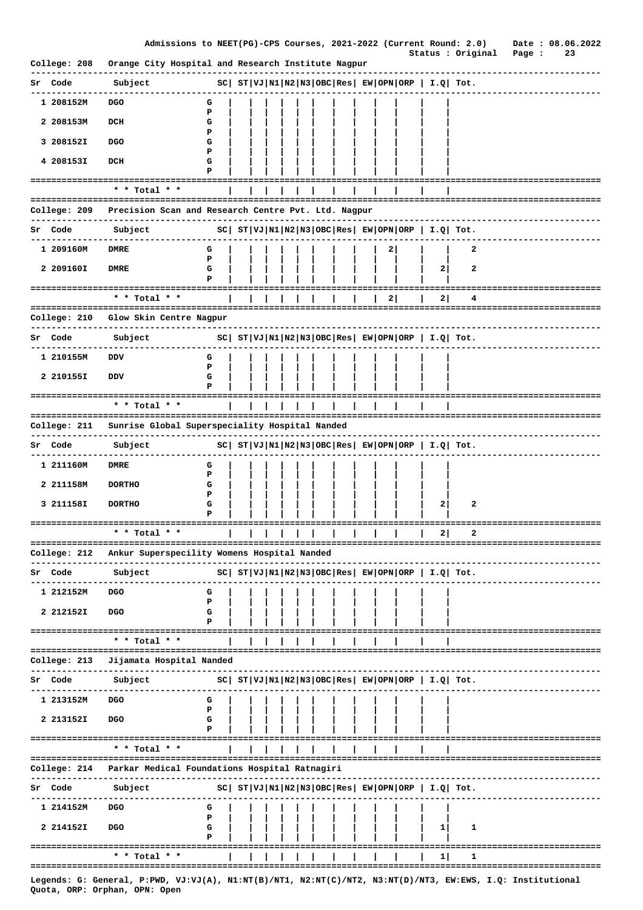Admissions to NEET(PG)-CPS Courses, 2021-2022 (Current Round: 2.0) Date : 08.06.2022
Status : Original

**College: 208 Orange City Hospital and Research Institute Nagpur**

| Sr | Code | Subject | | SC | ST | VJ | N1 | N2 | N3 | OBC | Res | EW | OPN | ORP | I.Q | Tot. |
|---|---|---|---|---|---|---|---|---|---|---|---|---|---|---|---|---|
| 1 | 208152M | DGO | G | | | | | | | | | | | | | |
| | | | P | | | | | | | | | | | | | |
| 2 | 208153M | DCH | G | | | | | | | | | | | | | |
| | | | P | | | | | | | | | | | | | |
| 3 | 208152I | DGO | G | | | | | | | | | | | | | |
| | | | P | | | | | | | | | | | | | |
| 4 | 208153I | DCH | G | | | | | | | | | | | | | |
| | | | P | | | | | | | | | | | | | |
| | | * * Total * * | | | | | | | | | | | | | | |

**College: 209 Precision Scan and Research Centre Pvt. Ltd. Nagpur**

| Sr | Code | Subject | | SC | ST | VJ | N1 | N2 | N3 | OBC | Res | EW | OPN | ORP | I.Q | Tot. |
|---|---|---|---|---|---|---|---|---|---|---|---|---|---|---|---|---|
| 1 | 209160M | DMRE | G | | | | | | | | | | 2 | | | 2 |
| | | | P | | | | | | | | | | | | | |
| 2 | 209160I | DMRE | G | | | | | | | | | | | | 2 | 2 |
| | | | P | | | | | | | | | | | | | |
| | | * * Total * * | | | | | | | | | | | 2 | | 2 | 4 |

**College: 210 Glow Skin Centre Nagpur**

| Sr | Code | Subject | | SC | ST | VJ | N1 | N2 | N3 | OBC | Res | EW | OPN | ORP | I.Q | Tot. |
|---|---|---|---|---|---|---|---|---|---|---|---|---|---|---|---|---|
| 1 | 210155M | DDV | G | | | | | | | | | | | | | |
| | | | P | | | | | | | | | | | | | |
| 2 | 210155I | DDV | G | | | | | | | | | | | | | |
| | | | P | | | | | | | | | | | | | |
| | | * * Total * * | | | | | | | | | | | | | | |

**College: 211 Sunrise Global Superspeciality Hospital Nanded**

| Sr | Code | Subject | | SC | ST | VJ | N1 | N2 | N3 | OBC | Res | EW | OPN | ORP | I.Q | Tot. |
|---|---|---|---|---|---|---|---|---|---|---|---|---|---|---|---|---|
| 1 | 211160M | DMRE | G | | | | | | | | | | | | | |
| | | | P | | | | | | | | | | | | | |
| 2 | 211158M | DORTHO | G | | | | | | | | | | | | | |
| | | | P | | | | | | | | | | | | | |
| 3 | 211158I | DORTHO | G | | | | | | | | | | | | 2 | 2 |
| | | | P | | | | | | | | | | | | | |
| | | * * Total * * | | | | | | | | | | | | | 2 | 2 |

**College: 212 Ankur Superspecility Womens Hospital Nanded**

| Sr | Code | Subject | | SC | ST | VJ | N1 | N2 | N3 | OBC | Res | EW | OPN | ORP | I.Q | Tot. |
|---|---|---|---|---|---|---|---|---|---|---|---|---|---|---|---|---|
| 1 | 212152M | DGO | G | | | | | | | | | | | | | |
| | | | P | | | | | | | | | | | | | |
| 2 | 212152I | DGO | G | | | | | | | | | | | | | |
| | | | P | | | | | | | | | | | | | |
| | | * * Total * * | | | | | | | | | | | | | | |

**College: 213 Jijamata Hospital Nanded**

| Sr | Code | Subject | | SC | ST | VJ | N1 | N2 | N3 | OBC | Res | EW | OPN | ORP | I.Q | Tot. |
|---|---|---|---|---|---|---|---|---|---|---|---|---|---|---|---|---|
| 1 | 213152M | DGO | G | | | | | | | | | | | | | |
| | | | P | | | | | | | | | | | | | |
| 2 | 213152I | DGO | G | | | | | | | | | | | | | |
| | | | P | | | | | | | | | | | | | |
| | | * * Total * * | | | | | | | | | | | | | | |

**College: 214 Parkar Medical Foundations Hospital Ratnagiri**

| Sr | Code | Subject | | SC | ST | VJ | N1 | N2 | N3 | OBC | Res | EW | OPN | ORP | I.Q | Tot. |
|---|---|---|---|---|---|---|---|---|---|---|---|---|---|---|---|---|
| 1 | 214152M | DGO | G | | | | | | | | | | | | | |
| | | | P | | | | | | | | | | | | | |
| 2 | 214152I | DGO | G | | | | | | | | | | | | 1 | 1 |
| | | | P | | | | | | | | | | | | | |
| | | * * Total * * | | | | | | | | | | | | | 1 | 1 |

Legends: G: General, P:PWD, VJ:VJ(A), N1:NT(B)/NT1, N2:NT(C)/NT2, N3:NT(D)/NT3, EW:EWS, I.Q: Institutional Quota, ORP: Orphan, OPN: Open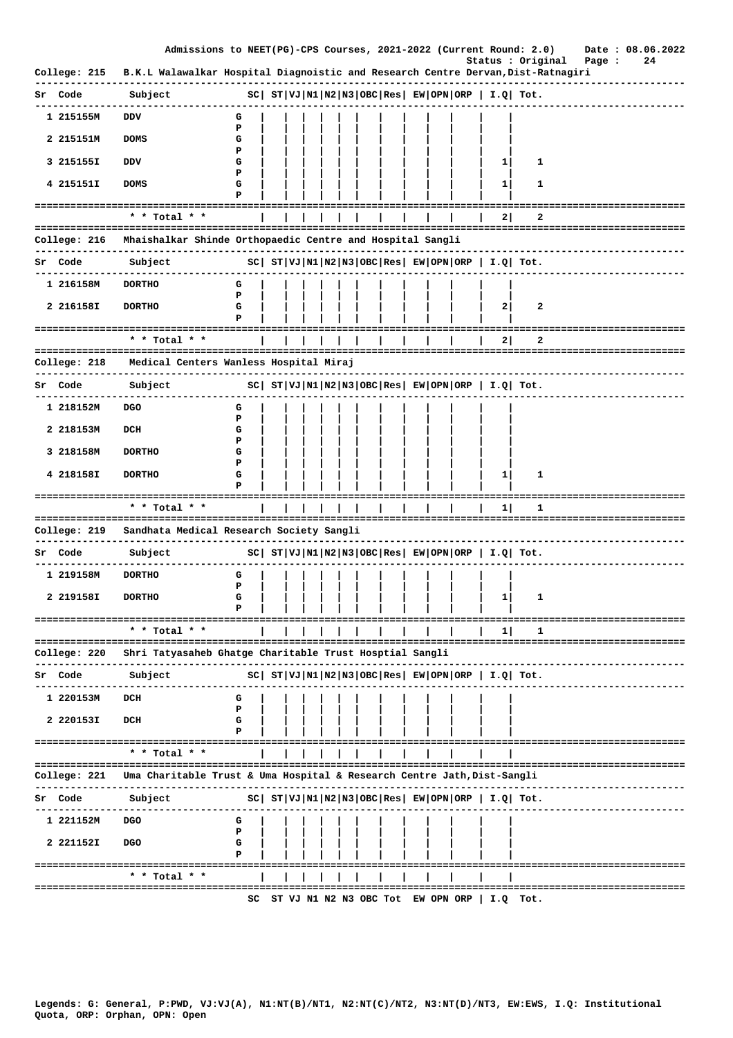Admissions to NEET(PG)-CPS Courses, 2021-2022 (Current Round: 2.0) Date : 08.06.2022

Status : Original

**College: 215 B.K.L Walawalkar Hospital Diagnoistic and Research Centre Dervan,Dist-Ratnagiri**

| Sr | Code | Subject | | SC | ST | VJ | N1 | N2 | N3 | OBC | Res | EW | OPN | ORP | I.Q | Tot. |
|---|---|---|---|---|---|---|---|---|---|---|---|---|---|---|---|---|
| 1 | 215155M | DDV | G | | | | | | | | | | | | | |
| | | | P | | | | | | | | | | | | | |
| 2 | 215151M | DOMS | G | | | | | | | | | | | | | |
| | | | P | | | | | | | | | | | | | |
| 3 | 215155I | DDV | G | | | | | | | | | | | | 1 | 1 |
| | | | P | | | | | | | | | | | | | |
| 4 | 215151I | DOMS | G | | | | | | | | | | | | 1 | 1 |
| | | | P | | | | | | | | | | | | | |
| | | * * Total * * | | | | | | | | | | | | | 2 | 2 |

**College: 216 Mhaishalkar Shinde Orthopaedic Centre and Hospital Sangli**

| Sr | Code | Subject | | SC | ST | VJ | N1 | N2 | N3 | OBC | Res | EW | OPN | ORP | I.Q | Tot. |
|---|---|---|---|---|---|---|---|---|---|---|---|---|---|---|---|---|
| 1 | 216158M | DORTHO | G | | | | | | | | | | | | | |
| | | | P | | | | | | | | | | | | | |
| 2 | 216158I | DORTHO | G | | | | | | | | | | | | 2 | 2 |
| | | | P | | | | | | | | | | | | | |
| | | * * Total * * | | | | | | | | | | | | | 2 | 2 |

**College: 218 Medical Centers Wanless Hospital Miraj**

| Sr | Code | Subject | | SC | ST | VJ | N1 | N2 | N3 | OBC | Res | EW | OPN | ORP | I.Q | Tot. |
|---|---|---|---|---|---|---|---|---|---|---|---|---|---|---|---|---|
| 1 | 218152M | DGO | G | | | | | | | | | | | | | |
| | | | P | | | | | | | | | | | | | |
| 2 | 218153M | DCH | G | | | | | | | | | | | | | |
| | | | P | | | | | | | | | | | | | |
| 3 | 218158M | DORTHO | G | | | | | | | | | | | | | |
| | | | P | | | | | | | | | | | | | |
| 4 | 218158I | DORTHO | G | | | | | | | | | | | | 1 | 1 |
| | | | P | | | | | | | | | | | | | |
| | | * * Total * * | | | | | | | | | | | | | 1 | 1 |

**College: 219 Sandhata Medical Research Society Sangli**

| Sr | Code | Subject | | SC | ST | VJ | N1 | N2 | N3 | OBC | Res | EW | OPN | ORP | I.Q | Tot. |
|---|---|---|---|---|---|---|---|---|---|---|---|---|---|---|---|---|
| 1 | 219158M | DORTHO | G | | | | | | | | | | | | | |
| | | | P | | | | | | | | | | | | | |
| 2 | 219158I | DORTHO | G | | | | | | | | | | | | 1 | 1 |
| | | | P | | | | | | | | | | | | | |
| | | * * Total * * | | | | | | | | | | | | | 1 | 1 |

**College: 220 Shri Tatyasaheb Ghatge Charitable Trust Hosptial Sangli**

| Sr | Code | Subject | | SC | ST | VJ | N1 | N2 | N3 | OBC | Res | EW | OPN | ORP | I.Q | Tot. |
|---|---|---|---|---|---|---|---|---|---|---|---|---|---|---|---|---|
| 1 | 220153M | DCH | G | | | | | | | | | | | | | |
| | | | P | | | | | | | | | | | | | |
| 2 | 220153I | DCH | G | | | | | | | | | | | | | |
| | | | P | | | | | | | | | | | | | |
| | | * * Total * * | | | | | | | | | | | | | | |

**College: 221 Uma Charitable Trust & Uma Hospital & Research Centre Jath,Dist-Sangli**

| Sr | Code | Subject | | SC | ST | VJ | N1 | N2 | N3 | OBC | Res | EW | OPN | ORP | I.Q | Tot. |
|---|---|---|---|---|---|---|---|---|---|---|---|---|---|---|---|---|
| 1 | 221152M | DGO | G | | | | | | | | | | | | | |
| | | | P | | | | | | | | | | | | | |
| 2 | 221152I | DGO | G | | | | | | | | | | | | | |
| | | | P | | | | | | | | | | | | | |
| | | * * Total * * | | | | | | | | | | | | | | |

SC ST VJ N1 N2 N3 OBC Tot EW OPN ORP | I.Q Tot.

Legends: G: General, P:PWD, VJ:VJ(A), N1:NT(B)/NT1, N2:NT(C)/NT2, N3:NT(D)/NT3, EW:EWS, I.Q: Institutional Quota, ORP: Orphan, OPN: Open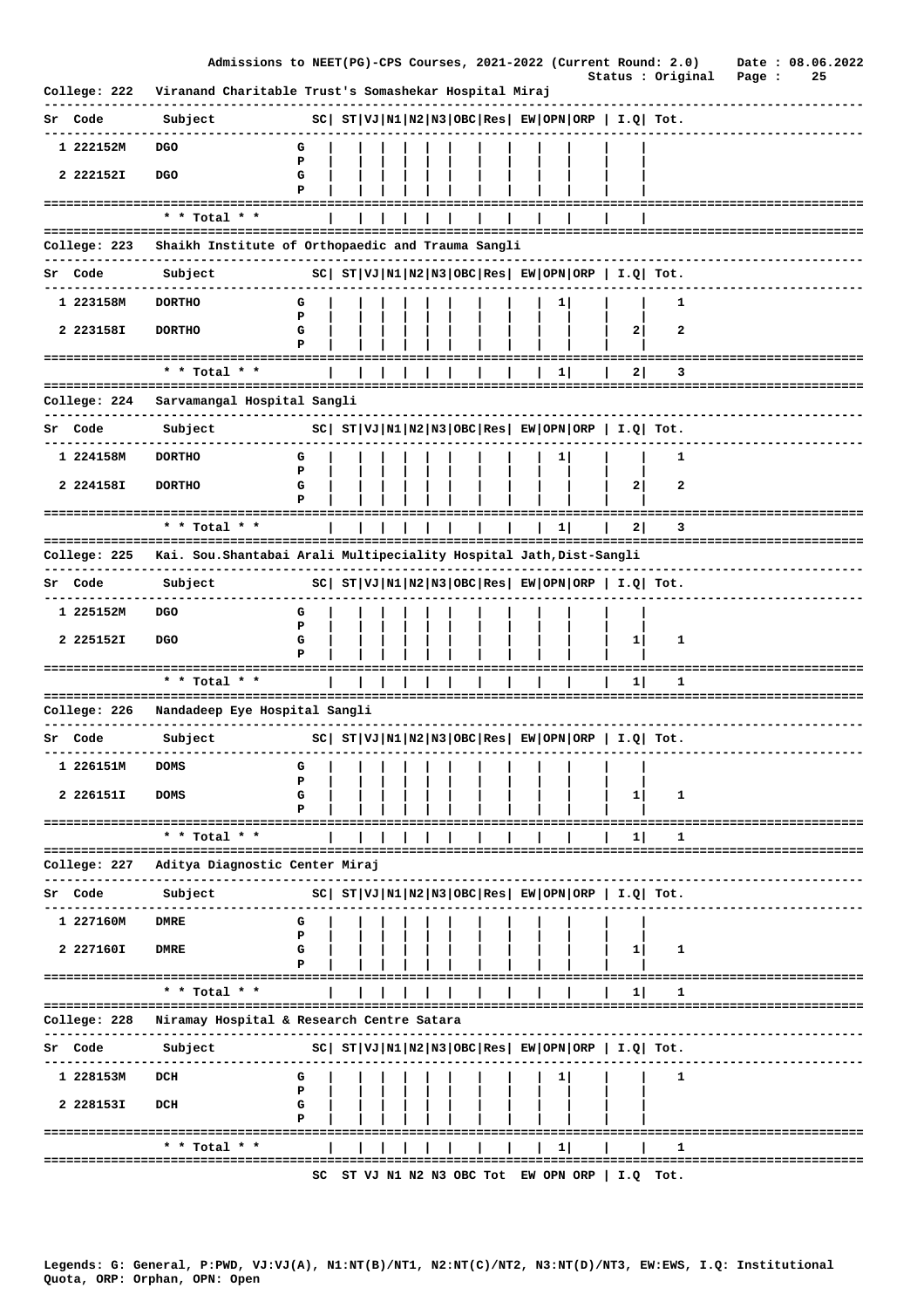Admissions to NEET(PG)-CPS Courses, 2021-2022 (Current Round: 2.0) Date : 08.06.2022

Status : Original

College: 222 Viranand Charitable Trust's Somashekar Hospital Miraj

| Sr | Code | Subject | | SC | ST | VJ | N1 | N2 | N3 | OBC | Res | EW | OPN | ORP | I.Q | Tot. |
|---|---|---|---|---|---|---|---|---|---|---|---|---|---|---|---|---|
| 1 | 222152M | DGO | G | | | | | | | | | | | | | |
| | | | P | | | | | | | | | | | | | |
| 2 | 222152I | DGO | G | | | | | | | | | | | | | |
| | | | P | | | | | | | | | | | | | |
| | | * * Total * * | | | | | | | | | | | | | | |

College: 223 Shaikh Institute of Orthopaedic and Trauma Sangli

| Sr | Code | Subject | | SC | ST | VJ | N1 | N2 | N3 | OBC | Res | EW | OPN | ORP | I.Q | Tot. |
|---|---|---|---|---|---|---|---|---|---|---|---|---|---|---|---|---|
| 1 | 223158M | DORTHO | G | | | | | | | | | | 1 | | | 1 |
| | | | P | | | | | | | | | | | | | |
| 2 | 223158I | DORTHO | G | | | | | | | | | | | | 2 | 2 |
| | | | P | | | | | | | | | | | | | |
| | | * * Total * * | | | | | | | | | | | 1 | | 2 | 3 |

College: 224 Sarvamangal Hospital Sangli

| Sr | Code | Subject | | SC | ST | VJ | N1 | N2 | N3 | OBC | Res | EW | OPN | ORP | I.Q | Tot. |
|---|---|---|---|---|---|---|---|---|---|---|---|---|---|---|---|---|
| 1 | 224158M | DORTHO | G | | | | | | | | | | 1 | | | 1 |
| | | | P | | | | | | | | | | | | | |
| 2 | 224158I | DORTHO | G | | | | | | | | | | | | 2 | 2 |
| | | | P | | | | | | | | | | | | | |
| | | * * Total * * | | | | | | | | | | | 1 | | 2 | 3 |

College: 225 Kai. Sou.Shantabai Arali Multipeciality Hospital Jath,Dist-Sangli

| Sr | Code | Subject | | SC | ST | VJ | N1 | N2 | N3 | OBC | Res | EW | OPN | ORP | I.Q | Tot. |
|---|---|---|---|---|---|---|---|---|---|---|---|---|---|---|---|---|
| 1 | 225152M | DGO | G | | | | | | | | | | | | | |
| | | | P | | | | | | | | | | | | | |
| 2 | 225152I | DGO | G | | | | | | | | | | | | 1 | 1 |
| | | | P | | | | | | | | | | | | | |
| | | * * Total * * | | | | | | | | | | | | | 1 | 1 |

College: 226 Nandadeep Eye Hospital Sangli

| Sr | Code | Subject | | SC | ST | VJ | N1 | N2 | N3 | OBC | Res | EW | OPN | ORP | I.Q | Tot. |
|---|---|---|---|---|---|---|---|---|---|---|---|---|---|---|---|---|
| 1 | 226151M | DOMS | G | | | | | | | | | | | | | |
| | | | P | | | | | | | | | | | | | |
| 2 | 226151I | DOMS | G | | | | | | | | | | | | 1 | 1 |
| | | | P | | | | | | | | | | | | | |
| | | * * Total * * | | | | | | | | | | | | | 1 | 1 |

College: 227 Aditya Diagnostic Center Miraj

| Sr | Code | Subject | | SC | ST | VJ | N1 | N2 | N3 | OBC | Res | EW | OPN | ORP | I.Q | Tot. |
|---|---|---|---|---|---|---|---|---|---|---|---|---|---|---|---|---|
| 1 | 227160M | DMRE | G | | | | | | | | | | | | | |
| | | | P | | | | | | | | | | | | | |
| 2 | 227160I | DMRE | G | | | | | | | | | | | | 1 | 1 |
| | | | P | | | | | | | | | | | | | |
| | | * * Total * * | | | | | | | | | | | | | 1 | 1 |

College: 228 Niramay Hospital & Research Centre Satara

| Sr | Code | Subject | | SC | ST | VJ | N1 | N2 | N3 | OBC | Res | EW | OPN | ORP | I.Q | Tot. |
|---|---|---|---|---|---|---|---|---|---|---|---|---|---|---|---|---|
| 1 | 228153M | DCH | G | | | | | | | | | | 1 | | | 1 |
| | | | P | | | | | | | | | | | | | |
| 2 | 228153I | DCH | G | | | | | | | | | | | | | |
| | | | P | | | | | | | | | | | | | |
| | | * * Total * * | | | | | | | | | | | 1 | | | 1 |

SC ST VJ N1 N2 N3 OBC Tot EW OPN ORP | I.Q Tot.

Legends: G: General, P:PWD, VJ:VJ(A), N1:NT(B)/NT1, N2:NT(C)/NT2, N3:NT(D)/NT3, EW:EWS, I.Q: Institutional Quota, ORP: Orphan, OPN: Open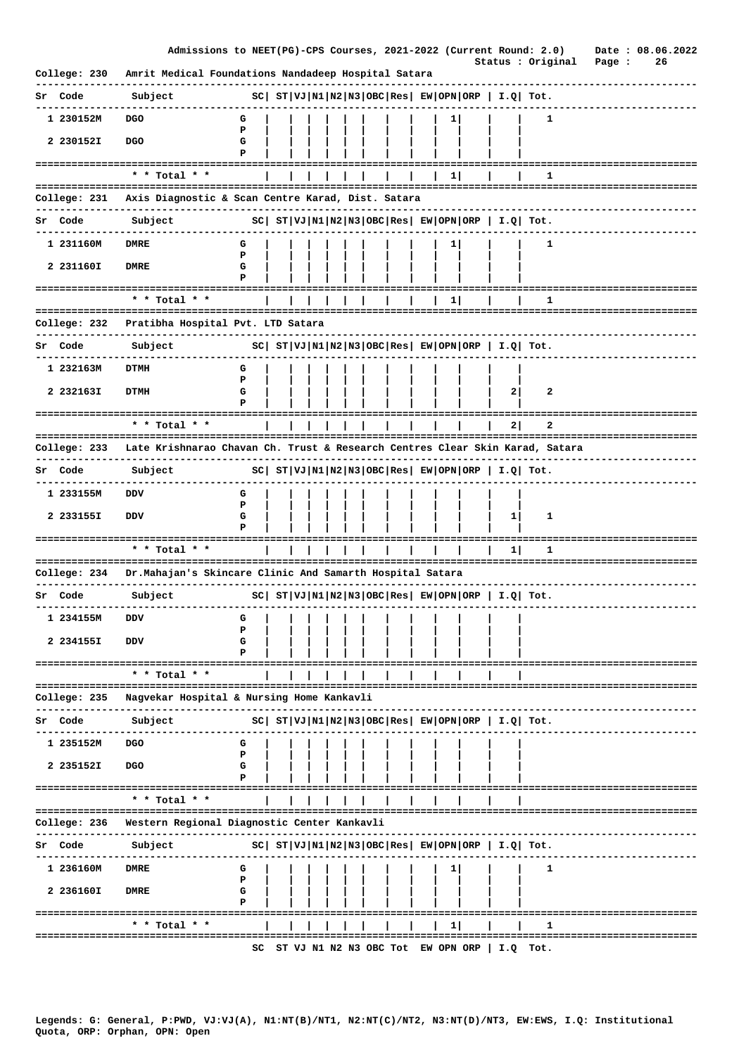Admissions to NEET(PG)-CPS Courses, 2021-2022 (Current Round: 2.0)  Date : 08.06.2022

Status : Original

## College: 230 Amrit Medical Foundations Nandadeep Hospital Satara

| Sr | Code | Subject | | SC | ST | VJ | N1 | N2 | N3 | OBC | Res | EW | OPN | ORP | I.Q | Tot. |
|---|---|---|---|---|---|---|---|---|---|---|---|---|---|---|---|---|
| 1 | 230152M | DGO | G | | | | | | | | | | 1 | | | 1 |
| | | | P | | | | | | | | | | | | | |
| 2 | 230152I | DGO | G | | | | | | | | | | | | | |
| | | | P | | | | | | | | | | | | | |
| | | * * Total * * | | | | | | | | | | | 1 | | | 1 |

## College: 231 Axis Diagnostic & Scan Centre Karad, Dist. Satara

| Sr | Code | Subject | | SC | ST | VJ | N1 | N2 | N3 | OBC | Res | EW | OPN | ORP | I.Q | Tot. |
|---|---|---|---|---|---|---|---|---|---|---|---|---|---|---|---|---|
| 1 | 231160M | DMRE | G | | | | | | | | | | 1 | | | 1 |
| | | | P | | | | | | | | | | | | | |
| 2 | 231160I | DMRE | G | | | | | | | | | | | | | |
| | | | P | | | | | | | | | | | | | |
| | | * * Total * * | | | | | | | | | | | 1 | | | 1 |

## College: 232 Pratibha Hospital Pvt. LTD Satara

| Sr | Code | Subject | | SC | ST | VJ | N1 | N2 | N3 | OBC | Res | EW | OPN | ORP | I.Q | Tot. |
|---|---|---|---|---|---|---|---|---|---|---|---|---|---|---|---|---|
| 1 | 232163M | DTMH | G | | | | | | | | | | | | | |
| | | | P | | | | | | | | | | | | | |
| 2 | 232163I | DTMH | G | | | | | | | | | | | | 2 | 2 |
| | | | P | | | | | | | | | | | | | |
| | | * * Total * * | | | | | | | | | | | | | 2 | 2 |

## College: 233 Late Krishnarao Chavan Ch. Trust & Research Centres Clear Skin Karad, Satara

| Sr | Code | Subject | | SC | ST | VJ | N1 | N2 | N3 | OBC | Res | EW | OPN | ORP | I.Q | Tot. |
|---|---|---|---|---|---|---|---|---|---|---|---|---|---|---|---|---|
| 1 | 233155M | DDV | G | | | | | | | | | | | | | |
| | | | P | | | | | | | | | | | | | |
| 2 | 233155I | DDV | G | | | | | | | | | | | | 1 | 1 |
| | | | P | | | | | | | | | | | | | |
| | | * * Total * * | | | | | | | | | | | | | 1 | 1 |

## College: 234 Dr.Mahajan's Skincare Clinic And Samarth Hospital Satara

| Sr | Code | Subject | | SC | ST | VJ | N1 | N2 | N3 | OBC | Res | EW | OPN | ORP | I.Q | Tot. |
|---|---|---|---|---|---|---|---|---|---|---|---|---|---|---|---|---|
| 1 | 234155M | DDV | G | | | | | | | | | | | | | |
| | | | P | | | | | | | | | | | | | |
| 2 | 234155I | DDV | G | | | | | | | | | | | | | |
| | | | P | | | | | | | | | | | | | |
| | | * * Total * * | | | | | | | | | | | | | | |

## College: 235 Nagvekar Hospital & Nursing Home Kankavli

| Sr | Code | Subject | | SC | ST | VJ | N1 | N2 | N3 | OBC | Res | EW | OPN | ORP | I.Q | Tot. |
|---|---|---|---|---|---|---|---|---|---|---|---|---|---|---|---|---|
| 1 | 235152M | DGO | G | | | | | | | | | | | | | |
| | | | P | | | | | | | | | | | | | |
| 2 | 235152I | DGO | G | | | | | | | | | | | | | |
| | | | P | | | | | | | | | | | | | |
| | | * * Total * * | | | | | | | | | | | | | | |

## College: 236 Western Regional Diagnostic Center Kankavli

| Sr | Code | Subject | | SC | ST | VJ | N1 | N2 | N3 | OBC | Res | EW | OPN | ORP | I.Q | Tot. |
|---|---|---|---|---|---|---|---|---|---|---|---|---|---|---|---|---|
| 1 | 236160M | DMRE | G | | | | | | | | | | 1 | | | 1 |
| | | | P | | | | | | | | | | | | | |
| 2 | 236160I | DMRE | G | | | | | | | | | | | | | |
| | | | P | | | | | | | | | | | | | |
| | | * * Total * * | | | | | | | | | | | 1 | | | 1 |

SC ST VJ N1 N2 N3 OBC Tot EW OPN ORP | I.Q Tot.

Legends: G: General, P:PWD, VJ:VJ(A), N1:NT(B)/NT1, N2:NT(C)/NT2, N3:NT(D)/NT3, EW:EWS, I.Q: Institutional Quota, ORP: Orphan, OPN: Open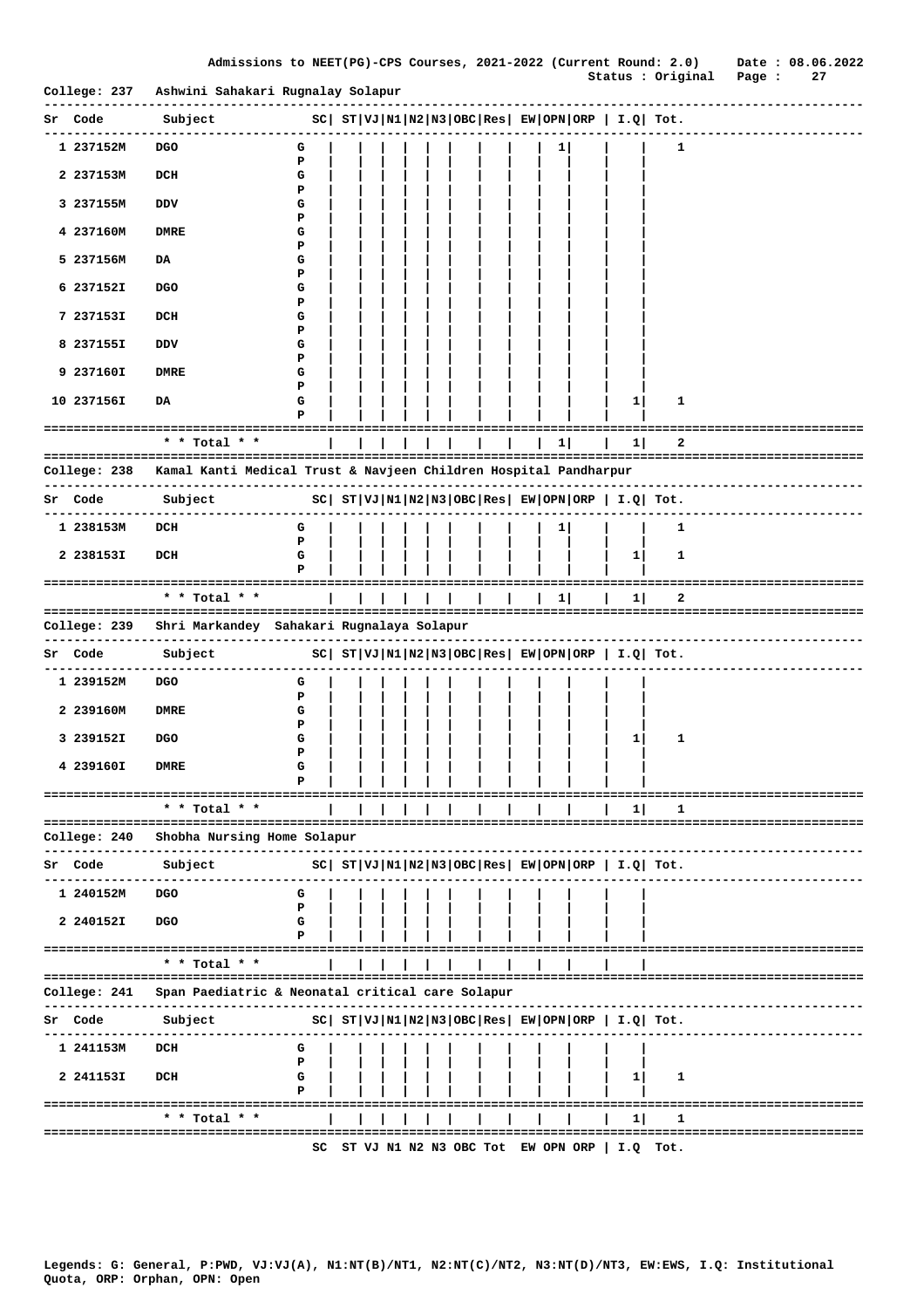## College: 237 Ashwini Sahakari Rugnalay Solapur

| Sr | Code | Subject | | SC | ST | VJ | N1 | N2 | N3 | OBC | Res | EW | OPN | ORP | I.Q | Tot. |
|---|---|---|---|---|---|---|---|---|---|---|---|---|---|---|---|---|
| 1 | 237152M | DGO | G | | | | | | | | | | 1 | | | 1 |
| | | | P | | | | | | | | | | | | | |
| 2 | 237153M | DCH | G | | | | | | | | | | | | | |
| | | | P | | | | | | | | | | | | | |
| 3 | 237155M | DDV | G | | | | | | | | | | | | | |
| | | | P | | | | | | | | | | | | | |
| 4 | 237160M | DMRE | G | | | | | | | | | | | | | |
| | | | P | | | | | | | | | | | | | |
| 5 | 237156M | DA | G | | | | | | | | | | | | | |
| | | | P | | | | | | | | | | | | | |
| 6 | 237152I | DGO | G | | | | | | | | | | | | | |
| | | | P | | | | | | | | | | | | | |
| 7 | 237153I | DCH | G | | | | | | | | | | | | | |
| | | | P | | | | | | | | | | | | | |
| 8 | 237155I | DDV | G | | | | | | | | | | | | | |
| | | | P | | | | | | | | | | | | | |
| 9 | 237160I | DMRE | G | | | | | | | | | | | | | |
| | | | P | | | | | | | | | | | | | |
| 10 | 237156I | DA | G | | | | | | | | | | | | 1 | 1 |
| | | | P | | | | | | | | | | | | | |
| | | * * Total * * | | | | | | | | | | | 1 | | 1 | 2 |

## College: 238 Kamal Kanti Medical Trust & Navjeen Children Hospital Pandharpur

| Sr | Code | Subject | | SC | ST | VJ | N1 | N2 | N3 | OBC | Res | EW | OPN | ORP | I.Q | Tot. |
|---|---|---|---|---|---|---|---|---|---|---|---|---|---|---|---|---|
| 1 | 238153M | DCH | G | | | | | | | | | | 1 | | | 1 |
| | | | P | | | | | | | | | | | | | |
| 2 | 238153I | DCH | G | | | | | | | | | | | | 1 | 1 |
| | | | P | | | | | | | | | | | | | |
| | | * * Total * * | | | | | | | | | | | 1 | | 1 | 2 |

## College: 239 Shri Markandey Sahakari Rugnalaya Solapur

| Sr | Code | Subject | | SC | ST | VJ | N1 | N2 | N3 | OBC | Res | EW | OPN | ORP | I.Q | Tot. |
|---|---|---|---|---|---|---|---|---|---|---|---|---|---|---|---|---|
| 1 | 239152M | DGO | G | | | | | | | | | | | | | |
| | | | P | | | | | | | | | | | | | |
| 2 | 239160M | DMRE | G | | | | | | | | | | | | | |
| | | | P | | | | | | | | | | | | | |
| 3 | 239152I | DGO | G | | | | | | | | | | | | 1 | 1 |
| | | | P | | | | | | | | | | | | | |
| 4 | 239160I | DMRE | G | | | | | | | | | | | | | |
| | | | P | | | | | | | | | | | | | |
| | | * * Total * * | | | | | | | | | | | | | 1 | 1 |

## College: 240 Shobha Nursing Home Solapur

| Sr | Code | Subject | | SC | ST | VJ | N1 | N2 | N3 | OBC | Res | EW | OPN | ORP | I.Q | Tot. |
|---|---|---|---|---|---|---|---|---|---|---|---|---|---|---|---|---|
| 1 | 240152M | DGO | G | | | | | | | | | | | | | |
| | | | P | | | | | | | | | | | | | |
| 2 | 240152I | DGO | G | | | | | | | | | | | | | |
| | | | P | | | | | | | | | | | | | |
| | | * * Total * * | | | | | | | | | | | | | | |

## College: 241 Span Paediatric & Neonatal critical care Solapur

| Sr | Code | Subject | | SC | ST | VJ | N1 | N2 | N3 | OBC | Res | EW | OPN | ORP | I.Q | Tot. |
|---|---|---|---|---|---|---|---|---|---|---|---|---|---|---|---|---|
| 1 | 241153M | DCH | G | | | | | | | | | | | | | |
| | | | P | | | | | | | | | | | | | |
| 2 | 241153I | DCH | G | | | | | | | | | | | | 1 | 1 |
| | | | P | | | | | | | | | | | | | |
| | | * * Total * * | | | | | | | | | | | | | 1 | 1 |

SC ST VJ N1 N2 N3 OBC Tot EW OPN ORP | I.Q Tot.

Legends: G: General, P:PWD, VJ:VJ(A), N1:NT(B)/NT1, N2:NT(C)/NT2, N3:NT(D)/NT3, EW:EWS, I.Q: Institutional Quota, ORP: Orphan, OPN: Open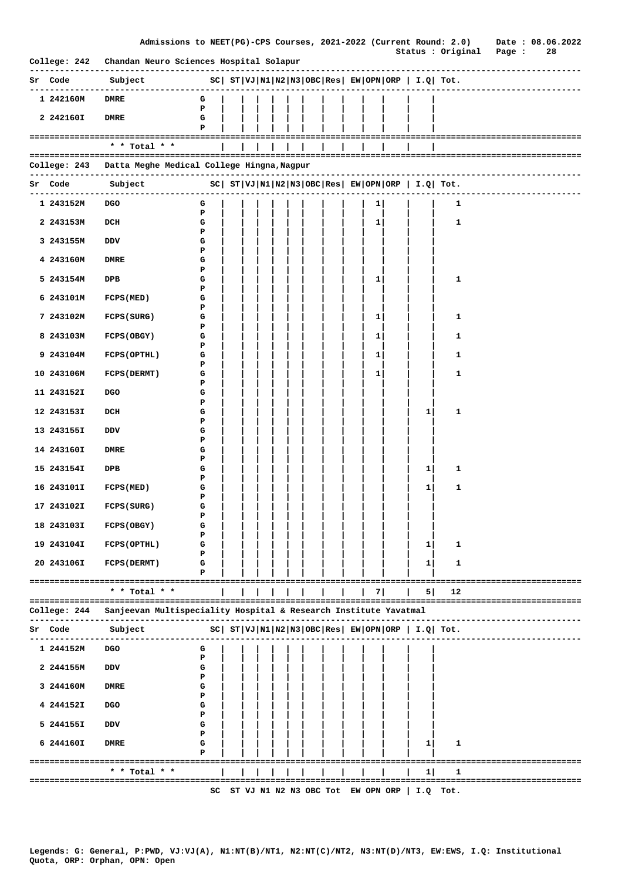**Admissions to NEET(PG)-CPS Courses, 2021-2022 (Current Round: 2.0)** Date : 08.06.2022
Status : Original

## College: 242 Chandan Neuro Sciences Hospital Solapur

| Sr | Code | Subject | | SC | ST | VJ | N1 | N2 | N3 | OBC | Res | EW | OPN | ORP | I.Q | Tot. |
|---|---|---|---|---|---|---|---|---|---|---|---|---|---|---|---|---|
| 1 | 242160M | DMRE | G | | | | | | | | | | | | | |
| | | | P | | | | | | | | | | | | | |
| 2 | 242160I | DMRE | G | | | | | | | | | | | | | |
| | | | P | | | | | | | | | | | | | |
| | | * * Total * * | | | | | | | | | | | | | | |

## College: 243 Datta Meghe Medical College Hingna,Nagpur

| Sr | Code | Subject | | SC | ST | VJ | N1 | N2 | N3 | OBC | Res | EW | OPN | ORP | I.Q | Tot. |
|---|---|---|---|---|---|---|---|---|---|---|---|---|---|---|---|---|
| 1 | 243152M | DGO | G | | | | | | | | | | 1 | | | 1 |
| | | | P | | | | | | | | | | | | | |
| 2 | 243153M | DCH | G | | | | | | | | | | 1 | | | 1 |
| | | | P | | | | | | | | | | | | | |
| 3 | 243155M | DDV | G | | | | | | | | | | | | | |
| | | | P | | | | | | | | | | | | | |
| 4 | 243160M | DMRE | G | | | | | | | | | | | | | |
| | | | P | | | | | | | | | | | | | |
| 5 | 243154M | DPB | G | | | | | | | | | | 1 | | | 1 |
| | | | P | | | | | | | | | | | | | |
| 6 | 243101M | FCPS(MED) | G | | | | | | | | | | | | | |
| | | | P | | | | | | | | | | | | | |
| 7 | 243102M | FCPS(SURG) | G | | | | | | | | | | 1 | | | 1 |
| | | | P | | | | | | | | | | | | | |
| 8 | 243103M | FCPS(OBGY) | G | | | | | | | | | | 1 | | | 1 |
| | | | P | | | | | | | | | | | | | |
| 9 | 243104M | FCPS(OPTHL) | G | | | | | | | | | | 1 | | | 1 |
| | | | P | | | | | | | | | | | | | |
| 10 | 243106M | FCPS(DERMT) | G | | | | | | | | | | 1 | | | 1 |
| | | | P | | | | | | | | | | | | | |
| 11 | 243152I | DGO | G | | | | | | | | | | | | | |
| | | | P | | | | | | | | | | | | | |
| 12 | 243153I | DCH | G | | | | | | | | | | | | 1 | 1 |
| | | | P | | | | | | | | | | | | | |
| 13 | 243155I | DDV | G | | | | | | | | | | | | | |
| | | | P | | | | | | | | | | | | | |
| 14 | 243160I | DMRE | G | | | | | | | | | | | | | |
| | | | P | | | | | | | | | | | | | |
| 15 | 243154I | DPB | G | | | | | | | | | | | | 1 | 1 |
| | | | P | | | | | | | | | | | | | |
| 16 | 243101I | FCPS(MED) | G | | | | | | | | | | | | 1 | 1 |
| | | | P | | | | | | | | | | | | | |
| 17 | 243102I | FCPS(SURG) | G | | | | | | | | | | | | | |
| | | | P | | | | | | | | | | | | | |
| 18 | 243103I | FCPS(OBGY) | G | | | | | | | | | | | | | |
| | | | P | | | | | | | | | | | | | |
| 19 | 243104I | FCPS(OPTHL) | G | | | | | | | | | | | | 1 | 1 |
| | | | P | | | | | | | | | | | | | |
| 20 | 243106I | FCPS(DERMT) | G | | | | | | | | | | | | 1 | 1 |
| | | | P | | | | | | | | | | | | | |
| | | * * Total * * | | | | | | | | | | | 7 | | 5 | 12 |

## College: 244 Sanjeevan Multispeciality Hospital & Research Institute Yavatmal

| Sr | Code | Subject | | SC | ST | VJ | N1 | N2 | N3 | OBC | Res | EW | OPN | ORP | I.Q | Tot. |
|---|---|---|---|---|---|---|---|---|---|---|---|---|---|---|---|---|
| 1 | 244152M | DGO | G | | | | | | | | | | | | | |
| | | | P | | | | | | | | | | | | | |
| 2 | 244155M | DDV | G | | | | | | | | | | | | | |
| | | | P | | | | | | | | | | | | | |
| 3 | 244160M | DMRE | G | | | | | | | | | | | | | |
| | | | P | | | | | | | | | | | | | |
| 4 | 244152I | DGO | G | | | | | | | | | | | | | |
| | | | P | | | | | | | | | | | | | |
| 5 | 244155I | DDV | G | | | | | | | | | | | | | |
| | | | P | | | | | | | | | | | | | |
| 6 | 244160I | DMRE | G | | | | | | | | | | | | 1 | 1 |
| | | | P | | | | | | | | | | | | | |
| | | * * Total * * | | | | | | | | | | | | | 1 | 1 |

SC ST VJ N1 N2 N3 OBC Tot EW OPN ORP | I.Q Tot.

Legends: G: General, P:PWD, VJ:VJ(A), N1:NT(B)/NT1, N2:NT(C)/NT2, N3:NT(D)/NT3, EW:EWS, I.Q: Institutional Quota, ORP: Orphan, OPN: Open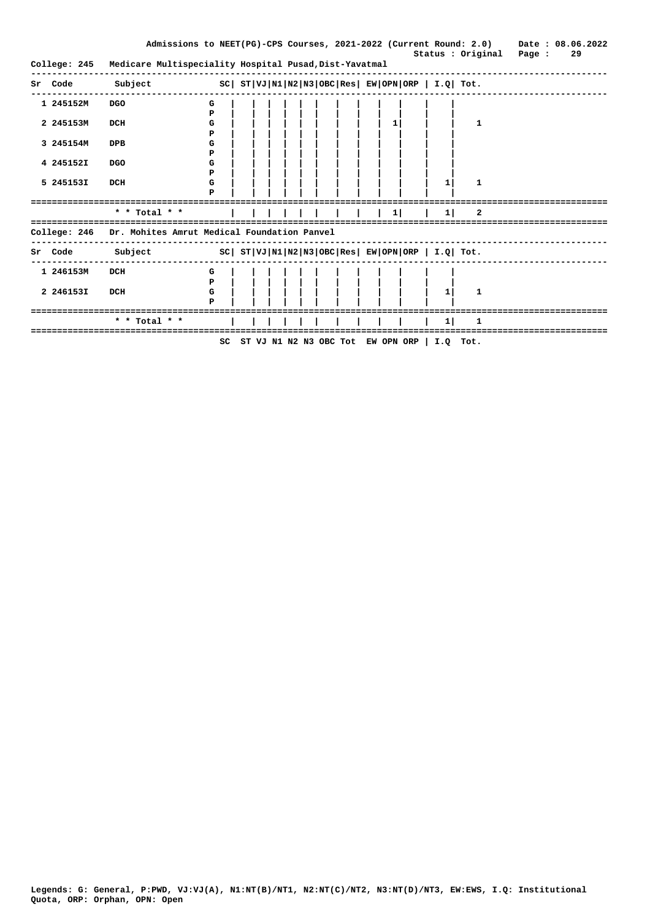College: 245 Medicare Multispeciality Hospital Pusad,Dist-Yavatmal

| Sr | Code | Subject | | SC | ST | VJ | N1 | N2 | N3 | OBC | Res | EW | OPN | ORP | I.Q | Tot. |
|---|---|---|---|---|---|---|---|---|---|---|---|---|---|---|---|---|
| 1 | 245152M | DGO | G | | | | | | | | | | | | | |
| | | | P | | | | | | | | | | | | | |
| 2 | 245153M | DCH | G | | | | | | | | | | 1 | | | 1 |
| | | | P | | | | | | | | | | | | | |
| 3 | 245154M | DPB | G | | | | | | | | | | | | | |
| | | | P | | | | | | | | | | | | | |
| 4 | 245152I | DGO | G | | | | | | | | | | | | | |
| | | | P | | | | | | | | | | | | | |
| 5 | 245153I | DCH | G | | | | | | | | | | | | 1 | 1 |
| | | | P | | | | | | | | | | | | | |
| | | * * Total * * | | | | | | | | | | | 1 | | 1 | 2 |

College: 246 Dr. Mohites Amrut Medical Foundation Panvel

| Sr | Code | Subject | | SC | ST | VJ | N1 | N2 | N3 | OBC | Res | EW | OPN | ORP | I.Q | Tot. |
|---|---|---|---|---|---|---|---|---|---|---|---|---|---|---|---|---|
| 1 | 246153M | DCH | G | | | | | | | | | | | | | |
| | | | P | | | | | | | | | | | | | |
| 2 | 246153I | DCH | G | | | | | | | | | | | | 1 | 1 |
| | | | P | | | | | | | | | | | | | |
| | | * * Total * * | | | | | | | | | | | | | 1 | 1 |

SC ST VJ N1 N2 N3 OBC Tot EW OPN ORP | I.Q Tot.

Legends: G: General, P:PWD, VJ:VJ(A), N1:NT(B)/NT1, N2:NT(C)/NT2, N3:NT(D)/NT3, EW:EWS, I.Q: Institutional Quota, ORP: Orphan, OPN: Open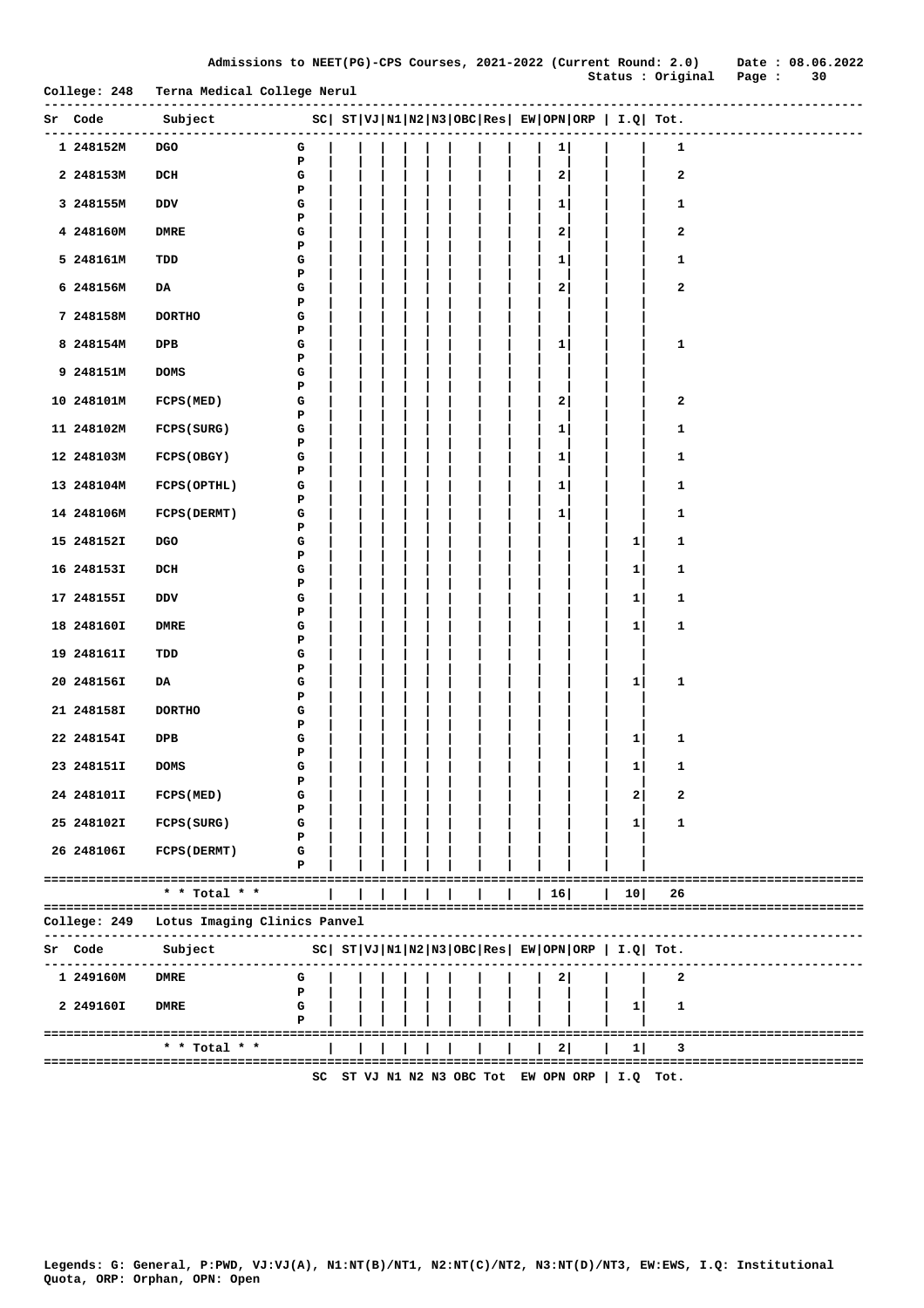Admissions to NEET(PG)-CPS Courses, 2021-2022 (Current Round: 2.0) Date : 08.06.2022
Status : Original

College: 248 Terna Medical College Nerul

| Sr | Code | Subject | | SC | ST | VJ | N1 | N2 | N3 | OBC | Res | EW | OPN | ORP | I.Q | Tot. |
|---|---|---|---|---|---|---|---|---|---|---|---|---|---|---|---|---|
| 1 | 248152M | DGO | G | | | | | | | | | | 1 | | | 1 |
| | | | P | | | | | | | | | | | | | |
| 2 | 248153M | DCH | G | | | | | | | | | | 2 | | | 2 |
| | | | P | | | | | | | | | | | | | |
| 3 | 248155M | DDV | G | | | | | | | | | | 1 | | | 1 |
| | | | P | | | | | | | | | | | | | |
| 4 | 248160M | DMRE | G | | | | | | | | | | 2 | | | 2 |
| | | | P | | | | | | | | | | | | | |
| 5 | 248161M | TDD | G | | | | | | | | | | 1 | | | 1 |
| | | | P | | | | | | | | | | | | | |
| 6 | 248156M | DA | G | | | | | | | | | | 2 | | | 2 |
| | | | P | | | | | | | | | | | | | |
| 7 | 248158M | DORTHO | G | | | | | | | | | | | | | |
| | | | P | | | | | | | | | | | | | |
| 8 | 248154M | DPB | G | | | | | | | | | | 1 | | | 1 |
| | | | P | | | | | | | | | | | | | |
| 9 | 248151M | DOMS | G | | | | | | | | | | | | | |
| | | | P | | | | | | | | | | | | | |
| 10 | 248101M | FCPS(MED) | G | | | | | | | | | | 2 | | | 2 |
| | | | P | | | | | | | | | | | | | |
| 11 | 248102M | FCPS(SURG) | G | | | | | | | | | | 1 | | | 1 |
| | | | P | | | | | | | | | | | | | |
| 12 | 248103M | FCPS(OBGY) | G | | | | | | | | | | 1 | | | 1 |
| | | | P | | | | | | | | | | | | | |
| 13 | 248104M | FCPS(OPTHL) | G | | | | | | | | | | 1 | | | 1 |
| | | | P | | | | | | | | | | | | | |
| 14 | 248106M | FCPS(DERMT) | G | | | | | | | | | | 1 | | | 1 |
| | | | P | | | | | | | | | | | | | |
| 15 | 248152I | DGO | G | | | | | | | | | | | | 1 | 1 |
| | | | P | | | | | | | | | | | | | |
| 16 | 248153I | DCH | G | | | | | | | | | | | | 1 | 1 |
| | | | P | | | | | | | | | | | | | |
| 17 | 248155I | DDV | G | | | | | | | | | | | | 1 | 1 |
| | | | P | | | | | | | | | | | | | |
| 18 | 248160I | DMRE | G | | | | | | | | | | | | 1 | 1 |
| | | | P | | | | | | | | | | | | | |
| 19 | 248161I | TDD | G | | | | | | | | | | | | | |
| | | | P | | | | | | | | | | | | | |
| 20 | 248156I | DA | G | | | | | | | | | | | | 1 | 1 |
| | | | P | | | | | | | | | | | | | |
| 21 | 248158I | DORTHO | G | | | | | | | | | | | | | |
| | | | P | | | | | | | | | | | | | |
| 22 | 248154I | DPB | G | | | | | | | | | | | | 1 | 1 |
| | | | P | | | | | | | | | | | | | |
| 23 | 248151I | DOMS | G | | | | | | | | | | | | 1 | 1 |
| | | | P | | | | | | | | | | | | | |
| 24 | 248101I | FCPS(MED) | G | | | | | | | | | | | | 2 | 2 |
| | | | P | | | | | | | | | | | | | |
| 25 | 248102I | FCPS(SURG) | G | | | | | | | | | | | | 1 | 1 |
| | | | P | | | | | | | | | | | | | |
| 26 | 248106I | FCPS(DERMT) | G | | | | | | | | | | | | | |
| | | | P | | | | | | | | | | | | | |
| | | * * Total * * | | | | | | | | | | | 16 | | 10 | 26 |

College: 249 Lotus Imaging Clinics Panvel

| Sr | Code | Subject | | SC | ST | VJ | N1 | N2 | N3 | OBC | Res | EW | OPN | ORP | I.Q | Tot. |
|---|---|---|---|---|---|---|---|---|---|---|---|---|---|---|---|---|
| 1 | 249160M | DMRE | G | | | | | | | | | | 2 | | | 2 |
| | | | P | | | | | | | | | | | | | |
| 2 | 249160I | DMRE | G | | | | | | | | | | | | 1 | 1 |
| | | | P | | | | | | | | | | | | | |
| | | * * Total * * | | | | | | | | | | | 2 | | 1 | 3 |

SC ST VJ N1 N2 N3 OBC Tot EW OPN ORP | I.Q Tot.

Legends: G: General, P:PWD, VJ:VJ(A), N1:NT(B)/NT1, N2:NT(C)/NT2, N3:NT(D)/NT3, EW:EWS, I.Q: Institutional Quota, ORP: Orphan, OPN: Open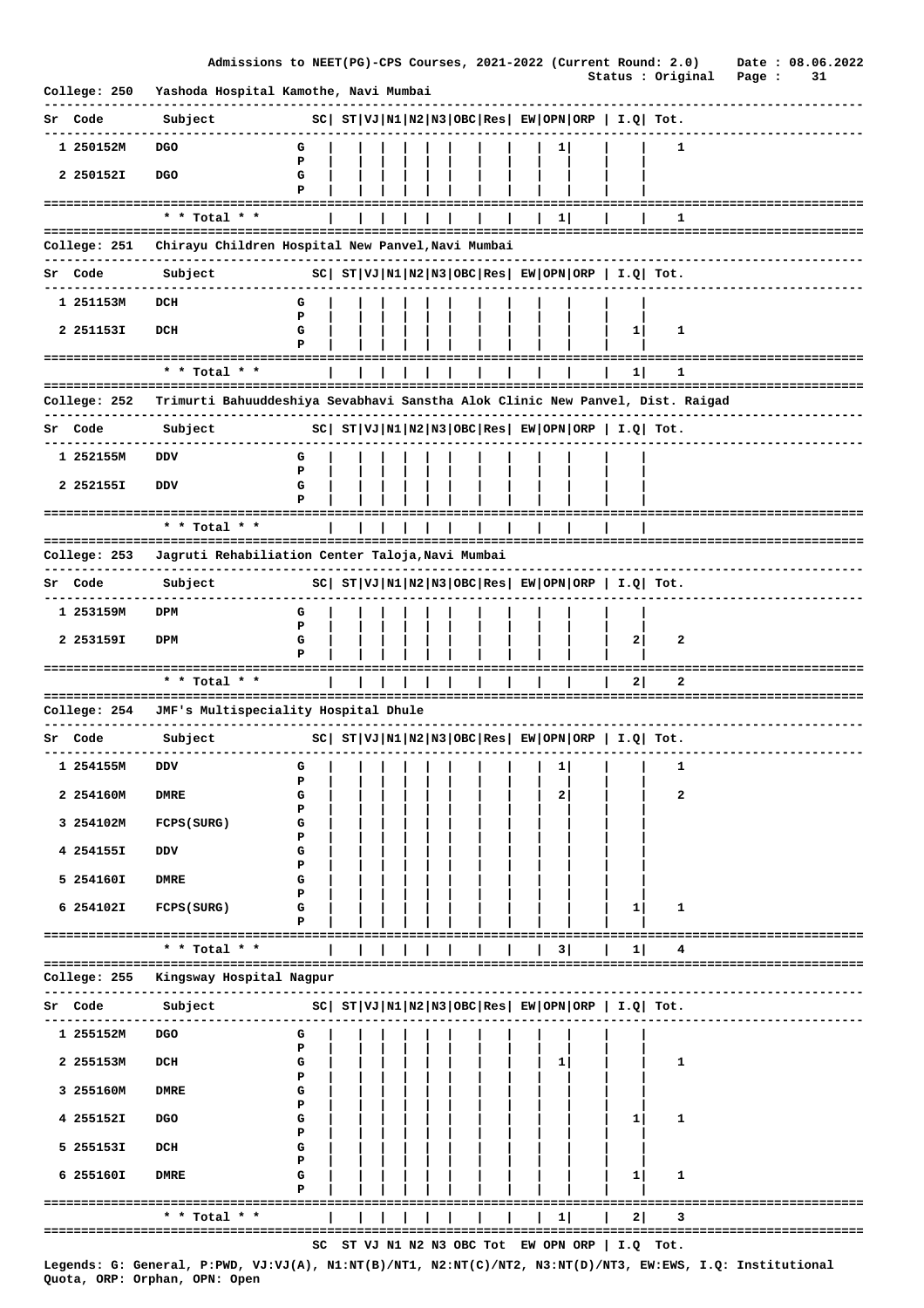Admissions to NEET(PG)-CPS Courses, 2021-2022 (Current Round: 2.0) Date : 08.06.2022

Status : Original

## College: 250 Yashoda Hospital Kamothe, Navi Mumbai

| Sr | Code | Subject | | SC | ST | VJ | N1 | N2 | N3 | OBC | Res | EW | OPN | ORP | I.Q | Tot. |
|---|---|---|---|---|---|---|---|---|---|---|---|---|---|---|---|---|
| 1 | 250152M | DGO | G | | | | | | | | | | 1 | | | 1 |
| | | | P | | | | | | | | | | | | | |
| 2 | 250152I | DGO | G | | | | | | | | | | | | | |
| | | | P | | | | | | | | | | | | | |
| | | * * Total * * | | | | | | | | | | | 1 | | | 1 |

## College: 251 Chirayu Children Hospital New Panvel,Navi Mumbai

| Sr | Code | Subject | | SC | ST | VJ | N1 | N2 | N3 | OBC | Res | EW | OPN | ORP | I.Q | Tot. |
|---|---|---|---|---|---|---|---|---|---|---|---|---|---|---|---|---|
| 1 | 251153M | DCH | G | | | | | | | | | | | | | |
| | | | P | | | | | | | | | | | | | |
| 2 | 251153I | DCH | G | | | | | | | | | | | | 1 | 1 |
| | | | P | | | | | | | | | | | | | |
| | | * * Total * * | | | | | | | | | | | | | 1 | 1 |

## College: 252 Trimurti Bahuuddeshiya Sevabhavi Sanstha Alok Clinic New Panvel, Dist. Raigad

| Sr | Code | Subject | | SC | ST | VJ | N1 | N2 | N3 | OBC | Res | EW | OPN | ORP | I.Q | Tot. |
|---|---|---|---|---|---|---|---|---|---|---|---|---|---|---|---|---|
| 1 | 252155M | DDV | G | | | | | | | | | | | | | |
| | | | P | | | | | | | | | | | | | |
| 2 | 252155I | DDV | G | | | | | | | | | | | | | |
| | | | P | | | | | | | | | | | | | |
| | | * * Total * * | | | | | | | | | | | | | | |

## College: 253 Jagruti Rehabiliation Center Taloja,Navi Mumbai

| Sr | Code | Subject | | SC | ST | VJ | N1 | N2 | N3 | OBC | Res | EW | OPN | ORP | I.Q | Tot. |
|---|---|---|---|---|---|---|---|---|---|---|---|---|---|---|---|---|
| 1 | 253159M | DPM | G | | | | | | | | | | | | | |
| | | | P | | | | | | | | | | | | | |
| 2 | 253159I | DPM | G | | | | | | | | | | | | 2 | 2 |
| | | | P | | | | | | | | | | | | | |
| | | * * Total * * | | | | | | | | | | | | | 2 | 2 |

## College: 254 JMF's Multispeciality Hospital Dhule

| Sr | Code | Subject | | SC | ST | VJ | N1 | N2 | N3 | OBC | Res | EW | OPN | ORP | I.Q | Tot. |
|---|---|---|---|---|---|---|---|---|---|---|---|---|---|---|---|---|
| 1 | 254155M | DDV | G | | | | | | | | | | 1 | | | 1 |
| | | | P | | | | | | | | | | | | | |
| 2 | 254160M | DMRE | G | | | | | | | | | | 2 | | | 2 |
| | | | P | | | | | | | | | | | | | |
| 3 | 254102M | FCPS(SURG) | G | | | | | | | | | | | | | |
| | | | P | | | | | | | | | | | | | |
| 4 | 254155I | DDV | G | | | | | | | | | | | | | |
| | | | P | | | | | | | | | | | | | |
| 5 | 254160I | DMRE | G | | | | | | | | | | | | | |
| | | | P | | | | | | | | | | | | | |
| 6 | 254102I | FCPS(SURG) | G | | | | | | | | | | | | 1 | 1 |
| | | | P | | | | | | | | | | | | | |
| | | * * Total * * | | | | | | | | | | | 3 | | 1 | 4 |

## College: 255 Kingsway Hospital Nagpur

| Sr | Code | Subject | | SC | ST | VJ | N1 | N2 | N3 | OBC | Res | EW | OPN | ORP | I.Q | Tot. |
|---|---|---|---|---|---|---|---|---|---|---|---|---|---|---|---|---|
| 1 | 255152M | DGO | G | | | | | | | | | | | | | |
| | | | P | | | | | | | | | | | | | |
| 2 | 255153M | DCH | G | | | | | | | | | | 1 | | | 1 |
| | | | P | | | | | | | | | | | | | |
| 3 | 255160M | DMRE | G | | | | | | | | | | | | | |
| | | | P | | | | | | | | | | | | | |
| 4 | 255152I | DGO | G | | | | | | | | | | | | 1 | 1 |
| | | | P | | | | | | | | | | | | | |
| 5 | 255153I | DCH | G | | | | | | | | | | | | | |
| | | | P | | | | | | | | | | | | | |
| 6 | 255160I | DMRE | G | | | | | | | | | | | | 1 | 1 |
| | | | P | | | | | | | | | | | | | |
| | | * * Total * * | | | | | | | | | | | 1 | | 2 | 3 |

SC ST VJ N1 N2 N3 OBC Tot EW OPN ORP | I.Q Tot.

Legends: G: General, P:PWD, VJ:VJ(A), N1:NT(B)/NT1, N2:NT(C)/NT2, N3:NT(D)/NT3, EW:EWS, I.Q: Institutional Quota, ORP: Orphan, OPN: Open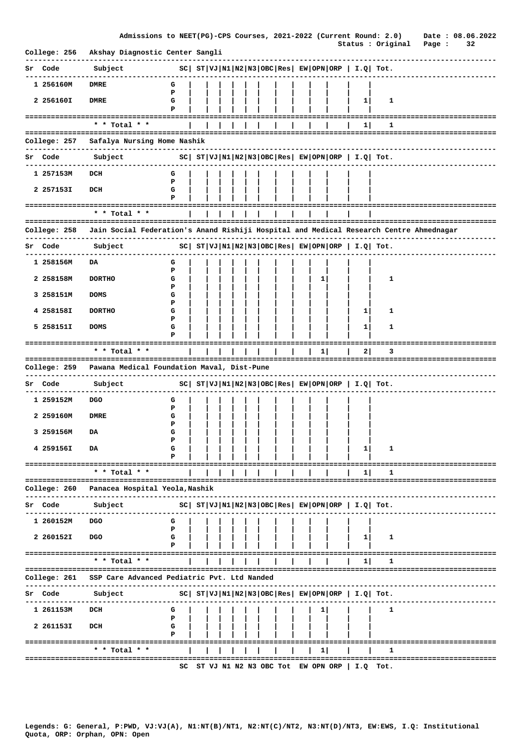Admissions to NEET(PG)-CPS Courses, 2021-2022 (Current Round: 2.0) Date : 08.06.2022

Status : Original

**College: 256 Akshay Diagnostic Center Sangli**

| Sr | Code | Subject | | SC | ST | VJ | N1 | N2 | N3 | OBC | Res | EW | OPN | ORP | I.Q | Tot. |
|---|---|---|---|---|---|---|---|---|---|---|---|---|---|---|---|---|
| 1 | 256160M | DMRE | G | | | | | | | | | | | | | |
| | | | P | | | | | | | | | | | | | |
| 2 | 256160I | DMRE | G | | | | | | | | | | | | 1 | 1 |
| | | | P | | | | | | | | | | | | | |
| | | * * Total * * | | | | | | | | | | | | | 1 | 1 |

**College: 257 Safalya Nursing Home Nashik**

| Sr | Code | Subject | | SC | ST | VJ | N1 | N2 | N3 | OBC | Res | EW | OPN | ORP | I.Q | Tot. |
|---|---|---|---|---|---|---|---|---|---|---|---|---|---|---|---|---|
| 1 | 257153M | DCH | G | | | | | | | | | | | | | |
| | | | P | | | | | | | | | | | | | |
| 2 | 257153I | DCH | G | | | | | | | | | | | | | |
| | | | P | | | | | | | | | | | | | |
| | | * * Total * * | | | | | | | | | | | | | | |

**College: 258 Jain Social Federation's Anand Rishiji Hospital and Medical Research Centre Ahmednagar**

| Sr | Code | Subject | | SC | ST | VJ | N1 | N2 | N3 | OBC | Res | EW | OPN | ORP | I.Q | Tot. |
|---|---|---|---|---|---|---|---|---|---|---|---|---|---|---|---|---|
| 1 | 258156M | DA | G | | | | | | | | | | | | | |
| | | | P | | | | | | | | | | | | | |
| 2 | 258158M | DORTHO | G | | | | | | | | | | 1 | | | 1 |
| | | | P | | | | | | | | | | | | | |
| 3 | 258151M | DOMS | G | | | | | | | | | | | | | |
| | | | P | | | | | | | | | | | | | |
| 4 | 258158I | DORTHO | G | | | | | | | | | | | | 1 | 1 |
| | | | P | | | | | | | | | | | | | |
| 5 | 258151I | DOMS | G | | | | | | | | | | | | 1 | 1 |
| | | | P | | | | | | | | | | | | | |
| | | * * Total * * | | | | | | | | | | | 1 | | 2 | 3 |

**College: 259 Pawana Medical Foundation Maval, Dist-Pune**

| Sr | Code | Subject | | SC | ST | VJ | N1 | N2 | N3 | OBC | Res | EW | OPN | ORP | I.Q | Tot. |
|---|---|---|---|---|---|---|---|---|---|---|---|---|---|---|---|---|
| 1 | 259152M | DGO | G | | | | | | | | | | | | | |
| | | | P | | | | | | | | | | | | | |
| 2 | 259160M | DMRE | G | | | | | | | | | | | | | |
| | | | P | | | | | | | | | | | | | |
| 3 | 259156M | DA | G | | | | | | | | | | | | | |
| | | | P | | | | | | | | | | | | | |
| 4 | 259156I | DA | G | | | | | | | | | | | | 1 | 1 |
| | | | P | | | | | | | | | | | | | |
| | | * * Total * * | | | | | | | | | | | | | 1 | 1 |

**College: 260 Panacea Hospital Yeola,Nashik**

| Sr | Code | Subject | | SC | ST | VJ | N1 | N2 | N3 | OBC | Res | EW | OPN | ORP | I.Q | Tot. |
|---|---|---|---|---|---|---|---|---|---|---|---|---|---|---|---|---|
| 1 | 260152M | DGO | G | | | | | | | | | | | | | |
| | | | P | | | | | | | | | | | | | |
| 2 | 260152I | DGO | G | | | | | | | | | | | | 1 | 1 |
| | | | P | | | | | | | | | | | | | |
| | | * * Total * * | | | | | | | | | | | | | 1 | 1 |

**College: 261 SSP Care Advanced Pediatric Pvt. Ltd Nanded**

| Sr | Code | Subject | | SC | ST | VJ | N1 | N2 | N3 | OBC | Res | EW | OPN | ORP | I.Q | Tot. |
|---|---|---|---|---|---|---|---|---|---|---|---|---|---|---|---|---|
| 1 | 261153M | DCH | G | | | | | | | | | | 1 | | | 1 |
| | | | P | | | | | | | | | | | | | |
| 2 | 261153I | DCH | G | | | | | | | | | | | | | |
| | | | P | | | | | | | | | | | | | |
| | | * * Total * * | | | | | | | | | | | 1 | | | 1 |

SC ST VJ N1 N2 N3 OBC Tot EW OPN ORP | I.Q Tot.

Legends: G: General, P:PWD, VJ:VJ(A), N1:NT(B)/NT1, N2:NT(C)/NT2, N3:NT(D)/NT3, EW:EWS, I.Q: Institutional Quota, ORP: Orphan, OPN: Open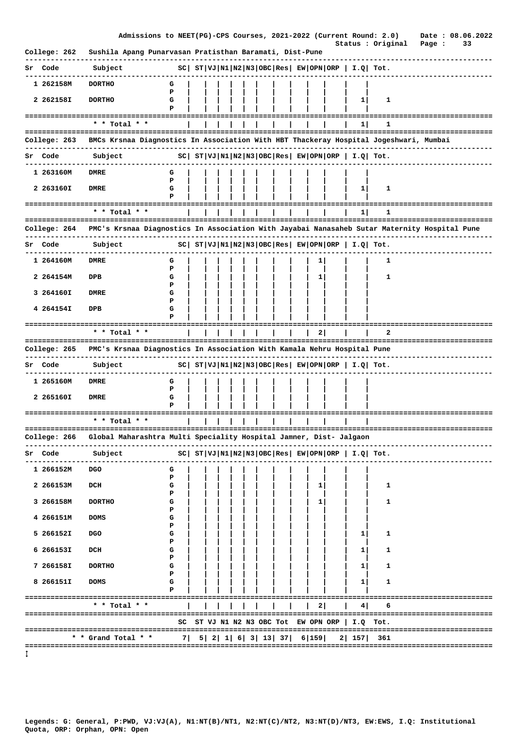# Admissions to NEET(PG)-CPS Courses, 2021-2022 (Current Round: 2.0)

Date : 08.06.2022
Status : Original

## College: 262 Sushila Apang Punarvasan Pratisthan Baramati, Dist-Pune

| Sr | Code | Subject | | SC | ST | VJ | N1 | N2 | N3 | OBC | Res | EW | OPN | ORP | I.Q | Tot. |
|---|---|---|---|---|---|---|---|---|---|---|---|---|---|---|---|---|
| 1 | 262158M | DORTHO | G | | | | | | | | | | | | | |
| | | | P | | | | | | | | | | | | | |
| 2 | 262158I | DORTHO | G | | | | | | | | | | | | 1 | 1 |
| | | | P | | | | | | | | | | | | | |
| | | * * Total * * | | | | | | | | | | | | | 1 | 1 |

## College: 263 BMCs Krsnaa Diagnostics In Association With HBT Thackeray Hospital Jogeshwari, Mumbai

| Sr | Code | Subject | | SC | ST | VJ | N1 | N2 | N3 | OBC | Res | EW | OPN | ORP | I.Q | Tot. |
|---|---|---|---|---|---|---|---|---|---|---|---|---|---|---|---|---|
| 1 | 263160M | DMRE | G | | | | | | | | | | | | | |
| | | | P | | | | | | | | | | | | | |
| 2 | 263160I | DMRE | G | | | | | | | | | | | | 1 | 1 |
| | | | P | | | | | | | | | | | | | |
| | | * * Total * * | | | | | | | | | | | | | 1 | 1 |

## College: 264 PMC's Krsnaa Diagnostics In Association With Jayabai Nanasaheb Sutar Maternity Hospital Pune

| Sr | Code | Subject | | SC | ST | VJ | N1 | N2 | N3 | OBC | Res | EW | OPN | ORP | I.Q | Tot. |
|---|---|---|---|---|---|---|---|---|---|---|---|---|---|---|---|---|
| 1 | 264160M | DMRE | G | | | | | | | | | | 1 | | | 1 |
| | | | P | | | | | | | | | | | | | |
| 2 | 264154M | DPB | G | | | | | | | | | | 1 | | | 1 |
| | | | P | | | | | | | | | | | | | |
| 3 | 264160I | DMRE | G | | | | | | | | | | | | | |
| | | | P | | | | | | | | | | | | | |
| 4 | 264154I | DPB | G | | | | | | | | | | | | | |
| | | | P | | | | | | | | | | | | | |
| | | * * Total * * | | | | | | | | | | | 2 | | | 2 |

## College: 265 PMC's Krsnaa Diagnostics In Association With Kamala Nehru Hospital Pune

| Sr | Code | Subject | | SC | ST | VJ | N1 | N2 | N3 | OBC | Res | EW | OPN | ORP | I.Q | Tot. |
|---|---|---|---|---|---|---|---|---|---|---|---|---|---|---|---|---|
| 1 | 265160M | DMRE | G | | | | | | | | | | | | | |
| | | | P | | | | | | | | | | | | | |
| 2 | 265160I | DMRE | G | | | | | | | | | | | | | |
| | | | P | | | | | | | | | | | | | |
| | | * * Total * * | | | | | | | | | | | | | | |

## College: 266 Global Maharashtra Multi Speciality Hospital Jamner, Dist- Jalgaon

| Sr | Code | Subject | | SC | ST | VJ | N1 | N2 | N3 | OBC | Res | EW | OPN | ORP | I.Q | Tot. |
|---|---|---|---|---|---|---|---|---|---|---|---|---|---|---|---|---|
| 1 | 266152M | DGO | G | | | | | | | | | | | | | |
| | | | P | | | | | | | | | | | | | |
| 2 | 266153M | DCH | G | | | | | | | | | | 1 | | | 1 |
| | | | P | | | | | | | | | | | | | |
| 3 | 266158M | DORTHO | G | | | | | | | | | | 1 | | | 1 |
| | | | P | | | | | | | | | | | | | |
| 4 | 266151M | DOMS | G | | | | | | | | | | | | | |
| | | | P | | | | | | | | | | | | | |
| 5 | 266152I | DGO | G | | | | | | | | | | | | 1 | 1 |
| | | | P | | | | | | | | | | | | | |
| 6 | 266153I | DCH | G | | | | | | | | | | | | 1 | 1 |
| | | | P | | | | | | | | | | | | | |
| 7 | 266158I | DORTHO | G | | | | | | | | | | | | 1 | 1 |
| | | | P | | | | | | | | | | | | | |
| 8 | 266151I | DOMS | G | | | | | | | | | | | | 1 | 1 |
| | | | P | | | | | | | | | | | | | |
| | | * * Total * * | | | | | | | | | | | 2 | | 4 | 6 |

## Grand Total

| | SC | ST | VJ | N1 | N2 | N3 | OBC | Tot | EW | OPN | ORP | I.Q | Tot. |
|---|---|---|---|---|---|---|---|---|---|---|---|---|---|
| * * Grand Total * * | 7 | 5 | 2 | 1 | 6 | 3 | 13 | 37 | 6 | 159 | 2 | 157 | 361 |

Legends: G: General, P:PWD, VJ:VJ(A), N1:NT(B)/NT1, N2:NT(C)/NT2, N3:NT(D)/NT3, EW:EWS, I.Q: Institutional Quota, ORP: Orphan, OPN: Open